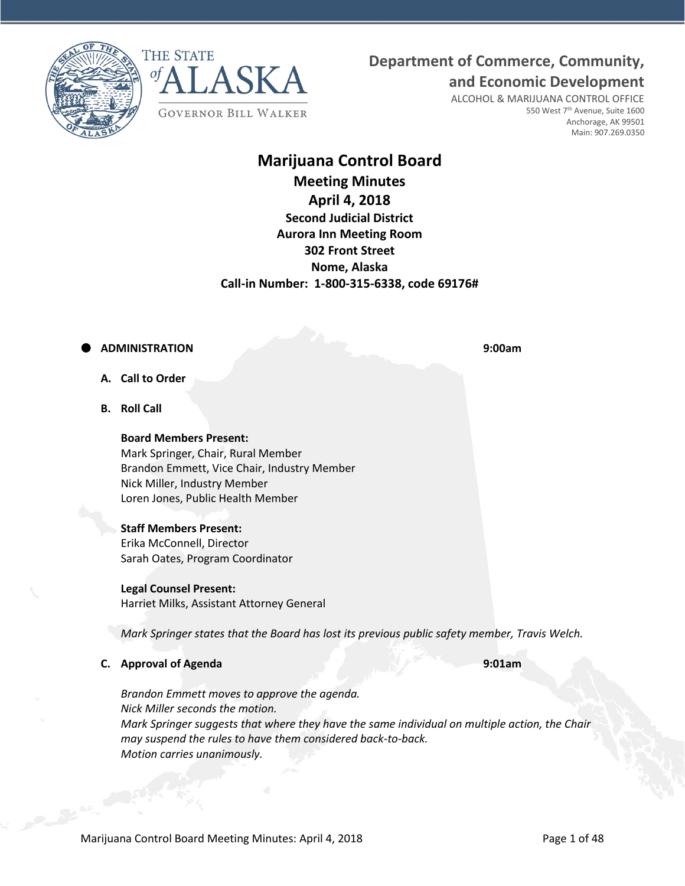THE STATE of ALASKA

GOVERNOR BILL WALKER

**Department of Commerce, Community, and Economic Development**

ALCOHOL & MARIJUANA CONTROL OFFICE
550 West 7th Avenue, Suite 1600
Anchorage, AK 99501
Main: 907.269.0350

# Marijuana Control Board
## Meeting Minutes
## April 4, 2018
### Second Judicial District
### Aurora Inn Meeting Room
### 302 Front Street
### Nome, Alaska
### Call-in Number: 1-800-315-6338, code 69176#

- **ADMINISTRATION** **9:00am**

**A. Call to Order**

**B. Roll Call**

**Board Members Present:**
Mark Springer, Chair, Rural Member
Brandon Emmett, Vice Chair, Industry Member
Nick Miller, Industry Member
Loren Jones, Public Health Member

**Staff Members Present:**
Erika McConnell, Director
Sarah Oates, Program Coordinator

**Legal Counsel Present:**
Harriet Milks, Assistant Attorney General

*Mark Springer states that the Board has lost its previous public safety member, Travis Welch.*

**C. Approval of Agenda** **9:01am**

*Brandon Emmett moves to approve the agenda.*
*Nick Miller seconds the motion.*
*Mark Springer suggests that where they have the same individual on multiple action, the Chair may suspend the rules to have them considered back-to-back.*
*Motion carries unanimously.*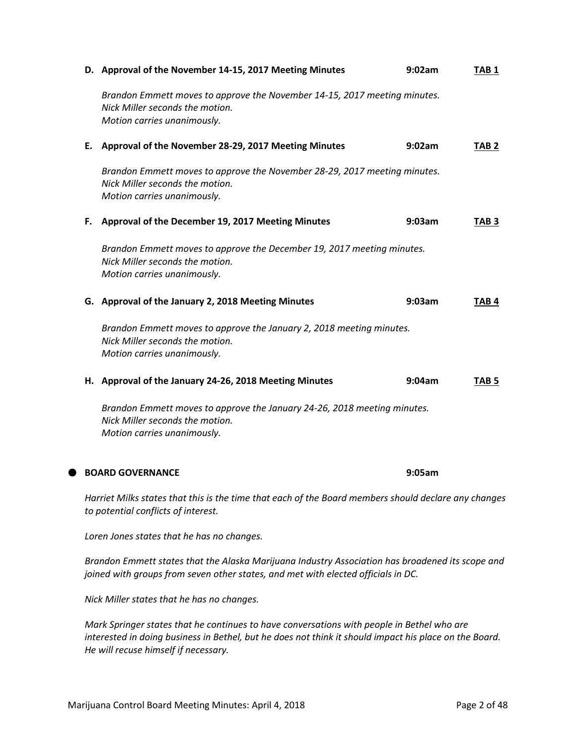**D. Approval of the November 14-15, 2017 Meeting Minutes** **9:02am** **TAB 1**

*Brandon Emmett moves to approve the November 14-15, 2017 meeting minutes.*
*Nick Miller seconds the motion.*
*Motion carries unanimously.*

**E. Approval of the November 28-29, 2017 Meeting Minutes** **9:02am** **TAB 2**

*Brandon Emmett moves to approve the November 28-29, 2017 meeting minutes.*
*Nick Miller seconds the motion.*
*Motion carries unanimously.*

**F. Approval of the December 19, 2017 Meeting Minutes** **9:03am** **TAB 3**

*Brandon Emmett moves to approve the December 19, 2017 meeting minutes.*
*Nick Miller seconds the motion.*
*Motion carries unanimously.*

**G. Approval of the January 2, 2018 Meeting Minutes** **9:03am** **TAB 4**

*Brandon Emmett moves to approve the January 2, 2018 meeting minutes.*
*Nick Miller seconds the motion.*
*Motion carries unanimously.*

**H. Approval of the January 24-26, 2018 Meeting Minutes** **9:04am** **TAB 5**

*Brandon Emmett moves to approve the January 24-26, 2018 meeting minutes.*
*Nick Miller seconds the motion.*
*Motion carries unanimously.*

## BOARD GOVERNANCE **9:05am**

*Harriet Milks states that this is the time that each of the Board members should declare any changes to potential conflicts of interest.*

*Loren Jones states that he has no changes.*

*Brandon Emmett states that the Alaska Marijuana Industry Association has broadened its scope and joined with groups from seven other states, and met with elected officials in DC.*

*Nick Miller states that he has no changes.*

*Mark Springer states that he continues to have conversations with people in Bethel who are interested in doing business in Bethel, but he does not think it should impact his place on the Board. He will recuse himself if necessary.*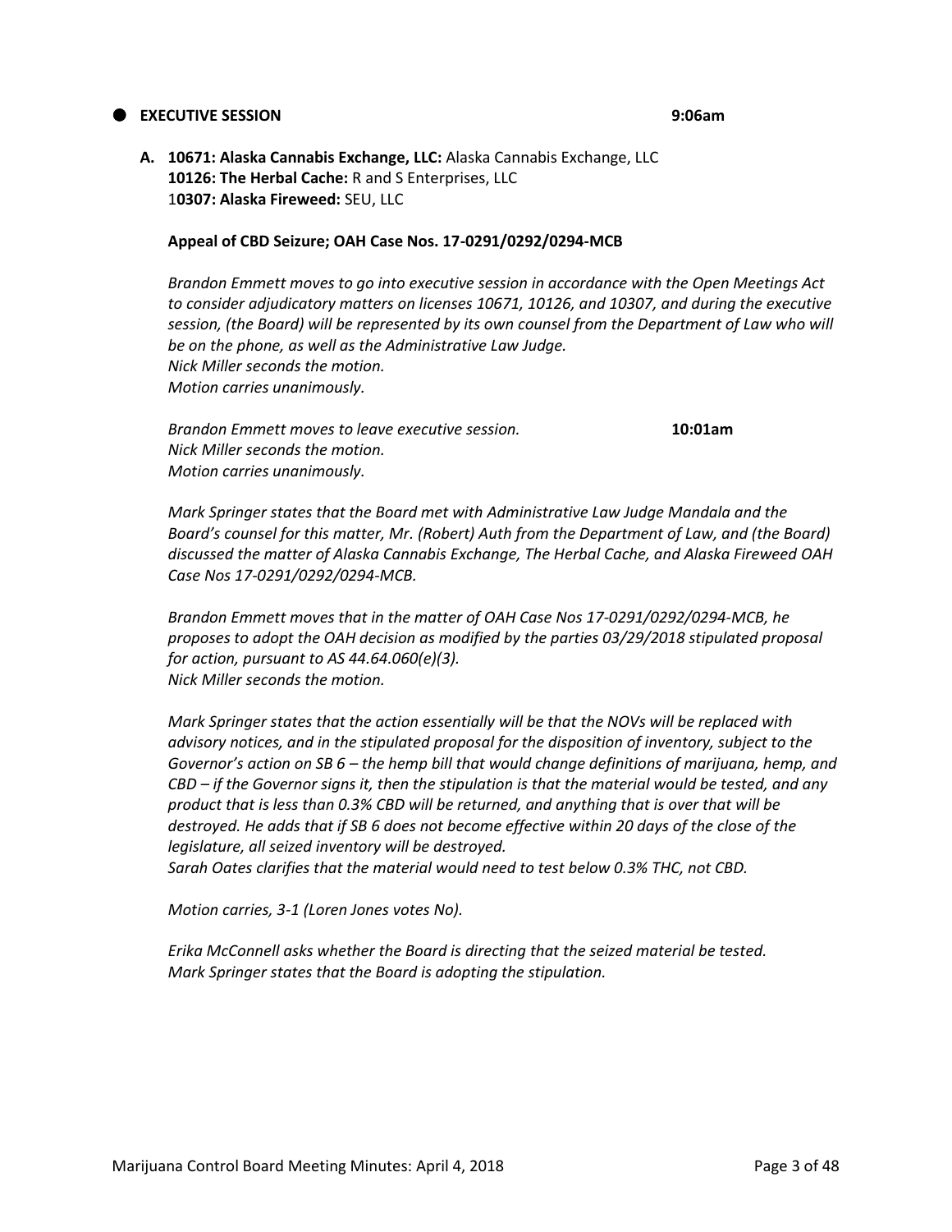## EXECUTIVE SESSION 9:06am

**A. 10671: Alaska Cannabis Exchange, LLC:** Alaska Cannabis Exchange, LLC
**10126: The Herbal Cache:** R and S Enterprises, LLC
1**0307: Alaska Fireweed:** SEU, LLC

**Appeal of CBD Seizure; OAH Case Nos. 17-0291/0292/0294-MCB**

*Brandon Emmett moves to go into executive session in accordance with the Open Meetings Act to consider adjudicatory matters on licenses 10671, 10126, and 10307, and during the executive session, (the Board) will be represented by its own counsel from the Department of Law who will be on the phone, as well as the Administrative Law Judge.*
*Nick Miller seconds the motion.*
*Motion carries unanimously.*

*Brandon Emmett moves to leave executive session.* **10:01am**
*Nick Miller seconds the motion.*
*Motion carries unanimously.*

*Mark Springer states that the Board met with Administrative Law Judge Mandala and the Board's counsel for this matter, Mr. (Robert) Auth from the Department of Law, and (the Board) discussed the matter of Alaska Cannabis Exchange, The Herbal Cache, and Alaska Fireweed OAH Case Nos 17-0291/0292/0294-MCB.*

*Brandon Emmett moves that in the matter of OAH Case Nos 17-0291/0292/0294-MCB, he proposes to adopt the OAH decision as modified by the parties 03/29/2018 stipulated proposal for action, pursuant to AS 44.64.060(e)(3).*
*Nick Miller seconds the motion.*

*Mark Springer states that the action essentially will be that the NOVs will be replaced with advisory notices, and in the stipulated proposal for the disposition of inventory, subject to the Governor's action on SB 6 – the hemp bill that would change definitions of marijuana, hemp, and CBD – if the Governor signs it, then the stipulation is that the material would be tested, and any product that is less than 0.3% CBD will be returned, and anything that is over that will be destroyed. He adds that if SB 6 does not become effective within 20 days of the close of the legislature, all seized inventory will be destroyed.*
*Sarah Oates clarifies that the material would need to test below 0.3% THC, not CBD.*

*Motion carries, 3-1 (Loren Jones votes No).*

*Erika McConnell asks whether the Board is directing that the seized material be tested.*
*Mark Springer states that the Board is adopting the stipulation.*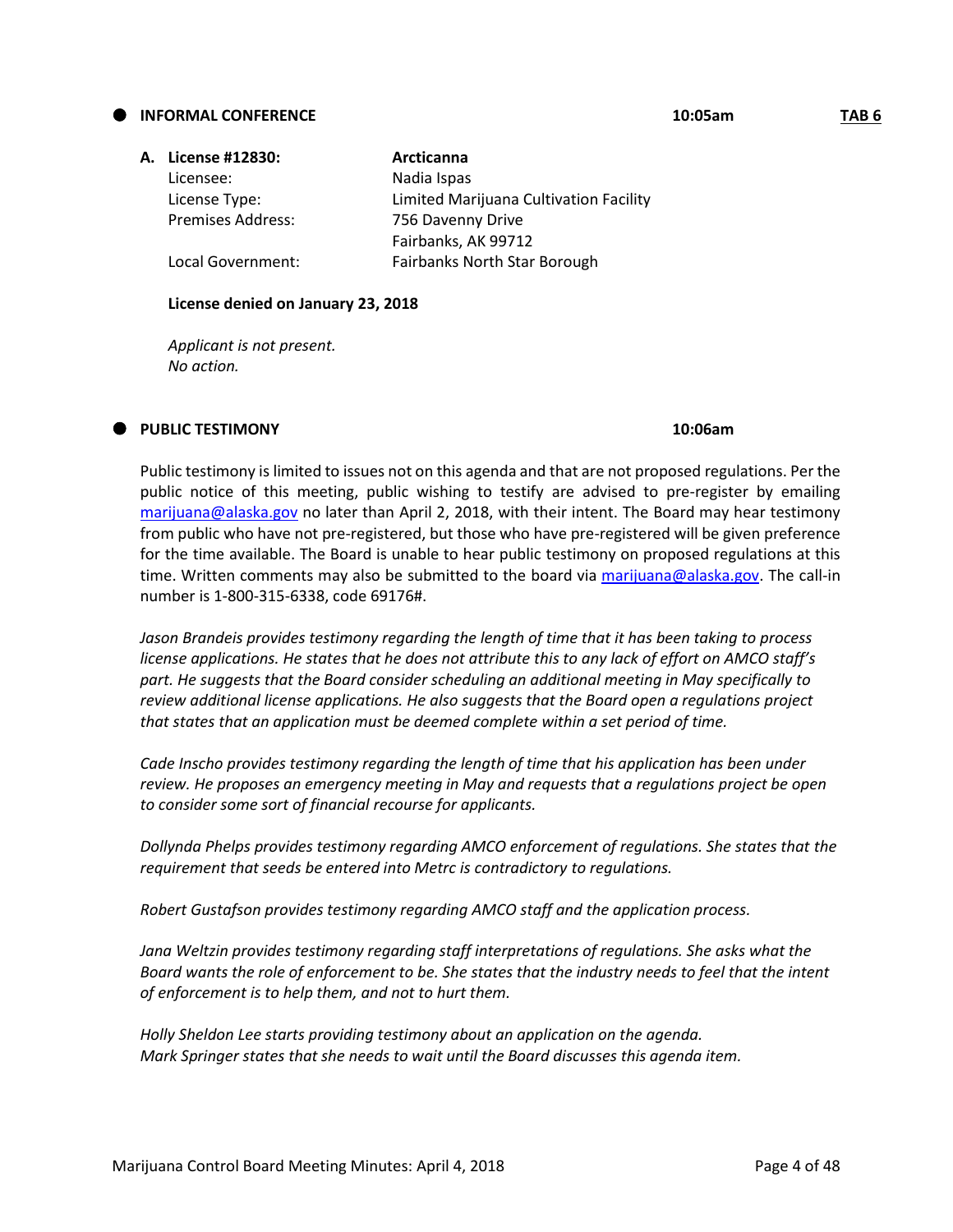## INFORMAL CONFERENCE 10:05am TAB 6

**A. License #12830:** **Arcticanna**

| | |
|---|---|
| Licensee: | Nadia Ispas |
| License Type: | Limited Marijuana Cultivation Facility |
| Premises Address: | 756 Davenny Drive<br>Fairbanks, AK 99712 |
| Local Government: | Fairbanks North Star Borough |

**License denied on January 23, 2018**

*Applicant is not present.*
*No action.*

## PUBLIC TESTIMONY 10:06am

Public testimony is limited to issues not on this agenda and that are not proposed regulations. Per the public notice of this meeting, public wishing to testify are advised to pre-register by emailing marijuana@alaska.gov no later than April 2, 2018, with their intent. The Board may hear testimony from public who have not pre-registered, but those who have pre-registered will be given preference for the time available. The Board is unable to hear public testimony on proposed regulations at this time. Written comments may also be submitted to the board via marijuana@alaska.gov. The call-in number is 1-800-315-6338, code 69176#.

*Jason Brandeis provides testimony regarding the length of time that it has been taking to process license applications. He states that he does not attribute this to any lack of effort on AMCO staff's part. He suggests that the Board consider scheduling an additional meeting in May specifically to review additional license applications. He also suggests that the Board open a regulations project that states that an application must be deemed complete within a set period of time.*

*Cade Inscho provides testimony regarding the length of time that his application has been under review. He proposes an emergency meeting in May and requests that a regulations project be open to consider some sort of financial recourse for applicants.*

*Dollynda Phelps provides testimony regarding AMCO enforcement of regulations. She states that the requirement that seeds be entered into Metrc is contradictory to regulations.*

*Robert Gustafson provides testimony regarding AMCO staff and the application process.*

*Jana Weltzin provides testimony regarding staff interpretations of regulations. She asks what the Board wants the role of enforcement to be. She states that the industry needs to feel that the intent of enforcement is to help them, and not to hurt them.*

*Holly Sheldon Lee starts providing testimony about an application on the agenda.*
*Mark Springer states that she needs to wait until the Board discusses this agenda item.*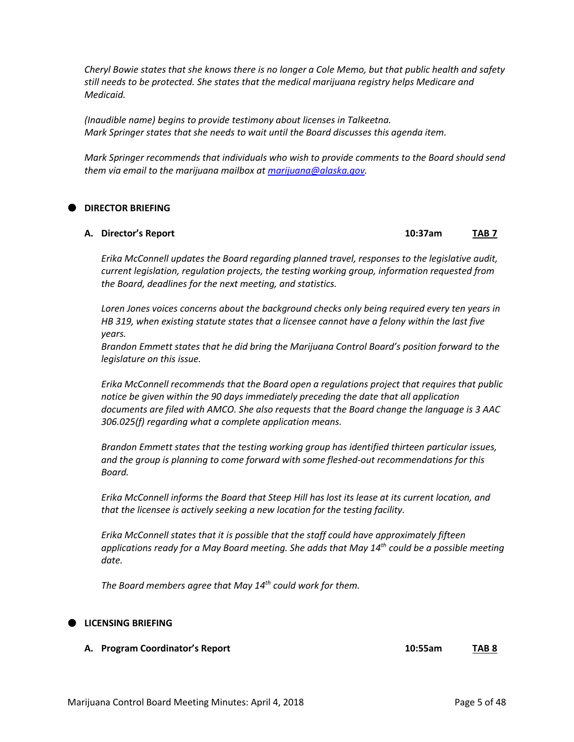*Cheryl Bowie states that she knows there is no longer a Cole Memo, but that public health and safety still needs to be protected. She states that the medical marijuana registry helps Medicare and Medicaid.*

*(Inaudible name) begins to provide testimony about licenses in Talkeetna.*
*Mark Springer states that she needs to wait until the Board discusses this agenda item.*

*Mark Springer recommends that individuals who wish to provide comments to the Board should send them via email to the marijuana mailbox at [marijuana@alaska.gov](mailto:marijuana@alaska.gov).*

## DIRECTOR BRIEFING

### A. Director's Report — 10:37am — TAB 7

*Erika McConnell updates the Board regarding planned travel, responses to the legislative audit, current legislation, regulation projects, the testing working group, information requested from the Board, deadlines for the next meeting, and statistics.*

*Loren Jones voices concerns about the background checks only being required every ten years in HB 319, when existing statute states that a licensee cannot have a felony within the last five years.*
*Brandon Emmett states that he did bring the Marijuana Control Board's position forward to the legislature on this issue.*

*Erika McConnell recommends that the Board open a regulations project that requires that public notice be given within the 90 days immediately preceding the date that all application documents are filed with AMCO. She also requests that the Board change the language is 3 AAC 306.025(f) regarding what a complete application means.*

*Brandon Emmett states that the testing working group has identified thirteen particular issues, and the group is planning to come forward with some fleshed-out recommendations for this Board.*

*Erika McConnell informs the Board that Steep Hill has lost its lease at its current location, and that the licensee is actively seeking a new location for the testing facility.*

*Erika McConnell states that it is possible that the staff could have approximately fifteen applications ready for a May Board meeting. She adds that May 14th could be a possible meeting date.*

*The Board members agree that May 14th could work for them.*

## LICENSING BRIEFING

### A. Program Coordinator's Report — 10:55am — TAB 8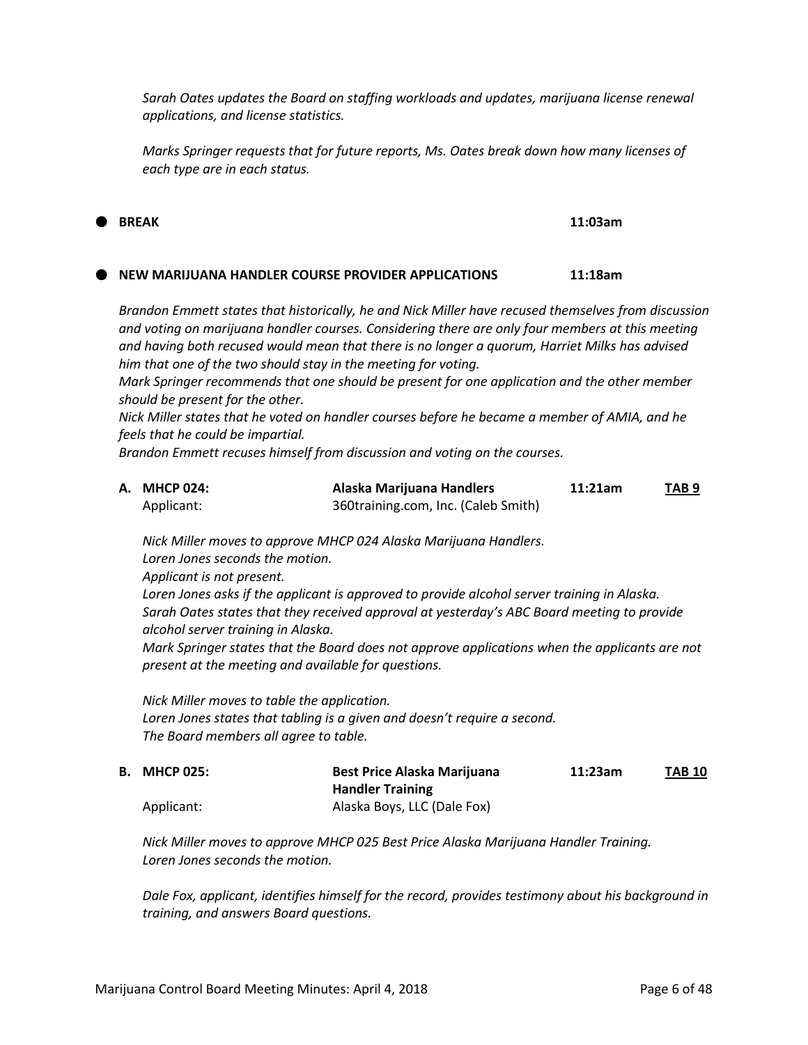*Sarah Oates updates the Board on staffing workloads and updates, marijuana license renewal applications, and license statistics.*

*Marks Springer requests that for future reports, Ms. Oates break down how many licenses of each type are in each status.*

- **BREAK** **11:03am**

- **NEW MARIJUANA HANDLER COURSE PROVIDER APPLICATIONS** **11:18am**

*Brandon Emmett states that historically, he and Nick Miller have recused themselves from discussion and voting on marijuana handler courses. Considering there are only four members at this meeting and having both recused would mean that there is no longer a quorum, Harriet Milks has advised him that one of the two should stay in the meeting for voting.*
*Mark Springer recommends that one should be present for one application and the other member should be present for the other.*
*Nick Miller states that he voted on handler courses before he became a member of AMIA, and he feels that he could be impartial.*
*Brandon Emmett recuses himself from discussion and voting on the courses.*

**A. MHCP 024:** **Alaska Marijuana Handlers** **11:21am** **TAB 9**
Applicant: 360training.com, Inc. (Caleb Smith)

*Nick Miller moves to approve MHCP 024 Alaska Marijuana Handlers.*
*Loren Jones seconds the motion.*
*Applicant is not present.*
*Loren Jones asks if the applicant is approved to provide alcohol server training in Alaska.*
*Sarah Oates states that they received approval at yesterday's ABC Board meeting to provide alcohol server training in Alaska.*
*Mark Springer states that the Board does not approve applications when the applicants are not present at the meeting and available for questions.*

*Nick Miller moves to table the application.*
*Loren Jones states that tabling is a given and doesn't require a second.*
*The Board members all agree to table.*

**B. MHCP 025:** **Best Price Alaska Marijuana Handler Training** **11:23am** **TAB 10**
Applicant: Alaska Boys, LLC (Dale Fox)

*Nick Miller moves to approve MHCP 025 Best Price Alaska Marijuana Handler Training.*
*Loren Jones seconds the motion.*

*Dale Fox, applicant, identifies himself for the record, provides testimony about his background in training, and answers Board questions.*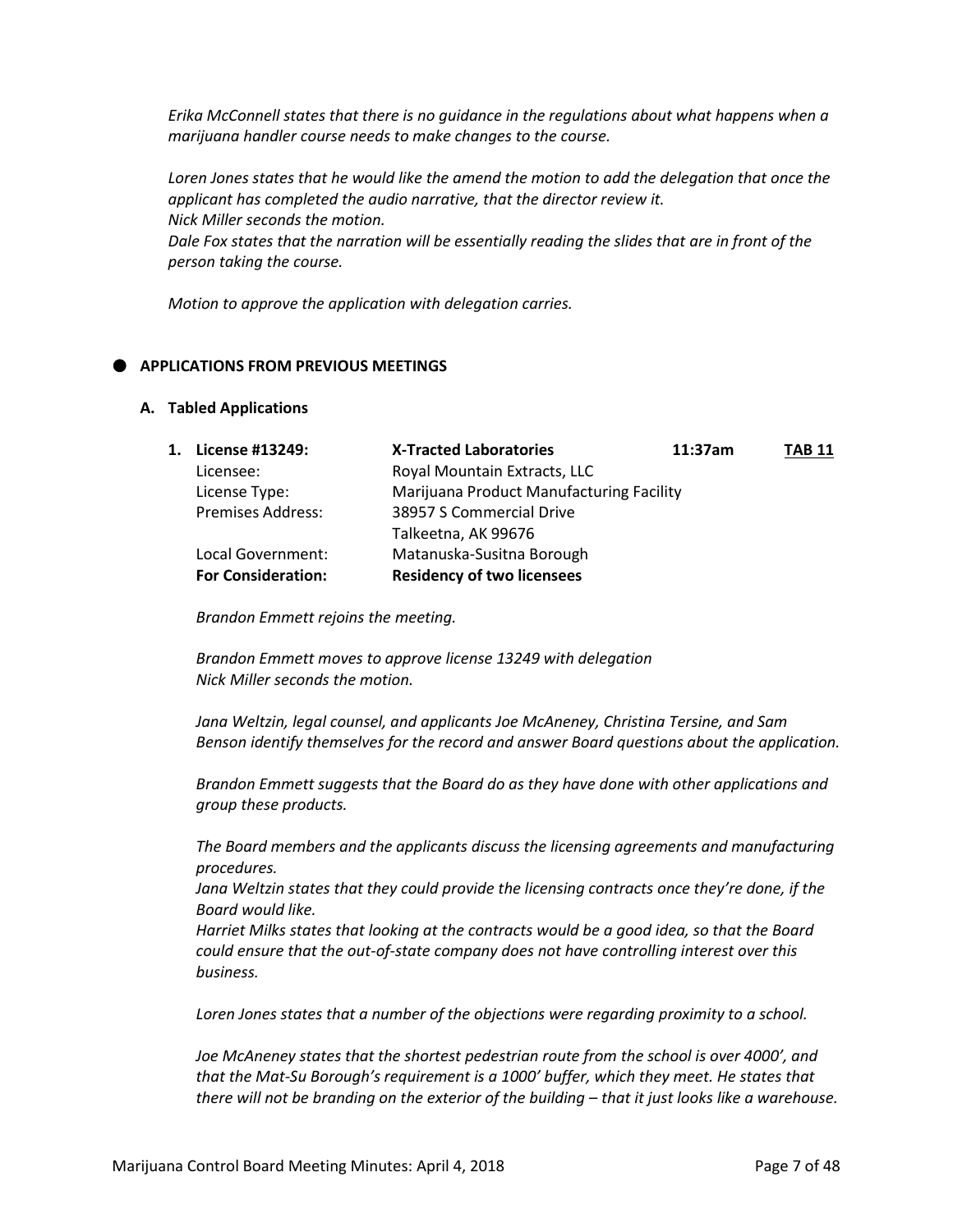*Erika McConnell states that there is no guidance in the regulations about what happens when a marijuana handler course needs to make changes to the course.*

*Loren Jones states that he would like the amend the motion to add the delegation that once the applicant has completed the audio narrative, that the director review it.*
*Nick Miller seconds the motion.*
*Dale Fox states that the narration will be essentially reading the slides that are in front of the person taking the course.*

*Motion to approve the application with delegation carries.*

- **APPLICATIONS FROM PREVIOUS MEETINGS**

**A. Tabled Applications**

| | | | |
|---|---|---|---|
| **1. License #13249:** | **X-Tracted Laboratories** | **11:37am** | **TAB 11** |
| Licensee: | Royal Mountain Extracts, LLC | | |
| License Type: | Marijuana Product Manufacturing Facility | | |
| Premises Address: | 38957 S Commercial Drive<br>Talkeetna, AK 99676 | | |
| Local Government: | Matanuska-Susitna Borough | | |
| **For Consideration:** | **Residency of two licensees** | | |

*Brandon Emmett rejoins the meeting.*

*Brandon Emmett moves to approve license 13249 with delegation*
*Nick Miller seconds the motion.*

*Jana Weltzin, legal counsel, and applicants Joe McAneney, Christina Tersine, and Sam Benson identify themselves for the record and answer Board questions about the application.*

*Brandon Emmett suggests that the Board do as they have done with other applications and group these products.*

*The Board members and the applicants discuss the licensing agreements and manufacturing procedures.*
*Jana Weltzin states that they could provide the licensing contracts once they're done, if the Board would like.*
*Harriet Milks states that looking at the contracts would be a good idea, so that the Board could ensure that the out-of-state company does not have controlling interest over this business.*

*Loren Jones states that a number of the objections were regarding proximity to a school.*

*Joe McAneney states that the shortest pedestrian route from the school is over 4000', and that the Mat-Su Borough's requirement is a 1000' buffer, which they meet. He states that there will not be branding on the exterior of the building – that it just looks like a warehouse.*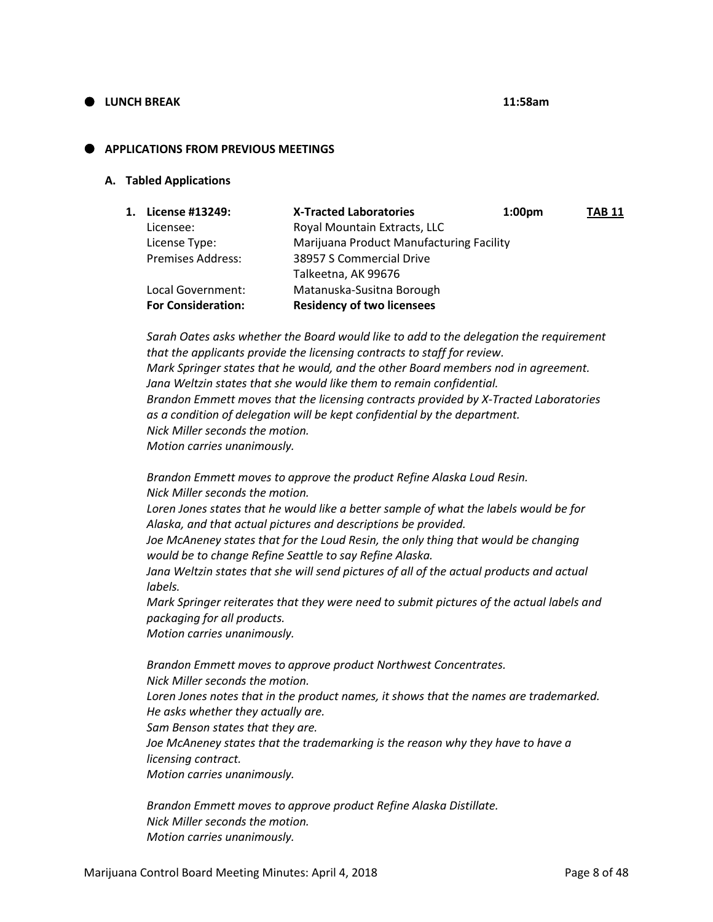- **LUNCH BREAK** **11:58am**

- **APPLICATIONS FROM PREVIOUS MEETINGS**

**A. Tabled Applications**

**1. License #13249:** **X-Tracted Laboratories** **1:00pm** **TAB 11**

| | |
|---|---|
| Licensee: | Royal Mountain Extracts, LLC |
| License Type: | Marijuana Product Manufacturing Facility |
| Premises Address: | 38957 S Commercial Drive<br>Talkeetna, AK 99676 |
| Local Government: | Matanuska-Susitna Borough |
| **For Consideration:** | **Residency of two licensees** |

*Sarah Oates asks whether the Board would like to add to the delegation the requirement that the applicants provide the licensing contracts to staff for review.*
*Mark Springer states that he would, and the other Board members nod in agreement.*
*Jana Weltzin states that she would like them to remain confidential.*
*Brandon Emmett moves that the licensing contracts provided by X-Tracted Laboratories as a condition of delegation will be kept confidential by the department.*
*Nick Miller seconds the motion.*
*Motion carries unanimously.*

*Brandon Emmett moves to approve the product Refine Alaska Loud Resin.*
*Nick Miller seconds the motion.*
*Loren Jones states that he would like a better sample of what the labels would be for Alaska, and that actual pictures and descriptions be provided.*
*Joe McAneney states that for the Loud Resin, the only thing that would be changing would be to change Refine Seattle to say Refine Alaska.*
*Jana Weltzin states that she will send pictures of all of the actual products and actual labels.*
*Mark Springer reiterates that they were need to submit pictures of the actual labels and packaging for all products.*
*Motion carries unanimously.*

*Brandon Emmett moves to approve product Northwest Concentrates.*
*Nick Miller seconds the motion.*
*Loren Jones notes that in the product names, it shows that the names are trademarked. He asks whether they actually are.*
*Sam Benson states that they are.*
*Joe McAneney states that the trademarking is the reason why they have to have a licensing contract.*
*Motion carries unanimously.*

*Brandon Emmett moves to approve product Refine Alaska Distillate.*
*Nick Miller seconds the motion.*
*Motion carries unanimously.*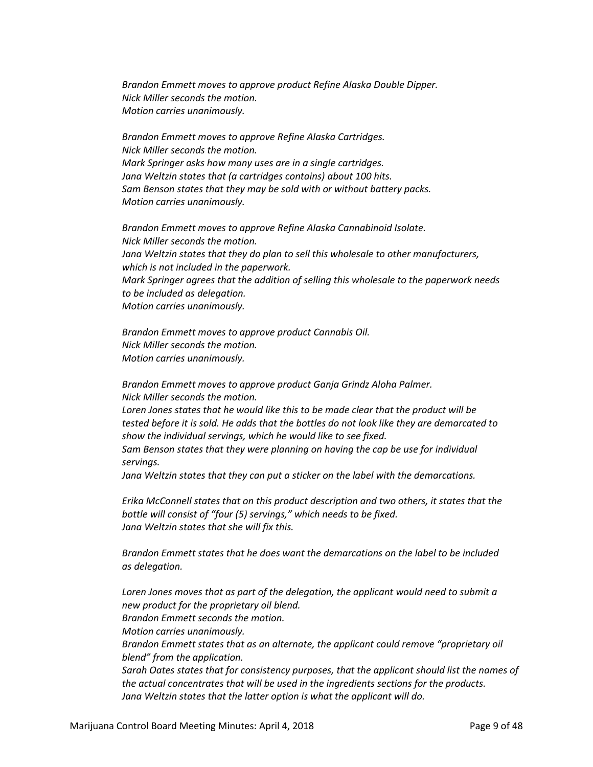*Brandon Emmett moves to approve product Refine Alaska Double Dipper.*
*Nick Miller seconds the motion.*
*Motion carries unanimously.*

*Brandon Emmett moves to approve Refine Alaska Cartridges.*
*Nick Miller seconds the motion.*
*Mark Springer asks how many uses are in a single cartridges.*
*Jana Weltzin states that (a cartridges contains) about 100 hits.*
*Sam Benson states that they may be sold with or without battery packs.*
*Motion carries unanimously.*

*Brandon Emmett moves to approve Refine Alaska Cannabinoid Isolate.*
*Nick Miller seconds the motion.*
*Jana Weltzin states that they do plan to sell this wholesale to other manufacturers, which is not included in the paperwork.*
*Mark Springer agrees that the addition of selling this wholesale to the paperwork needs to be included as delegation.*
*Motion carries unanimously.*

*Brandon Emmett moves to approve product Cannabis Oil.*
*Nick Miller seconds the motion.*
*Motion carries unanimously.*

*Brandon Emmett moves to approve product Ganja Grindz Aloha Palmer.*
*Nick Miller seconds the motion.*
*Loren Jones states that he would like this to be made clear that the product will be tested before it is sold. He adds that the bottles do not look like they are demarcated to show the individual servings, which he would like to see fixed.*
*Sam Benson states that they were planning on having the cap be use for individual servings.*
*Jana Weltzin states that they can put a sticker on the label with the demarcations.*

*Erika McConnell states that on this product description and two others, it states that the bottle will consist of "four (5) servings," which needs to be fixed.*
*Jana Weltzin states that she will fix this.*

*Brandon Emmett states that he does want the demarcations on the label to be included as delegation.*

*Loren Jones moves that as part of the delegation, the applicant would need to submit a new product for the proprietary oil blend.*
*Brandon Emmett seconds the motion.*
*Motion carries unanimously.*
*Brandon Emmett states that as an alternate, the applicant could remove "proprietary oil blend" from the application.*
*Sarah Oates states that for consistency purposes, that the applicant should list the names of the actual concentrates that will be used in the ingredients sections for the products.*
*Jana Weltzin states that the latter option is what the applicant will do.*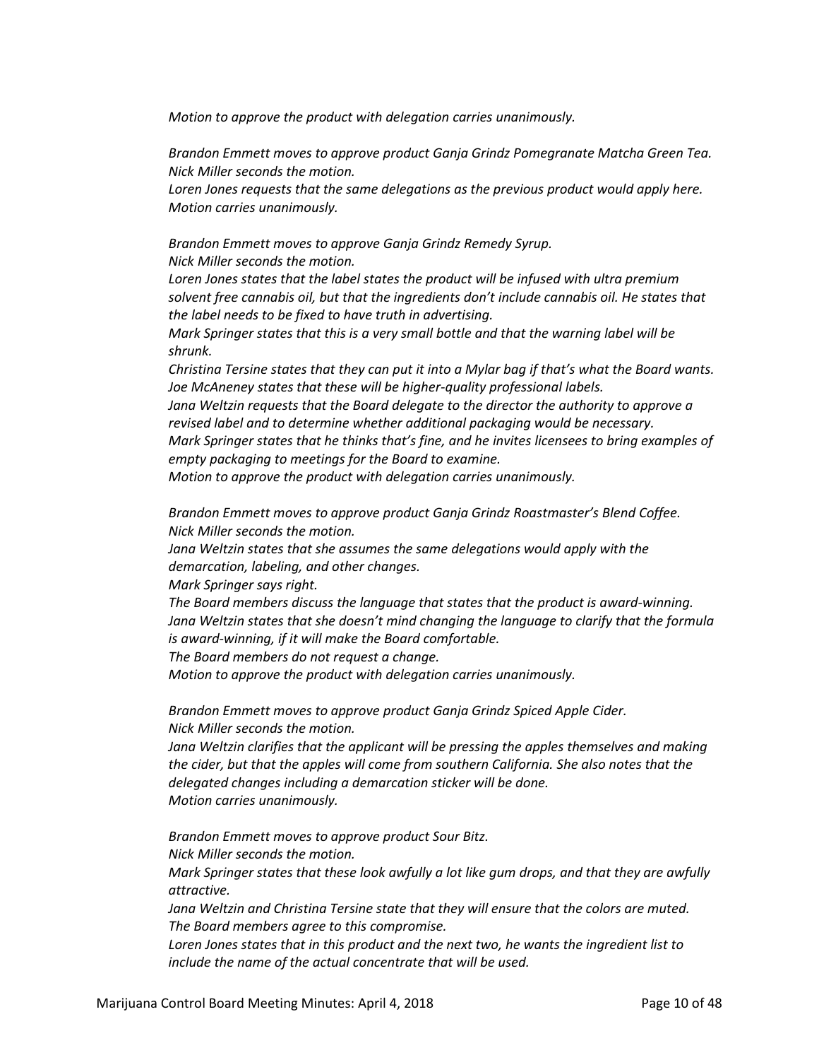*Motion to approve the product with delegation carries unanimously.*

*Brandon Emmett moves to approve product Ganja Grindz Pomegranate Matcha Green Tea.*
*Nick Miller seconds the motion.*
*Loren Jones requests that the same delegations as the previous product would apply here.*
*Motion carries unanimously.*

*Brandon Emmett moves to approve Ganja Grindz Remedy Syrup.*
*Nick Miller seconds the motion.*
*Loren Jones states that the label states the product will be infused with ultra premium solvent free cannabis oil, but that the ingredients don't include cannabis oil. He states that the label needs to be fixed to have truth in advertising.*
*Mark Springer states that this is a very small bottle and that the warning label will be shrunk.*
*Christina Tersine states that they can put it into a Mylar bag if that's what the Board wants.*
*Joe McAneney states that these will be higher-quality professional labels.*
*Jana Weltzin requests that the Board delegate to the director the authority to approve a revised label and to determine whether additional packaging would be necessary.*
*Mark Springer states that he thinks that's fine, and he invites licensees to bring examples of empty packaging to meetings for the Board to examine.*
*Motion to approve the product with delegation carries unanimously.*

*Brandon Emmett moves to approve product Ganja Grindz Roastmaster's Blend Coffee.*
*Nick Miller seconds the motion.*
*Jana Weltzin states that she assumes the same delegations would apply with the demarcation, labeling, and other changes.*
*Mark Springer says right.*
*The Board members discuss the language that states that the product is award-winning.*
*Jana Weltzin states that she doesn't mind changing the language to clarify that the formula is award-winning, if it will make the Board comfortable.*
*The Board members do not request a change.*
*Motion to approve the product with delegation carries unanimously.*

*Brandon Emmett moves to approve product Ganja Grindz Spiced Apple Cider.*
*Nick Miller seconds the motion.*
*Jana Weltzin clarifies that the applicant will be pressing the apples themselves and making the cider, but that the apples will come from southern California. She also notes that the delegated changes including a demarcation sticker will be done.*
*Motion carries unanimously.*

*Brandon Emmett moves to approve product Sour Bitz.*
*Nick Miller seconds the motion.*
*Mark Springer states that these look awfully a lot like gum drops, and that they are awfully attractive.*
*Jana Weltzin and Christina Tersine state that they will ensure that the colors are muted.*
*The Board members agree to this compromise.*
*Loren Jones states that in this product and the next two, he wants the ingredient list to include the name of the actual concentrate that will be used.*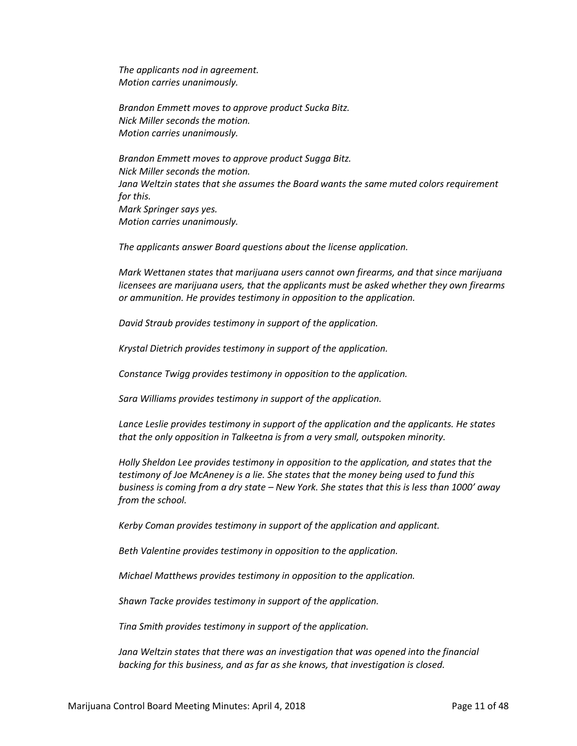*The applicants nod in agreement.*
*Motion carries unanimously.*

*Brandon Emmett moves to approve product Sucka Bitz.*
*Nick Miller seconds the motion.*
*Motion carries unanimously.*

*Brandon Emmett moves to approve product Sugga Bitz.*
*Nick Miller seconds the motion.*
*Jana Weltzin states that she assumes the Board wants the same muted colors requirement for this.*
*Mark Springer says yes.*
*Motion carries unanimously.*

*The applicants answer Board questions about the license application.*

*Mark Wettanen states that marijuana users cannot own firearms, and that since marijuana licensees are marijuana users, that the applicants must be asked whether they own firearms or ammunition. He provides testimony in opposition to the application.*

*David Straub provides testimony in support of the application.*

*Krystal Dietrich provides testimony in support of the application.*

*Constance Twigg provides testimony in opposition to the application.*

*Sara Williams provides testimony in support of the application.*

*Lance Leslie provides testimony in support of the application and the applicants. He states that the only opposition in Talkeetna is from a very small, outspoken minority.*

*Holly Sheldon Lee provides testimony in opposition to the application, and states that the testimony of Joe McAneney is a lie. She states that the money being used to fund this business is coming from a dry state – New York. She states that this is less than 1000' away from the school.*

*Kerby Coman provides testimony in support of the application and applicant.*

*Beth Valentine provides testimony in opposition to the application.*

*Michael Matthews provides testimony in opposition to the application.*

*Shawn Tacke provides testimony in support of the application.*

*Tina Smith provides testimony in support of the application.*

*Jana Weltzin states that there was an investigation that was opened into the financial backing for this business, and as far as she knows, that investigation is closed.*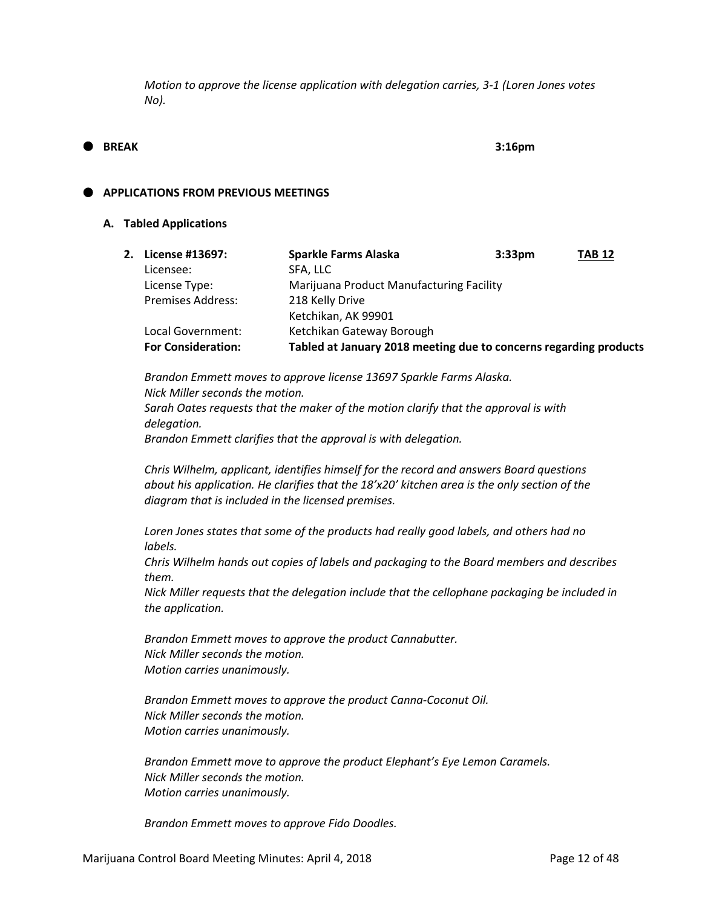*Motion to approve the license application with delegation carries, 3-1 (Loren Jones votes No).*

- **BREAK** **3:16pm**

- **APPLICATIONS FROM PREVIOUS MEETINGS**

**A. Tabled Applications**

| | | | |
|---|---|---|---|
| **2. License #13697:** | **Sparkle Farms Alaska** | **3:33pm** | **TAB 12** |
| Licensee: | SFA, LLC | | |
| License Type: | Marijuana Product Manufacturing Facility | | |
| Premises Address: | 218 Kelly Drive<br>Ketchikan, AK 99901 | | |
| Local Government: | Ketchikan Gateway Borough | | |
| **For Consideration:** | **Tabled at January 2018 meeting due to concerns regarding products** | | |

*Brandon Emmett moves to approve license 13697 Sparkle Farms Alaska.*
*Nick Miller seconds the motion.*
*Sarah Oates requests that the maker of the motion clarify that the approval is with delegation.*
*Brandon Emmett clarifies that the approval is with delegation.*

*Chris Wilhelm, applicant, identifies himself for the record and answers Board questions about his application. He clarifies that the 18'x20' kitchen area is the only section of the diagram that is included in the licensed premises.*

*Loren Jones states that some of the products had really good labels, and others had no labels.*
*Chris Wilhelm hands out copies of labels and packaging to the Board members and describes them.*
*Nick Miller requests that the delegation include that the cellophane packaging be included in the application.*

*Brandon Emmett moves to approve the product Cannabutter.*
*Nick Miller seconds the motion.*
*Motion carries unanimously.*

*Brandon Emmett moves to approve the product Canna-Coconut Oil.*
*Nick Miller seconds the motion.*
*Motion carries unanimously.*

*Brandon Emmett move to approve the product Elephant's Eye Lemon Caramels.*
*Nick Miller seconds the motion.*
*Motion carries unanimously.*

*Brandon Emmett moves to approve Fido Doodles.*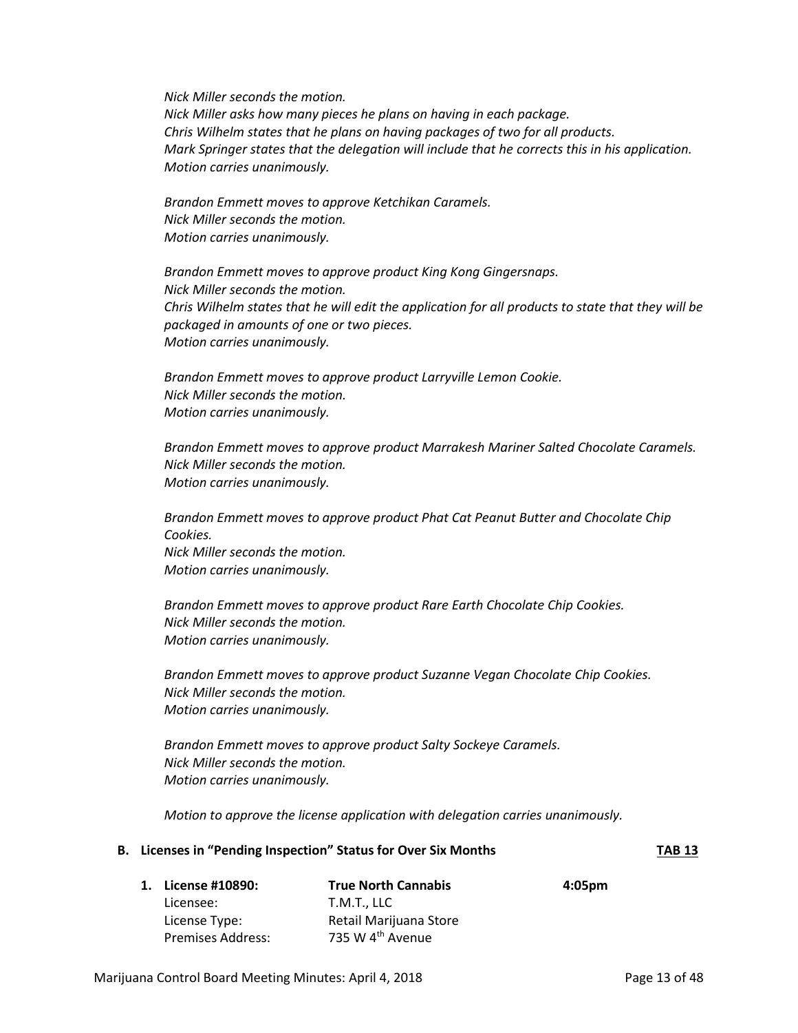*Nick Miller seconds the motion.*
*Nick Miller asks how many pieces he plans on having in each package.*
*Chris Wilhelm states that he plans on having packages of two for all products.*
*Mark Springer states that the delegation will include that he corrects this in his application.*
*Motion carries unanimously.*

*Brandon Emmett moves to approve Ketchikan Caramels.*
*Nick Miller seconds the motion.*
*Motion carries unanimously.*

*Brandon Emmett moves to approve product King Kong Gingersnaps.*
*Nick Miller seconds the motion.*
*Chris Wilhelm states that he will edit the application for all products to state that they will be packaged in amounts of one or two pieces.*
*Motion carries unanimously.*

*Brandon Emmett moves to approve product Larryville Lemon Cookie.*
*Nick Miller seconds the motion.*
*Motion carries unanimously.*

*Brandon Emmett moves to approve product Marrakesh Mariner Salted Chocolate Caramels.*
*Nick Miller seconds the motion.*
*Motion carries unanimously.*

*Brandon Emmett moves to approve product Phat Cat Peanut Butter and Chocolate Chip Cookies.*
*Nick Miller seconds the motion.*
*Motion carries unanimously.*

*Brandon Emmett moves to approve product Rare Earth Chocolate Chip Cookies.*
*Nick Miller seconds the motion.*
*Motion carries unanimously.*

*Brandon Emmett moves to approve product Suzanne Vegan Chocolate Chip Cookies.*
*Nick Miller seconds the motion.*
*Motion carries unanimously.*

*Brandon Emmett moves to approve product Salty Sockeye Caramels.*
*Nick Miller seconds the motion.*
*Motion carries unanimously.*

*Motion to approve the license application with delegation carries unanimously.*

**B. Licenses in "Pending Inspection" Status for Over Six Months** **TAB 13**

1. **License #10890:** **True North Cannabis** **4:05pm**
   Licensee: T.M.T., LLC
   License Type: Retail Marijuana Store
   Premises Address: 735 W 4th Avenue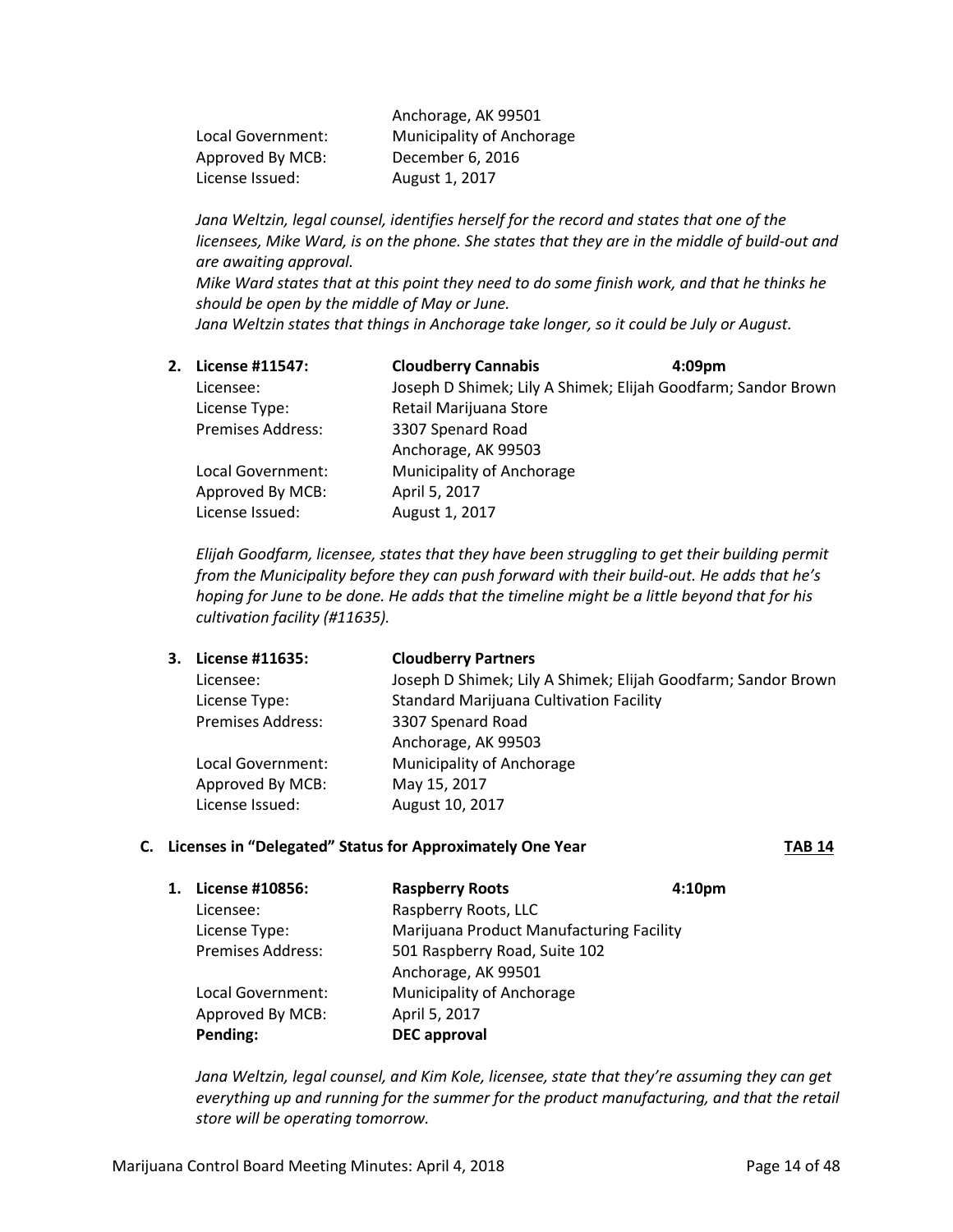| | |
|---|---|
| | Anchorage, AK 99501 |
| Local Government: | Municipality of Anchorage |
| Approved By MCB: | December 6, 2016 |
| License Issued: | August 1, 2017 |

*Jana Weltzin, legal counsel, identifies herself for the record and states that one of the licensees, Mike Ward, is on the phone. She states that they are in the middle of build-out and are awaiting approval.*
*Mike Ward states that at this point they need to do some finish work, and that he thinks he should be open by the middle of May or June.*
*Jana Weltzin states that things in Anchorage take longer, so it could be July or August.*

2. **License #11547:** **Cloudberry Cannabis** **4:09pm**

| | |
|---|---|
| Licensee: | Joseph D Shimek; Lily A Shimek; Elijah Goodfarm; Sandor Brown |
| License Type: | Retail Marijuana Store |
| Premises Address: | 3307 Spenard Road<br>Anchorage, AK 99503 |
| Local Government: | Municipality of Anchorage |
| Approved By MCB: | April 5, 2017 |
| License Issued: | August 1, 2017 |

*Elijah Goodfarm, licensee, states that they have been struggling to get their building permit from the Municipality before they can push forward with their build-out. He adds that he's hoping for June to be done. He adds that the timeline might be a little beyond that for his cultivation facility (#11635).*

3. **License #11635:** **Cloudberry Partners**

| | |
|---|---|
| Licensee: | Joseph D Shimek; Lily A Shimek; Elijah Goodfarm; Sandor Brown |
| License Type: | Standard Marijuana Cultivation Facility |
| Premises Address: | 3307 Spenard Road<br>Anchorage, AK 99503 |
| Local Government: | Municipality of Anchorage |
| Approved By MCB: | May 15, 2017 |
| License Issued: | August 10, 2017 |

### C. Licenses in "Delegated" Status for Approximately One Year **TAB 14**

1. **License #10856:** **Raspberry Roots** **4:10pm**

| | |
|---|---|
| Licensee: | Raspberry Roots, LLC |
| License Type: | Marijuana Product Manufacturing Facility |
| Premises Address: | 501 Raspberry Road, Suite 102<br>Anchorage, AK 99501 |
| Local Government: | Municipality of Anchorage |
| Approved By MCB: | April 5, 2017 |
| **Pending:** | **DEC approval** |

*Jana Weltzin, legal counsel, and Kim Kole, licensee, state that they're assuming they can get everything up and running for the summer for the product manufacturing, and that the retail store will be operating tomorrow.*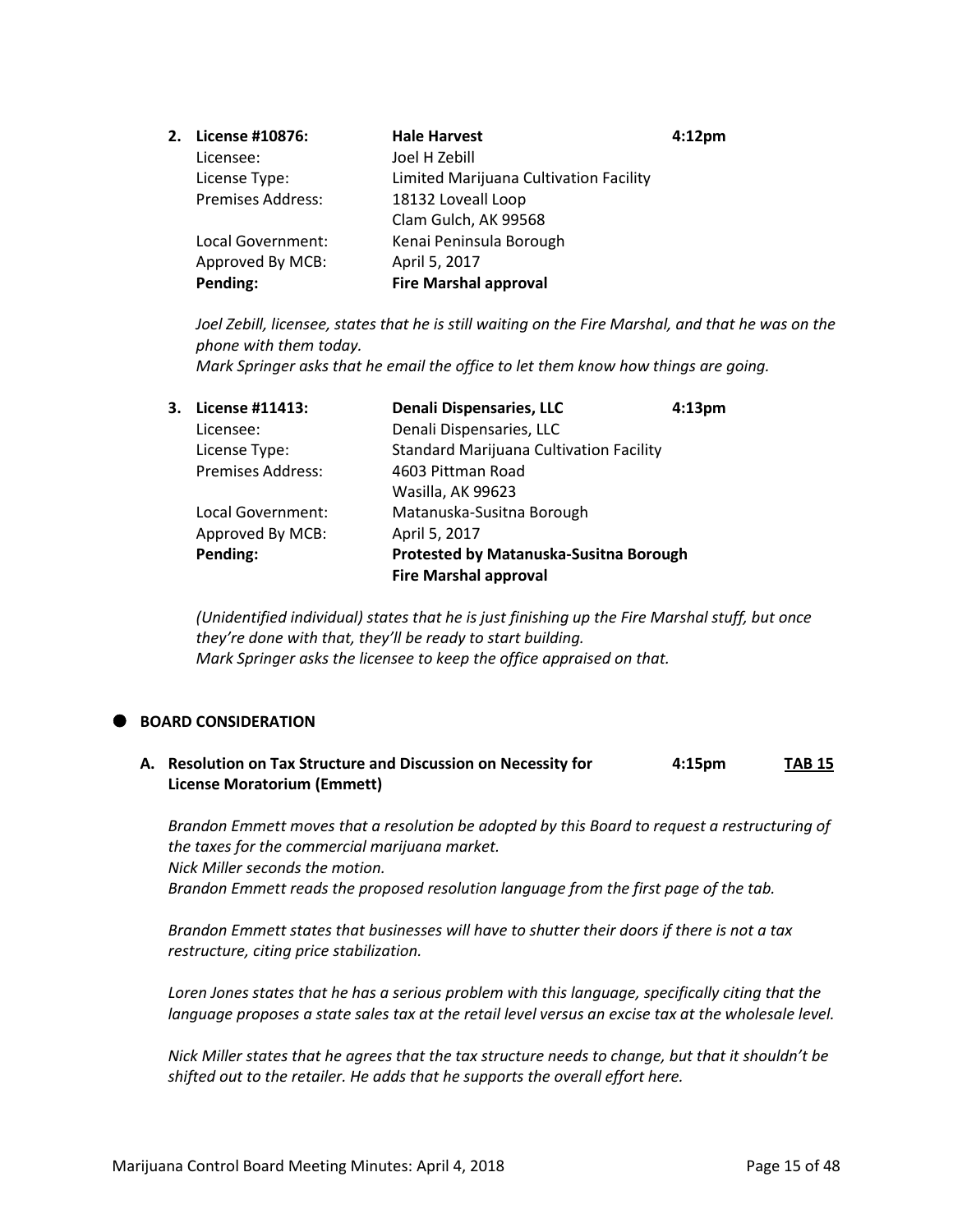2. **License #10876:** **Hale Harvest** **4:12pm**

   Licensee: Joel H Zebill
   License Type: Limited Marijuana Cultivation Facility
   Premises Address: 18132 Loveall Loop
   Clam Gulch, AK 99568
   Local Government: Kenai Peninsula Borough
   Approved By MCB: April 5, 2017
   **Pending:** **Fire Marshal approval**

   *Joel Zebill, licensee, states that he is still waiting on the Fire Marshal, and that he was on the phone with them today.*
   *Mark Springer asks that he email the office to let them know how things are going.*

3. **License #11413:** **Denali Dispensaries, LLC** **4:13pm**

   Licensee: Denali Dispensaries, LLC
   License Type: Standard Marijuana Cultivation Facility
   Premises Address: 4603 Pittman Road
   Wasilla, AK 99623
   Local Government: Matanuska-Susitna Borough
   Approved By MCB: April 5, 2017
   **Pending:** **Protested by Matanuska-Susitna Borough**
   **Fire Marshal approval**

   *(Unidentified individual) states that he is just finishing up the Fire Marshal stuff, but once they're done with that, they'll be ready to start building.*
   *Mark Springer asks the licensee to keep the office appraised on that.*

- **BOARD CONSIDERATION**

**A. Resolution on Tax Structure and Discussion on Necessity for License Moratorium (Emmett)** **4:15pm** **TAB 15**

*Brandon Emmett moves that a resolution be adopted by this Board to request a restructuring of the taxes for the commercial marijuana market.*
*Nick Miller seconds the motion.*
*Brandon Emmett reads the proposed resolution language from the first page of the tab.*

*Brandon Emmett states that businesses will have to shutter their doors if there is not a tax restructure, citing price stabilization.*

*Loren Jones states that he has a serious problem with this language, specifically citing that the language proposes a state sales tax at the retail level versus an excise tax at the wholesale level.*

*Nick Miller states that he agrees that the tax structure needs to change, but that it shouldn't be shifted out to the retailer. He adds that he supports the overall effort here.*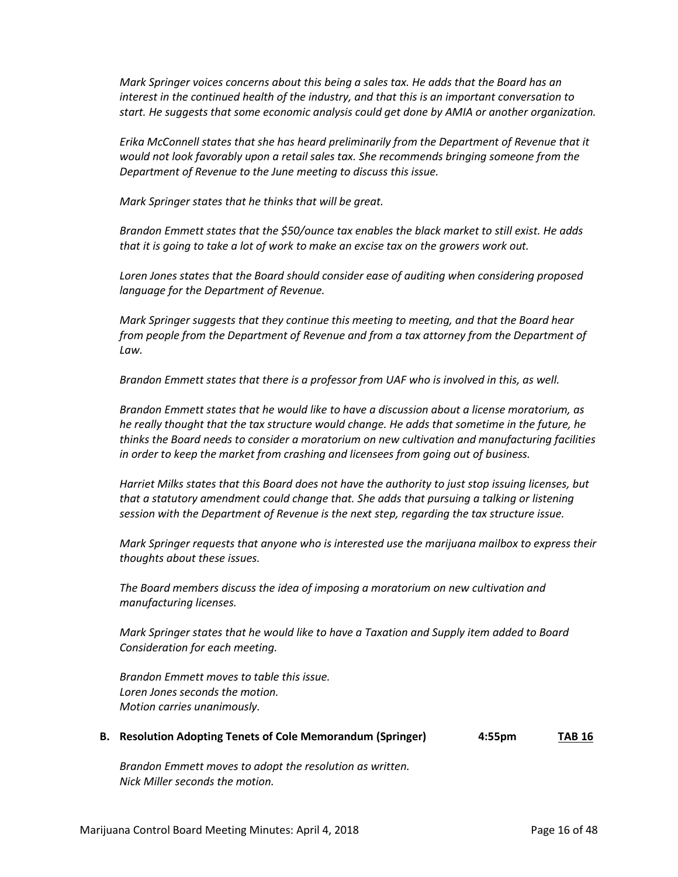*Mark Springer voices concerns about this being a sales tax. He adds that the Board has an interest in the continued health of the industry, and that this is an important conversation to start. He suggests that some economic analysis could get done by AMIA or another organization.*

*Erika McConnell states that she has heard preliminarily from the Department of Revenue that it would not look favorably upon a retail sales tax. She recommends bringing someone from the Department of Revenue to the June meeting to discuss this issue.*

*Mark Springer states that he thinks that will be great.*

*Brandon Emmett states that the $50/ounce tax enables the black market to still exist. He adds that it is going to take a lot of work to make an excise tax on the growers work out.*

*Loren Jones states that the Board should consider ease of auditing when considering proposed language for the Department of Revenue.*

*Mark Springer suggests that they continue this meeting to meeting, and that the Board hear from people from the Department of Revenue and from a tax attorney from the Department of Law.*

*Brandon Emmett states that there is a professor from UAF who is involved in this, as well.*

*Brandon Emmett states that he would like to have a discussion about a license moratorium, as he really thought that the tax structure would change. He adds that sometime in the future, he thinks the Board needs to consider a moratorium on new cultivation and manufacturing facilities in order to keep the market from crashing and licensees from going out of business.*

*Harriet Milks states that this Board does not have the authority to just stop issuing licenses, but that a statutory amendment could change that. She adds that pursuing a talking or listening session with the Department of Revenue is the next step, regarding the tax structure issue.*

*Mark Springer requests that anyone who is interested use the marijuana mailbox to express their thoughts about these issues.*

*The Board members discuss the idea of imposing a moratorium on new cultivation and manufacturing licenses.*

*Mark Springer states that he would like to have a Taxation and Supply item added to Board Consideration for each meeting.*

*Brandon Emmett moves to table this issue.*
*Loren Jones seconds the motion.*
*Motion carries unanimously.*

**B. Resolution Adopting Tenets of Cole Memorandum (Springer) 4:55pm TAB 16**

*Brandon Emmett moves to adopt the resolution as written.*
*Nick Miller seconds the motion.*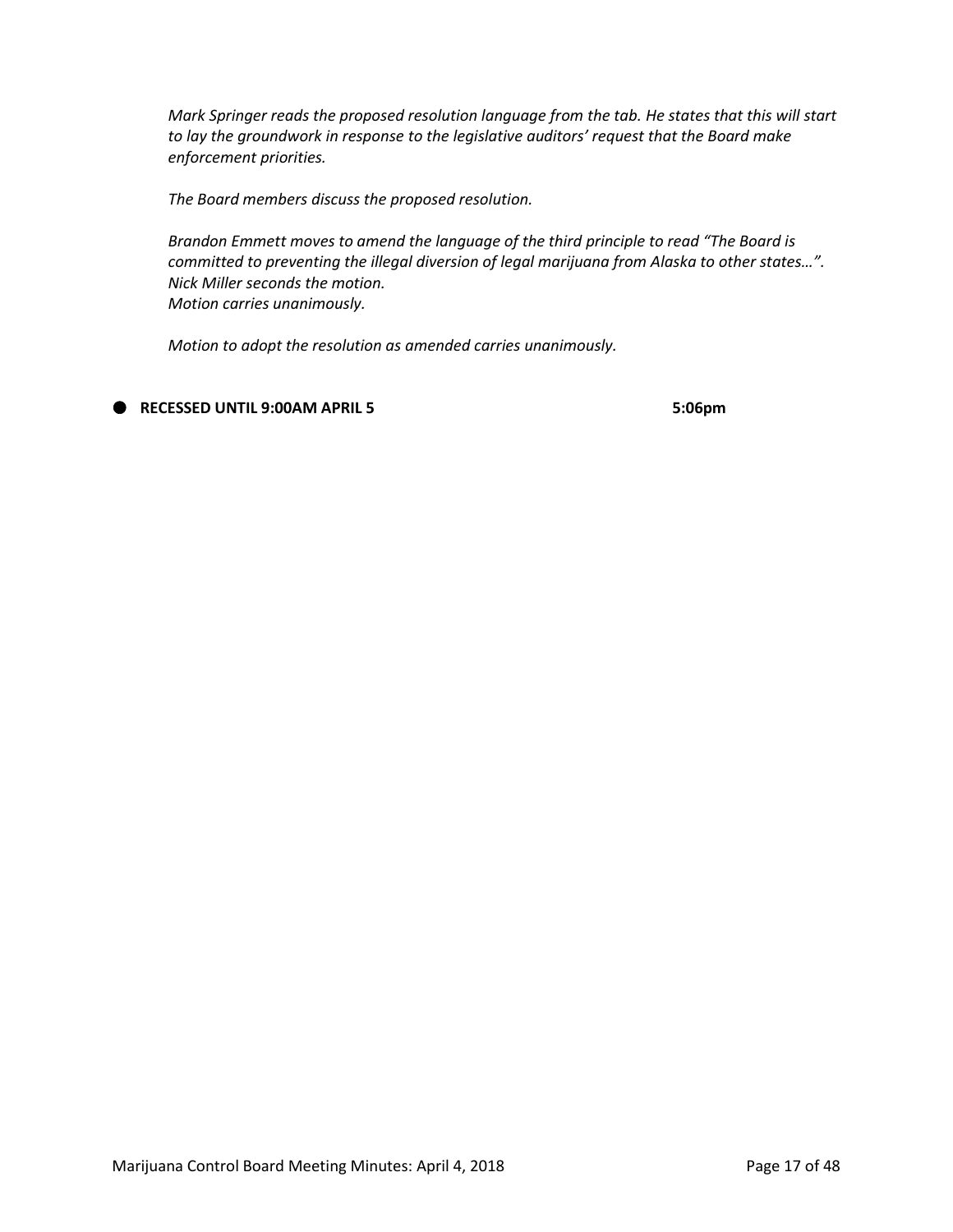*Mark Springer reads the proposed resolution language from the tab. He states that this will start to lay the groundwork in response to the legislative auditors' request that the Board make enforcement priorities.*

*The Board members discuss the proposed resolution.*

*Brandon Emmett moves to amend the language of the third principle to read "The Board is committed to preventing the illegal diversion of legal marijuana from Alaska to other states…".*
*Nick Miller seconds the motion.*
*Motion carries unanimously.*

*Motion to adopt the resolution as amended carries unanimously.*

- **RECESSED UNTIL 9:00AM APRIL 5** **5:06pm**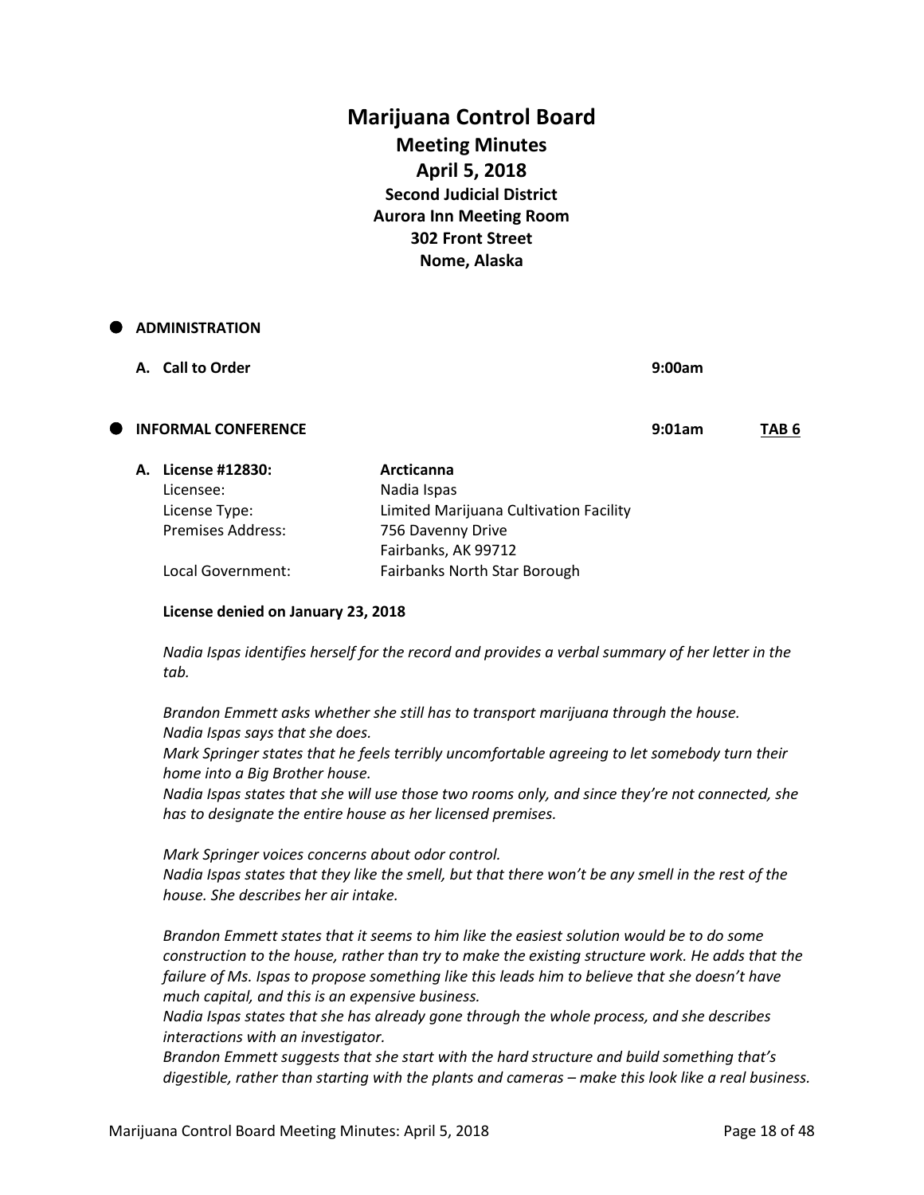# Marijuana Control Board

## Meeting Minutes

### April 5, 2018

**Second Judicial District**
**Aurora Inn Meeting Room**
**302 Front Street**
**Nome, Alaska**

- **ADMINISTRATION**

**A. Call to Order** 9:00am

- **INFORMAL CONFERENCE** 9:01am **TAB 6**

**A. License #12830:** **Arcticanna**

| | |
|---|---|
| Licensee: | Nadia Ispas |
| License Type: | Limited Marijuana Cultivation Facility |
| Premises Address: | 756 Davenny Drive<br>Fairbanks, AK 99712 |
| Local Government: | Fairbanks North Star Borough |

**License denied on January 23, 2018**

*Nadia Ispas identifies herself for the record and provides a verbal summary of her letter in the tab.*

*Brandon Emmett asks whether she still has to transport marijuana through the house.*
*Nadia Ispas says that she does.*
*Mark Springer states that he feels terribly uncomfortable agreeing to let somebody turn their home into a Big Brother house.*
*Nadia Ispas states that she will use those two rooms only, and since they're not connected, she has to designate the entire house as her licensed premises.*

*Mark Springer voices concerns about odor control.*
*Nadia Ispas states that they like the smell, but that there won't be any smell in the rest of the house. She describes her air intake.*

*Brandon Emmett states that it seems to him like the easiest solution would be to do some construction to the house, rather than try to make the existing structure work. He adds that the failure of Ms. Ispas to propose something like this leads him to believe that she doesn't have much capital, and this is an expensive business.*
*Nadia Ispas states that she has already gone through the whole process, and she describes interactions with an investigator.*
*Brandon Emmett suggests that she start with the hard structure and build something that's digestible, rather than starting with the plants and cameras – make this look like a real business.*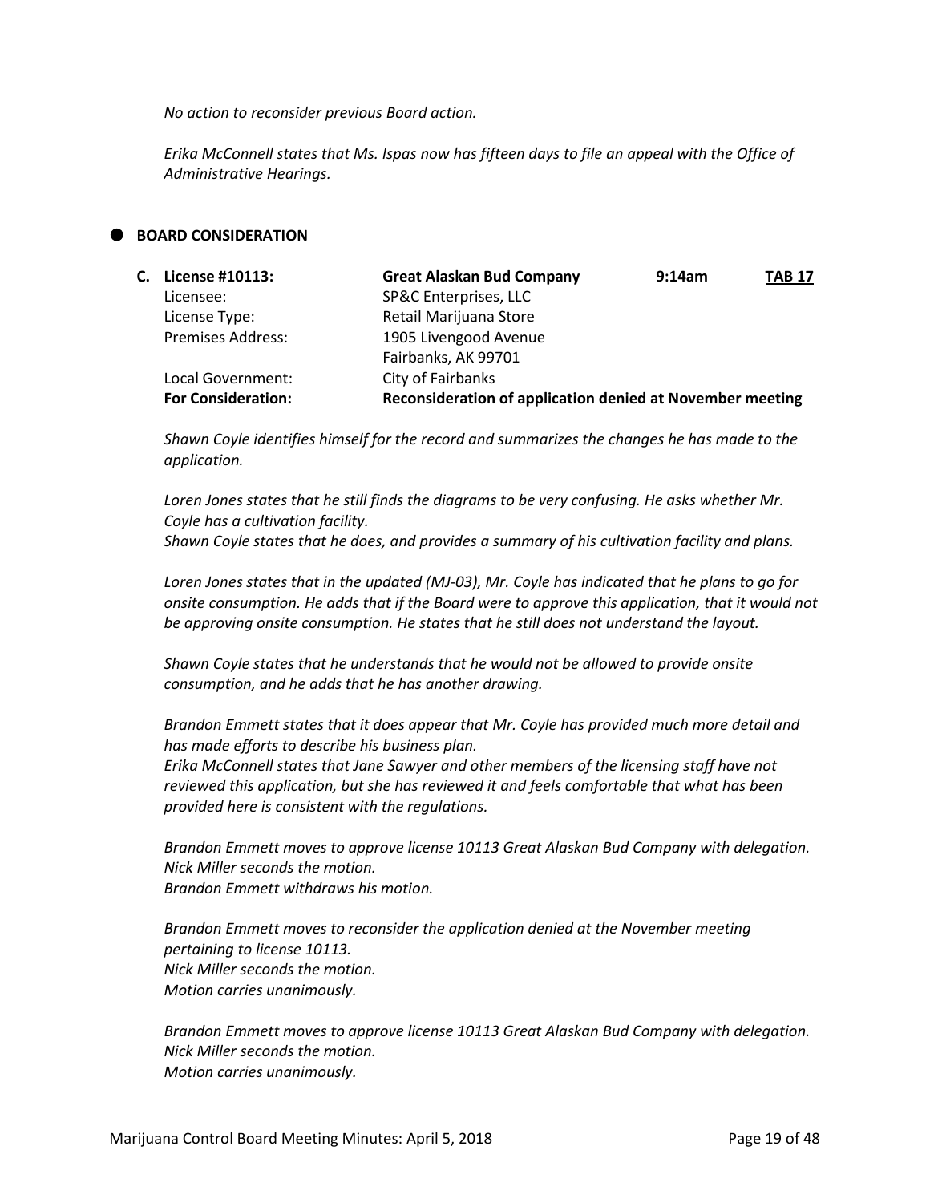*No action to reconsider previous Board action.*

*Erika McConnell states that Ms. Ispas now has fifteen days to file an appeal with the Office of Administrative Hearings.*

- **BOARD CONSIDERATION**

| **C. License #10113:** | **Great Alaskan Bud Company** | **9:14am** | **TAB 17** |
|---|---|---|---|
| Licensee: | SP&C Enterprises, LLC | | |
| License Type: | Retail Marijuana Store | | |
| Premises Address: | 1905 Livengood Avenue<br>Fairbanks, AK 99701 | | |
| Local Government: | City of Fairbanks | | |
| **For Consideration:** | **Reconsideration of application denied at November meeting** | | |

*Shawn Coyle identifies himself for the record and summarizes the changes he has made to the application.*

*Loren Jones states that he still finds the diagrams to be very confusing. He asks whether Mr. Coyle has a cultivation facility.*
*Shawn Coyle states that he does, and provides a summary of his cultivation facility and plans.*

*Loren Jones states that in the updated (MJ-03), Mr. Coyle has indicated that he plans to go for onsite consumption. He adds that if the Board were to approve this application, that it would not be approving onsite consumption. He states that he still does not understand the layout.*

*Shawn Coyle states that he understands that he would not be allowed to provide onsite consumption, and he adds that he has another drawing.*

*Brandon Emmett states that it does appear that Mr. Coyle has provided much more detail and has made efforts to describe his business plan.*
*Erika McConnell states that Jane Sawyer and other members of the licensing staff have not reviewed this application, but she has reviewed it and feels comfortable that what has been provided here is consistent with the regulations.*

*Brandon Emmett moves to approve license 10113 Great Alaskan Bud Company with delegation.*
*Nick Miller seconds the motion.*
*Brandon Emmett withdraws his motion.*

*Brandon Emmett moves to reconsider the application denied at the November meeting pertaining to license 10113.*
*Nick Miller seconds the motion.*
*Motion carries unanimously.*

*Brandon Emmett moves to approve license 10113 Great Alaskan Bud Company with delegation.*
*Nick Miller seconds the motion.*
*Motion carries unanimously.*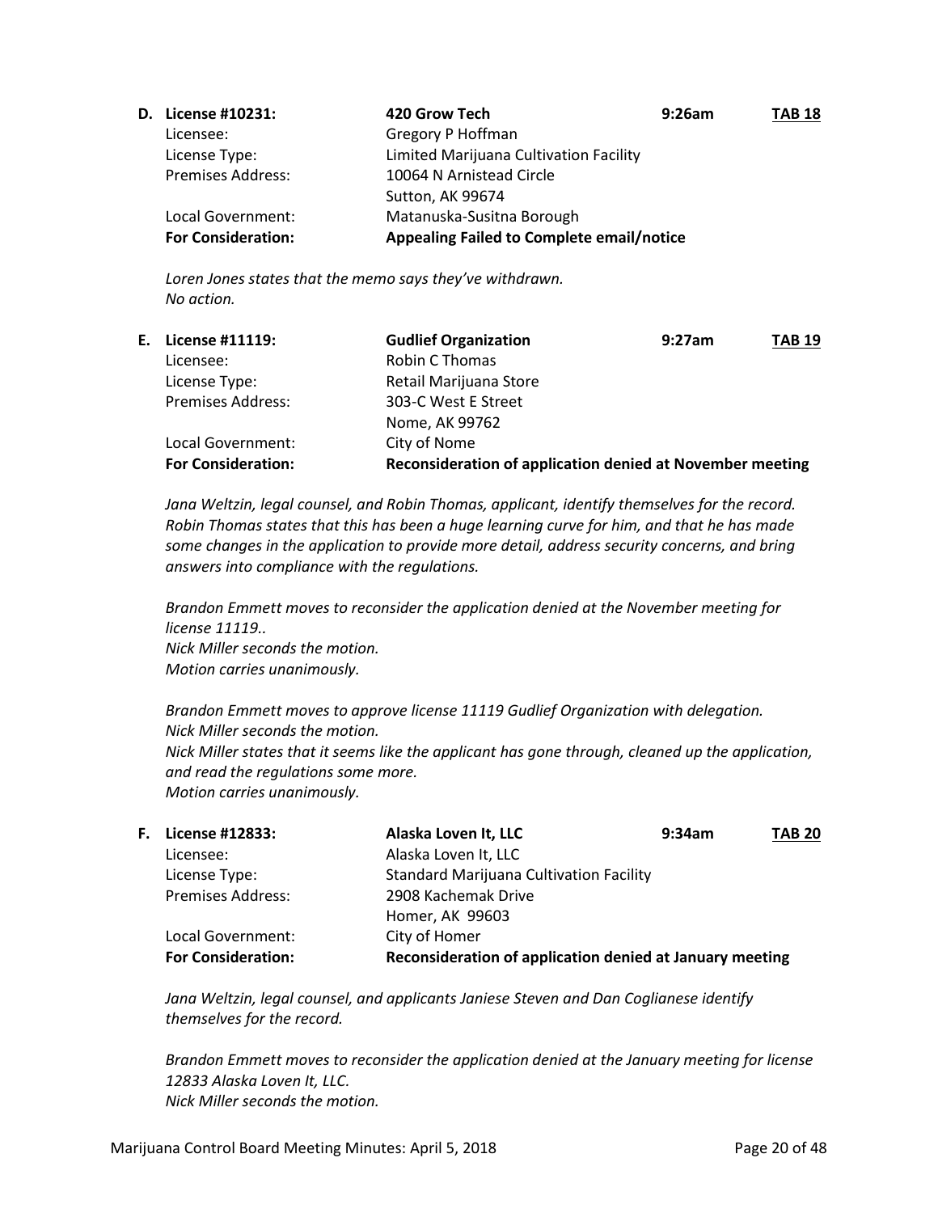**D. License #10231:** **420 Grow Tech** **9:26am** **TAB 18**

Licensee: Gregory P Hoffman
License Type: Limited Marijuana Cultivation Facility
Premises Address: 10064 N Arnistead Circle
Sutton, AK 99674
Local Government: Matanuska-Susitna Borough
**For Consideration:** **Appealing Failed to Complete email/notice**

*Loren Jones states that the memo says they've withdrawn.*
*No action.*

**E. License #11119:** **Gudlief Organization** **9:27am** **TAB 19**

Licensee: Robin C Thomas
License Type: Retail Marijuana Store
Premises Address: 303-C West E Street
Nome, AK 99762
Local Government: City of Nome
**For Consideration:** **Reconsideration of application denied at November meeting**

*Jana Weltzin, legal counsel, and Robin Thomas, applicant, identify themselves for the record. Robin Thomas states that this has been a huge learning curve for him, and that he has made some changes in the application to provide more detail, address security concerns, and bring answers into compliance with the regulations.*

*Brandon Emmett moves to reconsider the application denied at the November meeting for license 11119..*
*Nick Miller seconds the motion.*
*Motion carries unanimously.*

*Brandon Emmett moves to approve license 11119 Gudlief Organization with delegation.*
*Nick Miller seconds the motion.*
*Nick Miller states that it seems like the applicant has gone through, cleaned up the application, and read the regulations some more.*
*Motion carries unanimously.*

**F. License #12833:** **Alaska Loven It, LLC** **9:34am** **TAB 20**

Licensee: Alaska Loven It, LLC
License Type: Standard Marijuana Cultivation Facility
Premises Address: 2908 Kachemak Drive
Homer, AK 99603
Local Government: City of Homer
**For Consideration:** **Reconsideration of application denied at January meeting**

*Jana Weltzin, legal counsel, and applicants Janiese Steven and Dan Coglianese identify themselves for the record.*

*Brandon Emmett moves to reconsider the application denied at the January meeting for license 12833 Alaska Loven It, LLC.*
*Nick Miller seconds the motion.*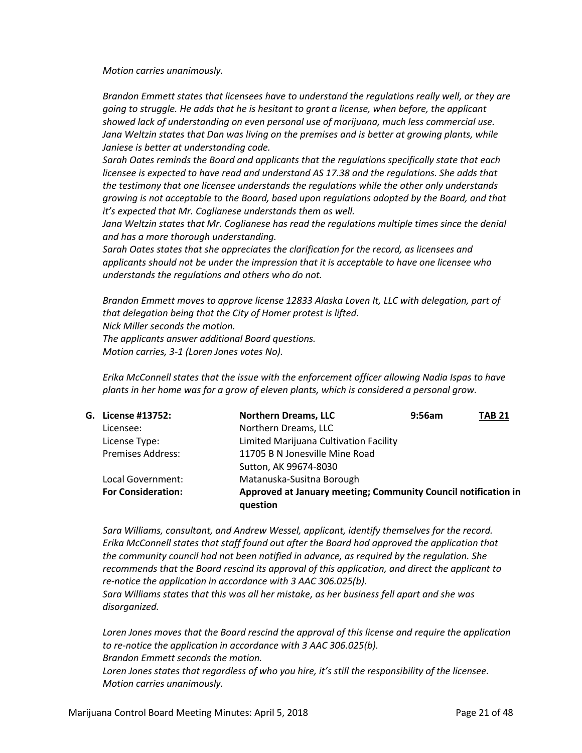*Motion carries unanimously.*

*Brandon Emmett states that licensees have to understand the regulations really well, or they are going to struggle. He adds that he is hesitant to grant a license, when before, the applicant showed lack of understanding on even personal use of marijuana, much less commercial use.*
*Jana Weltzin states that Dan was living on the premises and is better at growing plants, while Janiese is better at understanding code.*
*Sarah Oates reminds the Board and applicants that the regulations specifically state that each licensee is expected to have read and understand AS 17.38 and the regulations. She adds that the testimony that one licensee understands the regulations while the other only understands growing is not acceptable to the Board, based upon regulations adopted by the Board, and that it's expected that Mr. Coglianese understands them as well.*
*Jana Weltzin states that Mr. Coglianese has read the regulations multiple times since the denial and has a more thorough understanding.*
*Sarah Oates states that she appreciates the clarification for the record, as licensees and applicants should not be under the impression that it is acceptable to have one licensee who understands the regulations and others who do not.*

*Brandon Emmett moves to approve license 12833 Alaska Loven It, LLC with delegation, part of that delegation being that the City of Homer protest is lifted.*
*Nick Miller seconds the motion.*
*The applicants answer additional Board questions.*
*Motion carries, 3-1 (Loren Jones votes No).*

*Erika McConnell states that the issue with the enforcement officer allowing Nadia Ispas to have plants in her home was for a grow of eleven plants, which is considered a personal grow.*

**G. License #13752:** **Northern Dreams, LLC** **9:56am** **TAB 21**

| | |
|---|---|
| Licensee: | Northern Dreams, LLC |
| License Type: | Limited Marijuana Cultivation Facility |
| Premises Address: | 11705 B N Jonesville Mine Road<br>Sutton, AK 99674-8030 |
| Local Government: | Matanuska-Susitna Borough |
| **For Consideration:** | **Approved at January meeting; Community Council notification in question** |

*Sara Williams, consultant, and Andrew Wessel, applicant, identify themselves for the record.*
*Erika McConnell states that staff found out after the Board had approved the application that the community council had not been notified in advance, as required by the regulation. She recommends that the Board rescind its approval of this application, and direct the applicant to re-notice the application in accordance with 3 AAC 306.025(b).*
*Sara Williams states that this was all her mistake, as her business fell apart and she was disorganized.*

*Loren Jones moves that the Board rescind the approval of this license and require the application to re-notice the application in accordance with 3 AAC 306.025(b).*
*Brandon Emmett seconds the motion.*
*Loren Jones states that regardless of who you hire, it's still the responsibility of the licensee.*
*Motion carries unanimously.*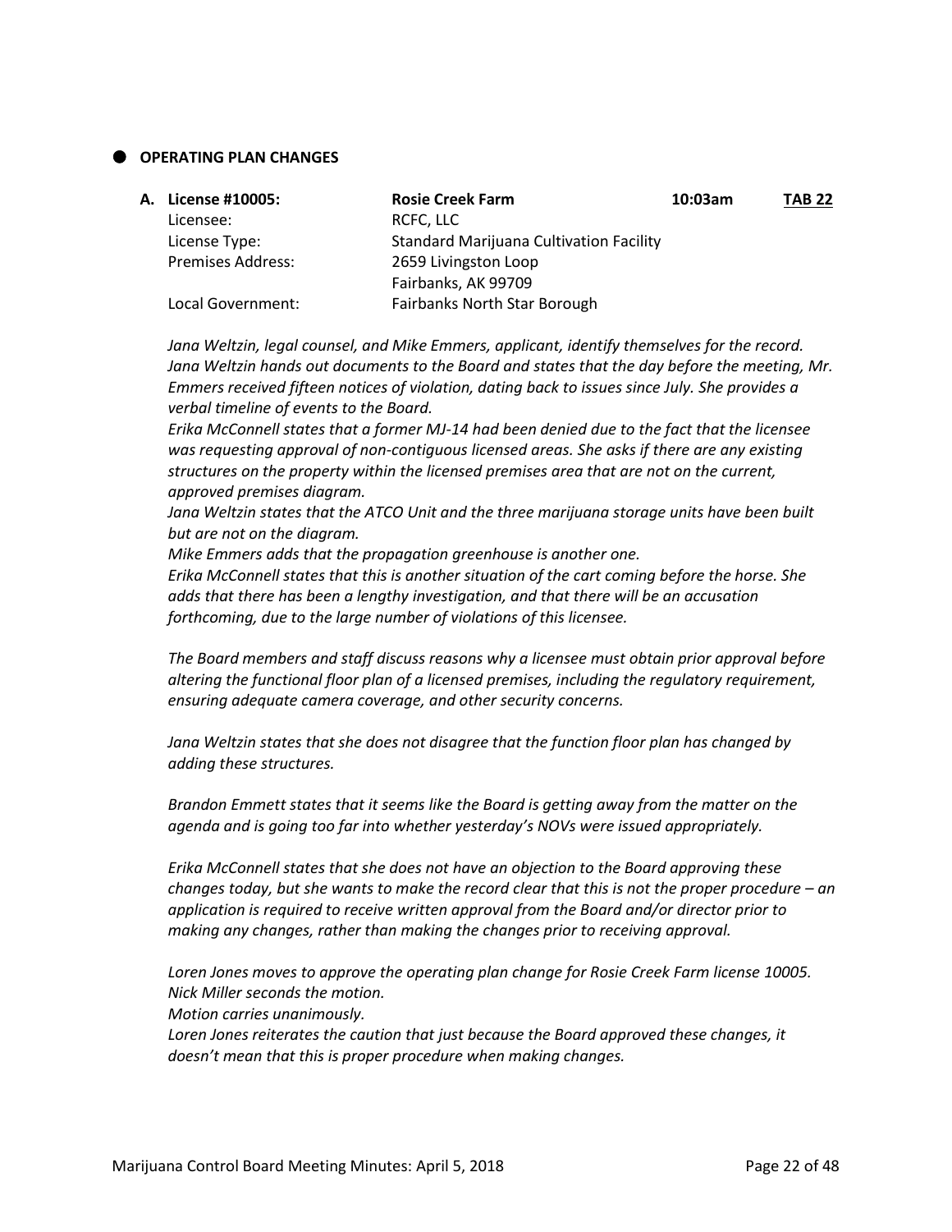## OPERATING PLAN CHANGES

**A. License #10005:** **Rosie Creek Farm** **10:03am** **TAB 22**

| | |
|---|---|
| Licensee: | RCFC, LLC |
| License Type: | Standard Marijuana Cultivation Facility |
| Premises Address: | 2659 Livingston Loop<br>Fairbanks, AK 99709 |
| Local Government: | Fairbanks North Star Borough |

*Jana Weltzin, legal counsel, and Mike Emmers, applicant, identify themselves for the record. Jana Weltzin hands out documents to the Board and states that the day before the meeting, Mr. Emmers received fifteen notices of violation, dating back to issues since July. She provides a verbal timeline of events to the Board.*

*Erika McConnell states that a former MJ-14 had been denied due to the fact that the licensee was requesting approval of non-contiguous licensed areas. She asks if there are any existing structures on the property within the licensed premises area that are not on the current, approved premises diagram.*

*Jana Weltzin states that the ATCO Unit and the three marijuana storage units have been built but are not on the diagram.*

*Mike Emmers adds that the propagation greenhouse is another one.*

*Erika McConnell states that this is another situation of the cart coming before the horse. She adds that there has been a lengthy investigation, and that there will be an accusation forthcoming, due to the large number of violations of this licensee.*

*The Board members and staff discuss reasons why a licensee must obtain prior approval before altering the functional floor plan of a licensed premises, including the regulatory requirement, ensuring adequate camera coverage, and other security concerns.*

*Jana Weltzin states that she does not disagree that the function floor plan has changed by adding these structures.*

*Brandon Emmett states that it seems like the Board is getting away from the matter on the agenda and is going too far into whether yesterday's NOVs were issued appropriately.*

*Erika McConnell states that she does not have an objection to the Board approving these changes today, but she wants to make the record clear that this is not the proper procedure – an application is required to receive written approval from the Board and/or director prior to making any changes, rather than making the changes prior to receiving approval.*

*Loren Jones moves to approve the operating plan change for Rosie Creek Farm license 10005.*
*Nick Miller seconds the motion.*
*Motion carries unanimously.*
*Loren Jones reiterates the caution that just because the Board approved these changes, it doesn't mean that this is proper procedure when making changes.*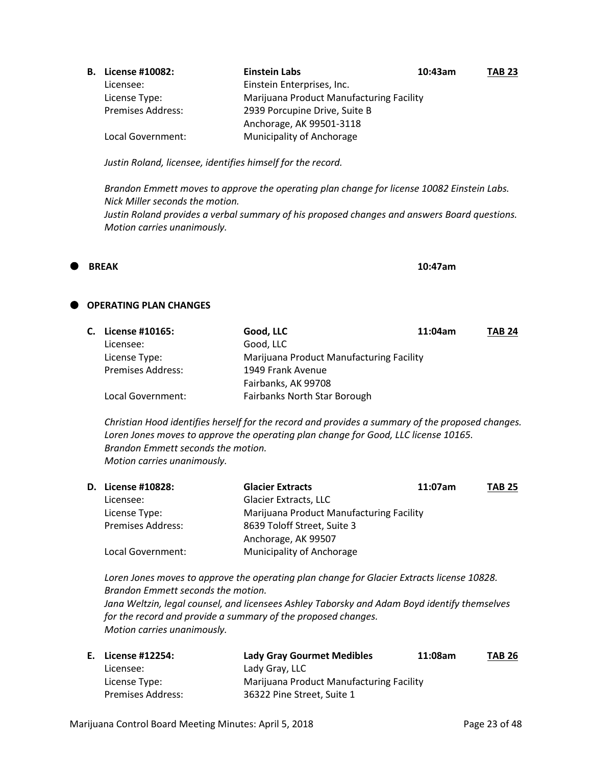**B. License #10082: Einstein Labs 10:43am TAB 23**

Licensee: Einstein Enterprises, Inc.
License Type: Marijuana Product Manufacturing Facility
Premises Address: 2939 Porcupine Drive, Suite B
Anchorage, AK 99501-3118
Local Government: Municipality of Anchorage

*Justin Roland, licensee, identifies himself for the record.*

*Brandon Emmett moves to approve the operating plan change for license 10082 Einstein Labs.*
*Nick Miller seconds the motion.*
*Justin Roland provides a verbal summary of his proposed changes and answers Board questions.*
*Motion carries unanimously.*

- **BREAK** **10:47am**

- **OPERATING PLAN CHANGES**

**C. License #10165: Good, LLC 11:04am TAB 24**

Licensee: Good, LLC
License Type: Marijuana Product Manufacturing Facility
Premises Address: 1949 Frank Avenue
Fairbanks, AK 99708
Local Government: Fairbanks North Star Borough

*Christian Hood identifies herself for the record and provides a summary of the proposed changes.*
*Loren Jones moves to approve the operating plan change for Good, LLC license 10165.*
*Brandon Emmett seconds the motion.*
*Motion carries unanimously.*

**D. License #10828: Glacier Extracts 11:07am TAB 25**

Licensee: Glacier Extracts, LLC
License Type: Marijuana Product Manufacturing Facility
Premises Address: 8639 Toloff Street, Suite 3
Anchorage, AK 99507
Local Government: Municipality of Anchorage

*Loren Jones moves to approve the operating plan change for Glacier Extracts license 10828.*
*Brandon Emmett seconds the motion.*
*Jana Weltzin, legal counsel, and licensees Ashley Taborsky and Adam Boyd identify themselves for the record and provide a summary of the proposed changes.*
*Motion carries unanimously.*

**E. License #12254: Lady Gray Gourmet Medibles 11:08am TAB 26**

Licensee: Lady Gray, LLC
License Type: Marijuana Product Manufacturing Facility
Premises Address: 36322 Pine Street, Suite 1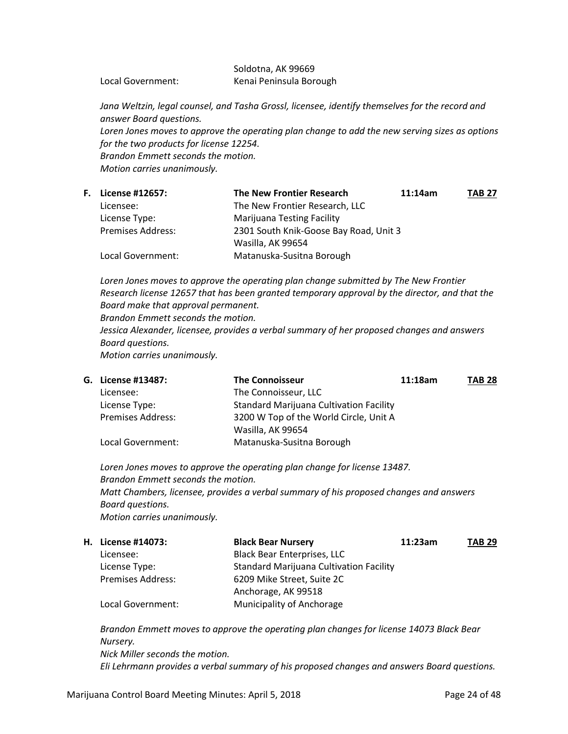| | |
|---|---|
| | Soldotna, AK 99669 |
| Local Government: | Kenai Peninsula Borough |

*Jana Weltzin, legal counsel, and Tasha Grossl, licensee, identify themselves for the record and answer Board questions.*
*Loren Jones moves to approve the operating plan change to add the new serving sizes as options for the two products for license 12254.*
*Brandon Emmett seconds the motion.*
*Motion carries unanimously.*

**F. License #12657: The New Frontier Research 11:14am TAB 27**

| | |
|---|---|
| Licensee: | The New Frontier Research, LLC |
| License Type: | Marijuana Testing Facility |
| Premises Address: | 2301 South Knik-Goose Bay Road, Unit 3<br>Wasilla, AK 99654 |
| Local Government: | Matanuska-Susitna Borough |

*Loren Jones moves to approve the operating plan change submitted by The New Frontier Research license 12657 that has been granted temporary approval by the director, and that the Board make that approval permanent.*
*Brandon Emmett seconds the motion.*
*Jessica Alexander, licensee, provides a verbal summary of her proposed changes and answers Board questions.*
*Motion carries unanimously.*

**G. License #13487: The Connoisseur 11:18am TAB 28**

| | |
|---|---|
| Licensee: | The Connoisseur, LLC |
| License Type: | Standard Marijuana Cultivation Facility |
| Premises Address: | 3200 W Top of the World Circle, Unit A<br>Wasilla, AK 99654 |
| Local Government: | Matanuska-Susitna Borough |

*Loren Jones moves to approve the operating plan change for license 13487.*
*Brandon Emmett seconds the motion.*
*Matt Chambers, licensee, provides a verbal summary of his proposed changes and answers Board questions.*
*Motion carries unanimously.*

**H. License #14073: Black Bear Nursery 11:23am TAB 29**

| | |
|---|---|
| Licensee: | Black Bear Enterprises, LLC |
| License Type: | Standard Marijuana Cultivation Facility |
| Premises Address: | 6209 Mike Street, Suite 2C<br>Anchorage, AK 99518 |
| Local Government: | Municipality of Anchorage |

*Brandon Emmett moves to approve the operating plan changes for license 14073 Black Bear Nursery.*
*Nick Miller seconds the motion.*
*Eli Lehrmann provides a verbal summary of his proposed changes and answers Board questions.*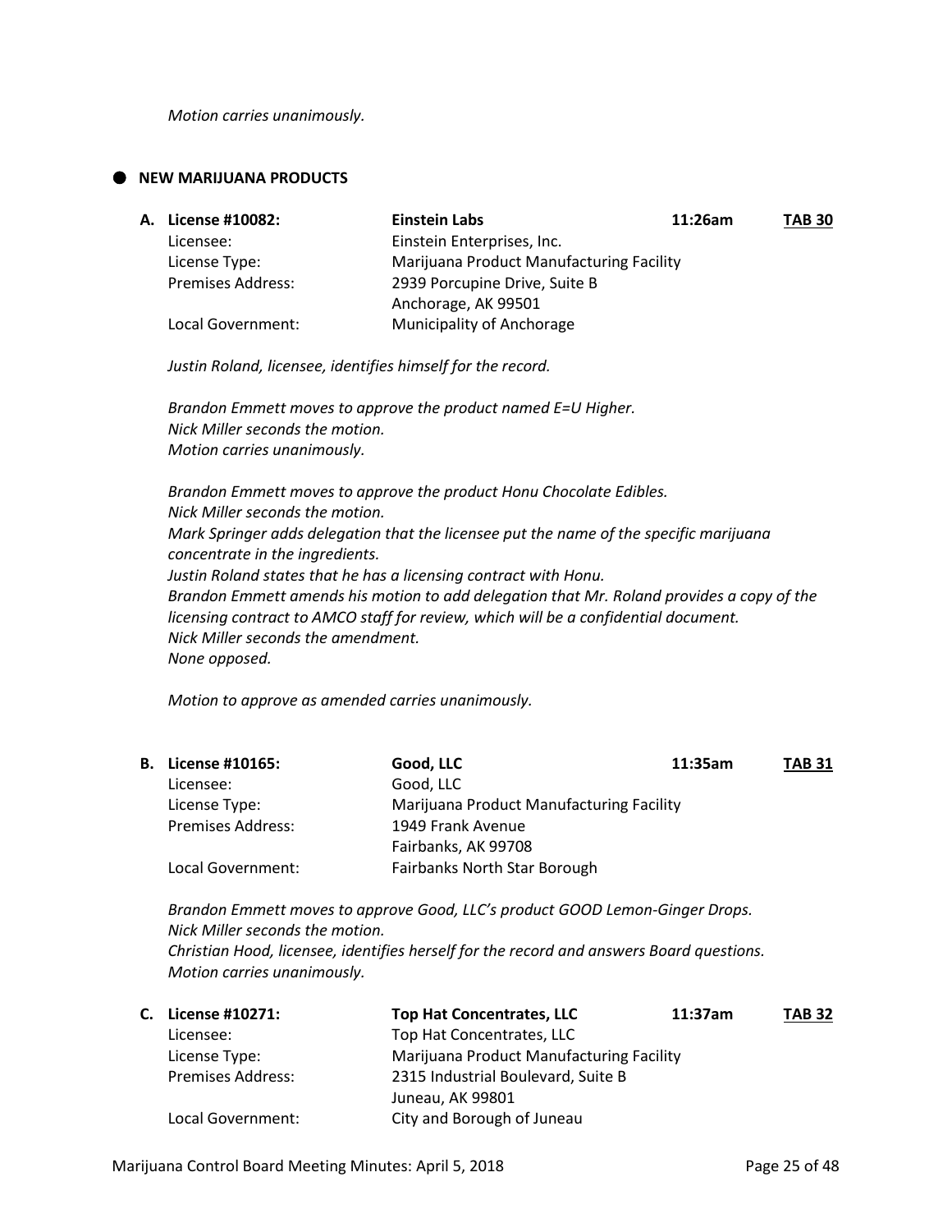*Motion carries unanimously.*

## NEW MARIJUANA PRODUCTS

**A. License #10082: Einstein Labs** 11:26am **TAB 30**

| | |
|---|---|
| Licensee: | Einstein Enterprises, Inc. |
| License Type: | Marijuana Product Manufacturing Facility |
| Premises Address: | 2939 Porcupine Drive, Suite B<br>Anchorage, AK 99501 |
| Local Government: | Municipality of Anchorage |

*Justin Roland, licensee, identifies himself for the record.*

*Brandon Emmett moves to approve the product named E=U Higher.*
*Nick Miller seconds the motion.*
*Motion carries unanimously.*

*Brandon Emmett moves to approve the product Honu Chocolate Edibles.*
*Nick Miller seconds the motion.*
*Mark Springer adds delegation that the licensee put the name of the specific marijuana concentrate in the ingredients.*
*Justin Roland states that he has a licensing contract with Honu.*
*Brandon Emmett amends his motion to add delegation that Mr. Roland provides a copy of the licensing contract to AMCO staff for review, which will be a confidential document.*
*Nick Miller seconds the amendment.*
*None opposed.*

*Motion to approve as amended carries unanimously.*

**B. License #10165: Good, LLC** 11:35am **TAB 31**

| | |
|---|---|
| Licensee: | Good, LLC |
| License Type: | Marijuana Product Manufacturing Facility |
| Premises Address: | 1949 Frank Avenue<br>Fairbanks, AK 99708 |
| Local Government: | Fairbanks North Star Borough |

*Brandon Emmett moves to approve Good, LLC's product GOOD Lemon-Ginger Drops.*
*Nick Miller seconds the motion.*
*Christian Hood, licensee, identifies herself for the record and answers Board questions.*
*Motion carries unanimously.*

**C. License #10271: Top Hat Concentrates, LLC** 11:37am **TAB 32**

| | |
|---|---|
| Licensee: | Top Hat Concentrates, LLC |
| License Type: | Marijuana Product Manufacturing Facility |
| Premises Address: | 2315 Industrial Boulevard, Suite B<br>Juneau, AK 99801 |
| Local Government: | City and Borough of Juneau |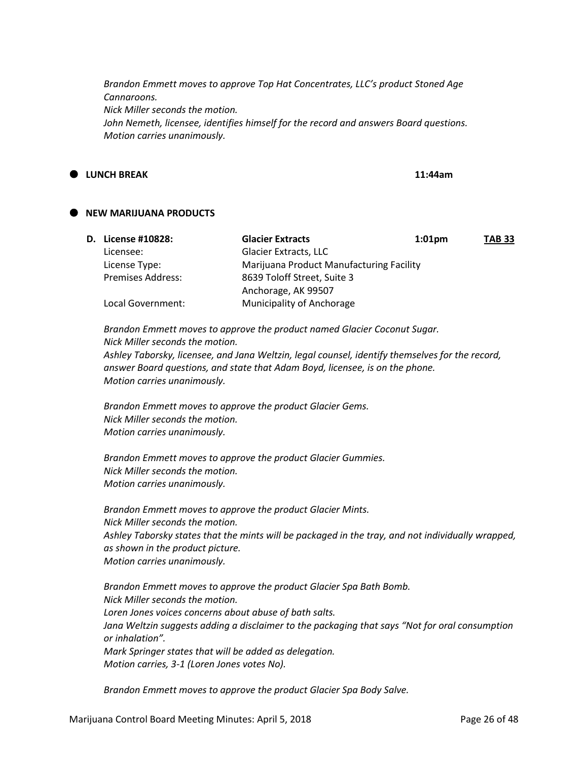*Brandon Emmett moves to approve Top Hat Concentrates, LLC's product Stoned Age Cannaroons.*
*Nick Miller seconds the motion.*
*John Nemeth, licensee, identifies himself for the record and answers Board questions.*
*Motion carries unanimously.*

- **LUNCH BREAK** **11:44am**

- **NEW MARIJUANA PRODUCTS**

| **D. License #10828:** | **Glacier Extracts** | **1:01pm** | **TAB 33** |
|---|---|---|---|
| Licensee: | Glacier Extracts, LLC | | |
| License Type: | Marijuana Product Manufacturing Facility | | |
| Premises Address: | 8639 Toloff Street, Suite 3<br>Anchorage, AK 99507 | | |
| Local Government: | Municipality of Anchorage | | |

*Brandon Emmett moves to approve the product named Glacier Coconut Sugar.*
*Nick Miller seconds the motion.*
*Ashley Taborsky, licensee, and Jana Weltzin, legal counsel, identify themselves for the record, answer Board questions, and state that Adam Boyd, licensee, is on the phone.*
*Motion carries unanimously.*

*Brandon Emmett moves to approve the product Glacier Gems.*
*Nick Miller seconds the motion.*
*Motion carries unanimously.*

*Brandon Emmett moves to approve the product Glacier Gummies.*
*Nick Miller seconds the motion.*
*Motion carries unanimously.*

*Brandon Emmett moves to approve the product Glacier Mints.*
*Nick Miller seconds the motion.*
*Ashley Taborsky states that the mints will be packaged in the tray, and not individually wrapped, as shown in the product picture.*
*Motion carries unanimously.*

*Brandon Emmett moves to approve the product Glacier Spa Bath Bomb.*
*Nick Miller seconds the motion.*
*Loren Jones voices concerns about abuse of bath salts.*
*Jana Weltzin suggests adding a disclaimer to the packaging that says "Not for oral consumption or inhalation".*
*Mark Springer states that will be added as delegation.*
*Motion carries, 3-1 (Loren Jones votes No).*

*Brandon Emmett moves to approve the product Glacier Spa Body Salve.*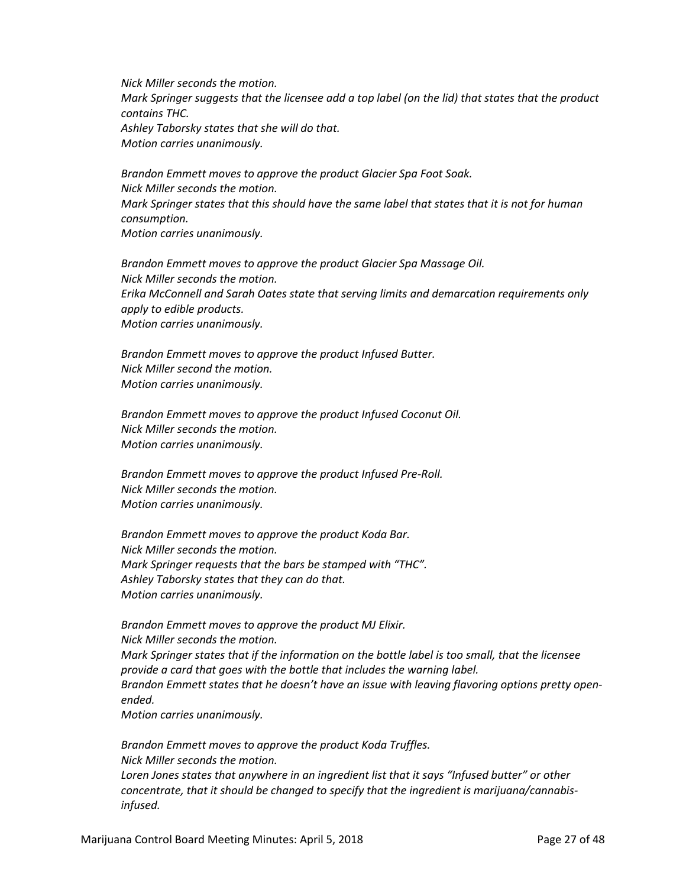*Nick Miller seconds the motion.*
*Mark Springer suggests that the licensee add a top label (on the lid) that states that the product contains THC.*
*Ashley Taborsky states that she will do that.*
*Motion carries unanimously.*

*Brandon Emmett moves to approve the product Glacier Spa Foot Soak.*
*Nick Miller seconds the motion.*
*Mark Springer states that this should have the same label that states that it is not for human consumption.*
*Motion carries unanimously.*

*Brandon Emmett moves to approve the product Glacier Spa Massage Oil.*
*Nick Miller seconds the motion.*
*Erika McConnell and Sarah Oates state that serving limits and demarcation requirements only apply to edible products.*
*Motion carries unanimously.*

*Brandon Emmett moves to approve the product Infused Butter.*
*Nick Miller second the motion.*
*Motion carries unanimously.*

*Brandon Emmett moves to approve the product Infused Coconut Oil.*
*Nick Miller seconds the motion.*
*Motion carries unanimously.*

*Brandon Emmett moves to approve the product Infused Pre-Roll.*
*Nick Miller seconds the motion.*
*Motion carries unanimously.*

*Brandon Emmett moves to approve the product Koda Bar.*
*Nick Miller seconds the motion.*
*Mark Springer requests that the bars be stamped with "THC".*
*Ashley Taborsky states that they can do that.*
*Motion carries unanimously.*

*Brandon Emmett moves to approve the product MJ Elixir.*
*Nick Miller seconds the motion.*
*Mark Springer states that if the information on the bottle label is too small, that the licensee provide a card that goes with the bottle that includes the warning label.*
*Brandon Emmett states that he doesn't have an issue with leaving flavoring options pretty open-ended.*
*Motion carries unanimously.*

*Brandon Emmett moves to approve the product Koda Truffles.*
*Nick Miller seconds the motion.*
*Loren Jones states that anywhere in an ingredient list that it says "Infused butter" or other concentrate, that it should be changed to specify that the ingredient is marijuana/cannabis-infused.*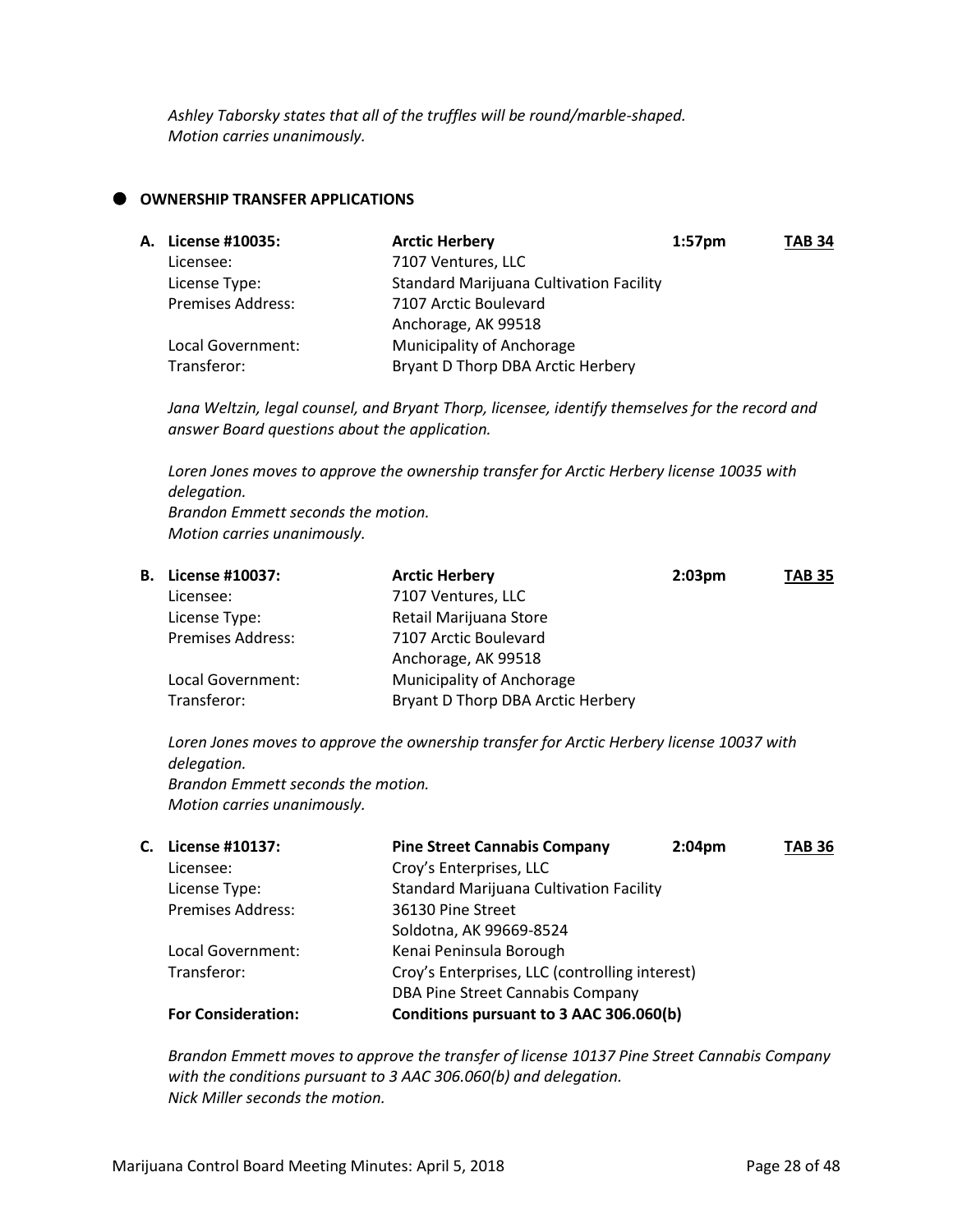*Ashley Taborsky states that all of the truffles will be round/marble-shaped.*
*Motion carries unanimously.*

- **OWNERSHIP TRANSFER APPLICATIONS**

**A. License #10035:** **Arctic Herbery** **1:57pm** **TAB 34**

| | | | |
|---|---|---|---|
| Licensee: | 7107 Ventures, LLC | | |
| License Type: | Standard Marijuana Cultivation Facility | | |
| Premises Address: | 7107 Arctic Boulevard<br>Anchorage, AK 99518 | | |
| Local Government: | Municipality of Anchorage | | |
| Transferor: | Bryant D Thorp DBA Arctic Herbery | | |

*Jana Weltzin, legal counsel, and Bryant Thorp, licensee, identify themselves for the record and answer Board questions about the application.*

*Loren Jones moves to approve the ownership transfer for Arctic Herbery license 10035 with delegation.*
*Brandon Emmett seconds the motion.*
*Motion carries unanimously.*

**B. License #10037:** **Arctic Herbery** **2:03pm** **TAB 35**

| | | | |
|---|---|---|---|
| Licensee: | 7107 Ventures, LLC | | |
| License Type: | Retail Marijuana Store | | |
| Premises Address: | 7107 Arctic Boulevard<br>Anchorage, AK 99518 | | |
| Local Government: | Municipality of Anchorage | | |
| Transferor: | Bryant D Thorp DBA Arctic Herbery | | |

*Loren Jones moves to approve the ownership transfer for Arctic Herbery license 10037 with delegation.*
*Brandon Emmett seconds the motion.*
*Motion carries unanimously.*

**C. License #10137:** **Pine Street Cannabis Company** **2:04pm** **TAB 36**

| | | | |
|---|---|---|---|
| Licensee: | Croy's Enterprises, LLC | | |
| License Type: | Standard Marijuana Cultivation Facility | | |
| Premises Address: | 36130 Pine Street<br>Soldotna, AK 99669-8524 | | |
| Local Government: | Kenai Peninsula Borough | | |
| Transferor: | Croy's Enterprises, LLC (controlling interest)<br>DBA Pine Street Cannabis Company | | |
| **For Consideration:** | **Conditions pursuant to 3 AAC 306.060(b)** | | |

*Brandon Emmett moves to approve the transfer of license 10137 Pine Street Cannabis Company with the conditions pursuant to 3 AAC 306.060(b) and delegation.*
*Nick Miller seconds the motion.*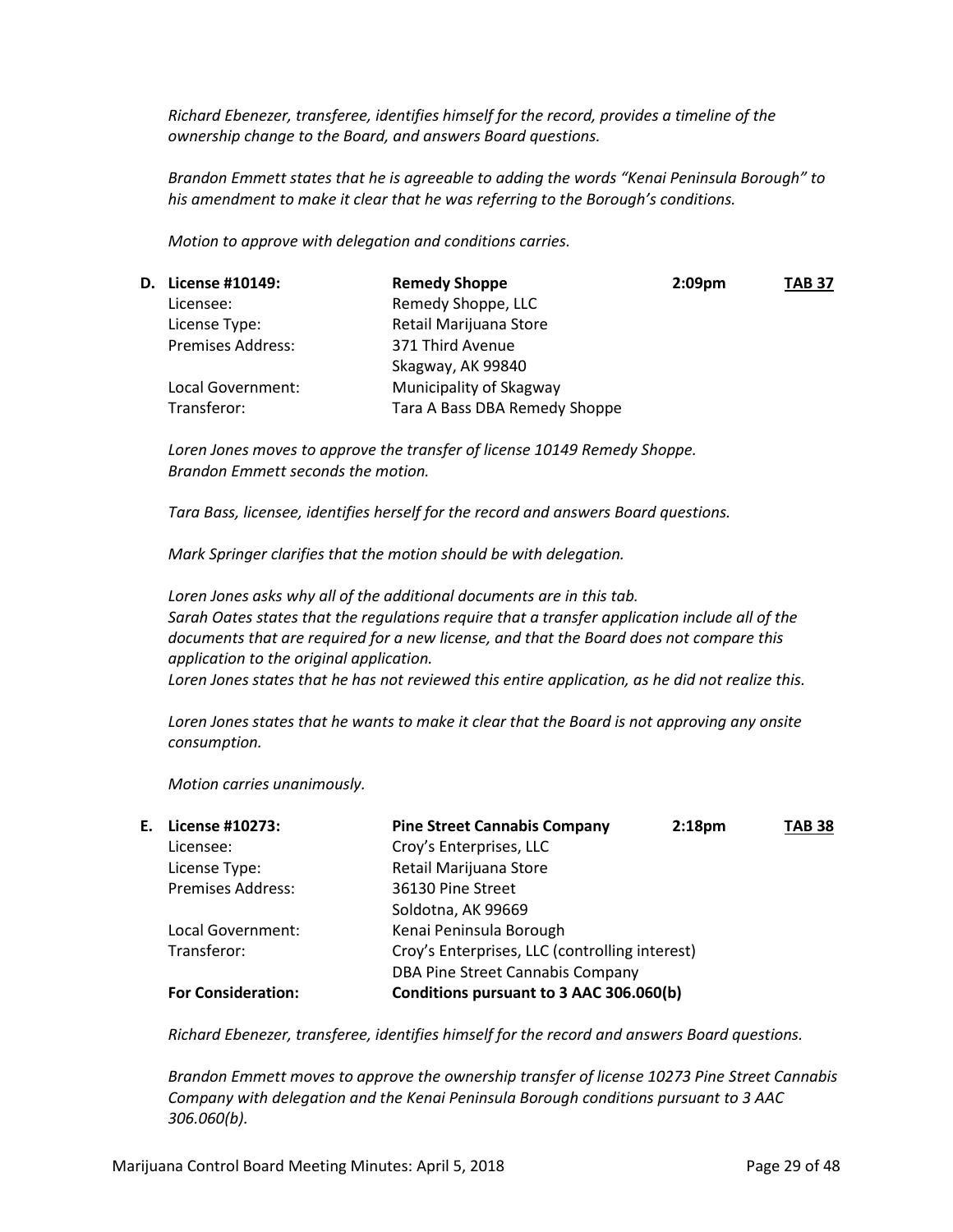*Richard Ebenezer, transferee, identifies himself for the record, provides a timeline of the ownership change to the Board, and answers Board questions.*

*Brandon Emmett states that he is agreeable to adding the words "Kenai Peninsula Borough" to his amendment to make it clear that he was referring to the Borough's conditions.*

*Motion to approve with delegation and conditions carries.*

| **D. License #10149:** | **Remedy Shoppe** | **2:09pm** | **TAB 37** |
|---|---|---|---|
| Licensee: | Remedy Shoppe, LLC | | |
| License Type: | Retail Marijuana Store | | |
| Premises Address: | 371 Third Avenue<br>Skagway, AK 99840 | | |
| Local Government: | Municipality of Skagway | | |
| Transferor: | Tara A Bass DBA Remedy Shoppe | | |

*Loren Jones moves to approve the transfer of license 10149 Remedy Shoppe.*
*Brandon Emmett seconds the motion.*

*Tara Bass, licensee, identifies herself for the record and answers Board questions.*

*Mark Springer clarifies that the motion should be with delegation.*

*Loren Jones asks why all of the additional documents are in this tab.*
*Sarah Oates states that the regulations require that a transfer application include all of the documents that are required for a new license, and that the Board does not compare this application to the original application.*
*Loren Jones states that he has not reviewed this entire application, as he did not realize this.*

*Loren Jones states that he wants to make it clear that the Board is not approving any onsite consumption.*

*Motion carries unanimously.*

| **E. License #10273:** | **Pine Street Cannabis Company** | **2:18pm** | **TAB 38** |
|---|---|---|---|
| Licensee: | Croy's Enterprises, LLC | | |
| License Type: | Retail Marijuana Store | | |
| Premises Address: | 36130 Pine Street<br>Soldotna, AK 99669 | | |
| Local Government: | Kenai Peninsula Borough | | |
| Transferor: | Croy's Enterprises, LLC (controlling interest)<br>DBA Pine Street Cannabis Company | | |
| **For Consideration:** | **Conditions pursuant to 3 AAC 306.060(b)** | | |

*Richard Ebenezer, transferee, identifies himself for the record and answers Board questions.*

*Brandon Emmett moves to approve the ownership transfer of license 10273 Pine Street Cannabis Company with delegation and the Kenai Peninsula Borough conditions pursuant to 3 AAC 306.060(b).*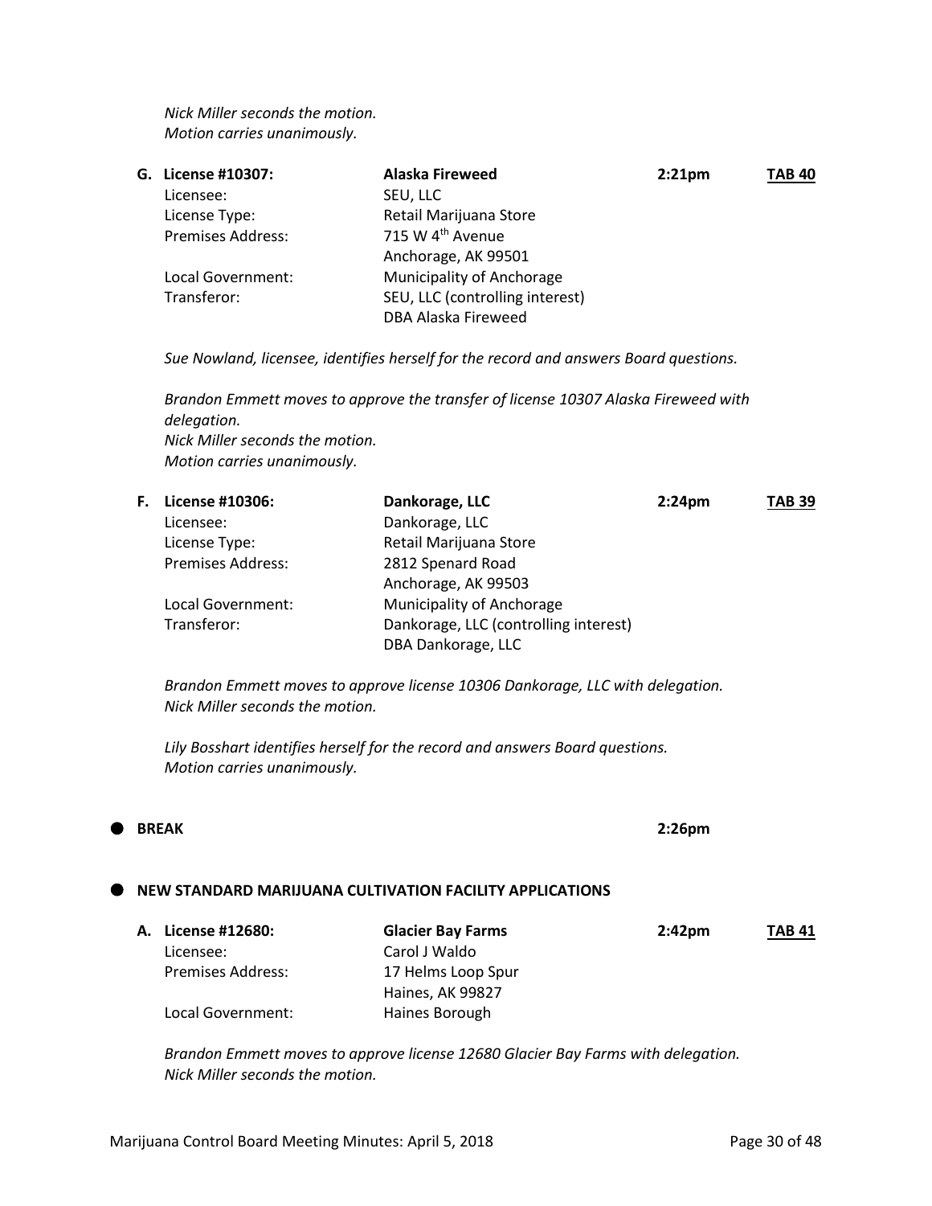*Nick Miller seconds the motion.*
*Motion carries unanimously.*

**G. License #10307:** **Alaska Fireweed** **2:21pm** **TAB 40**

Licensee: SEU, LLC
License Type: Retail Marijuana Store
Premises Address: 715 W 4th Avenue
Anchorage, AK 99501
Local Government: Municipality of Anchorage
Transferor: SEU, LLC (controlling interest)
DBA Alaska Fireweed

*Sue Nowland, licensee, identifies herself for the record and answers Board questions.*

*Brandon Emmett moves to approve the transfer of license 10307 Alaska Fireweed with delegation.*
*Nick Miller seconds the motion.*
*Motion carries unanimously.*

**F. License #10306:** **Dankorage, LLC** **2:24pm** **TAB 39**

Licensee: Dankorage, LLC
License Type: Retail Marijuana Store
Premises Address: 2812 Spenard Road
Anchorage, AK 99503
Local Government: Municipality of Anchorage
Transferor: Dankorage, LLC (controlling interest)
DBA Dankorage, LLC

*Brandon Emmett moves to approve license 10306 Dankorage, LLC with delegation.*
*Nick Miller seconds the motion.*

*Lily Bosshart identifies herself for the record and answers Board questions.*
*Motion carries unanimously.*

- **BREAK** **2:26pm**

- **NEW STANDARD MARIJUANA CULTIVATION FACILITY APPLICATIONS**

**A. License #12680:** **Glacier Bay Farms** **2:42pm** **TAB 41**

Licensee: Carol J Waldo
Premises Address: 17 Helms Loop Spur
Haines, AK 99827
Local Government: Haines Borough

*Brandon Emmett moves to approve license 12680 Glacier Bay Farms with delegation.*
*Nick Miller seconds the motion.*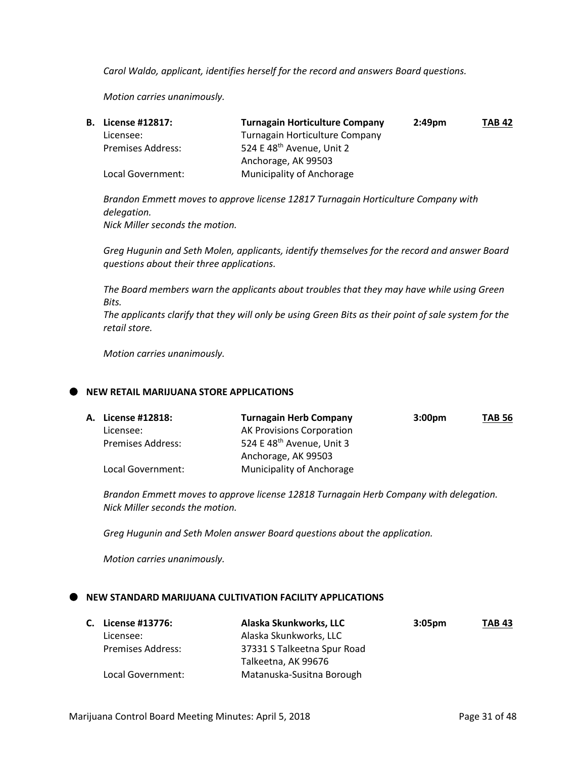*Carol Waldo, applicant, identifies herself for the record and answers Board questions.*

*Motion carries unanimously.*

| **B. License #12817:** | **Turnagain Horticulture Company** | **2:49pm** | **TAB 42** |
|---|---|---|---|
| Licensee: | Turnagain Horticulture Company | | |
| Premises Address: | 524 E 48th Avenue, Unit 2<br>Anchorage, AK 99503 | | |
| Local Government: | Municipality of Anchorage | | |

*Brandon Emmett moves to approve license 12817 Turnagain Horticulture Company with delegation.*
*Nick Miller seconds the motion.*

*Greg Hugunin and Seth Molen, applicants, identify themselves for the record and answer Board questions about their three applications.*

*The Board members warn the applicants about troubles that they may have while using Green Bits.*
*The applicants clarify that they will only be using Green Bits as their point of sale system for the retail store.*

*Motion carries unanimously.*

## NEW RETAIL MARIJUANA STORE APPLICATIONS

| **A. License #12818:** | **Turnagain Herb Company** | **3:00pm** | **TAB 56** |
|---|---|---|---|
| Licensee: | AK Provisions Corporation | | |
| Premises Address: | 524 E 48th Avenue, Unit 3<br>Anchorage, AK 99503 | | |
| Local Government: | Municipality of Anchorage | | |

*Brandon Emmett moves to approve license 12818 Turnagain Herb Company with delegation.*
*Nick Miller seconds the motion.*

*Greg Hugunin and Seth Molen answer Board questions about the application.*

*Motion carries unanimously.*

## NEW STANDARD MARIJUANA CULTIVATION FACILITY APPLICATIONS

| **C. License #13776:** | **Alaska Skunkworks, LLC** | **3:05pm** | **TAB 43** |
|---|---|---|---|
| Licensee: | Alaska Skunkworks, LLC | | |
| Premises Address: | 37331 S Talkeetna Spur Road<br>Talkeetna, AK 99676 | | |
| Local Government: | Matanuska-Susitna Borough | | |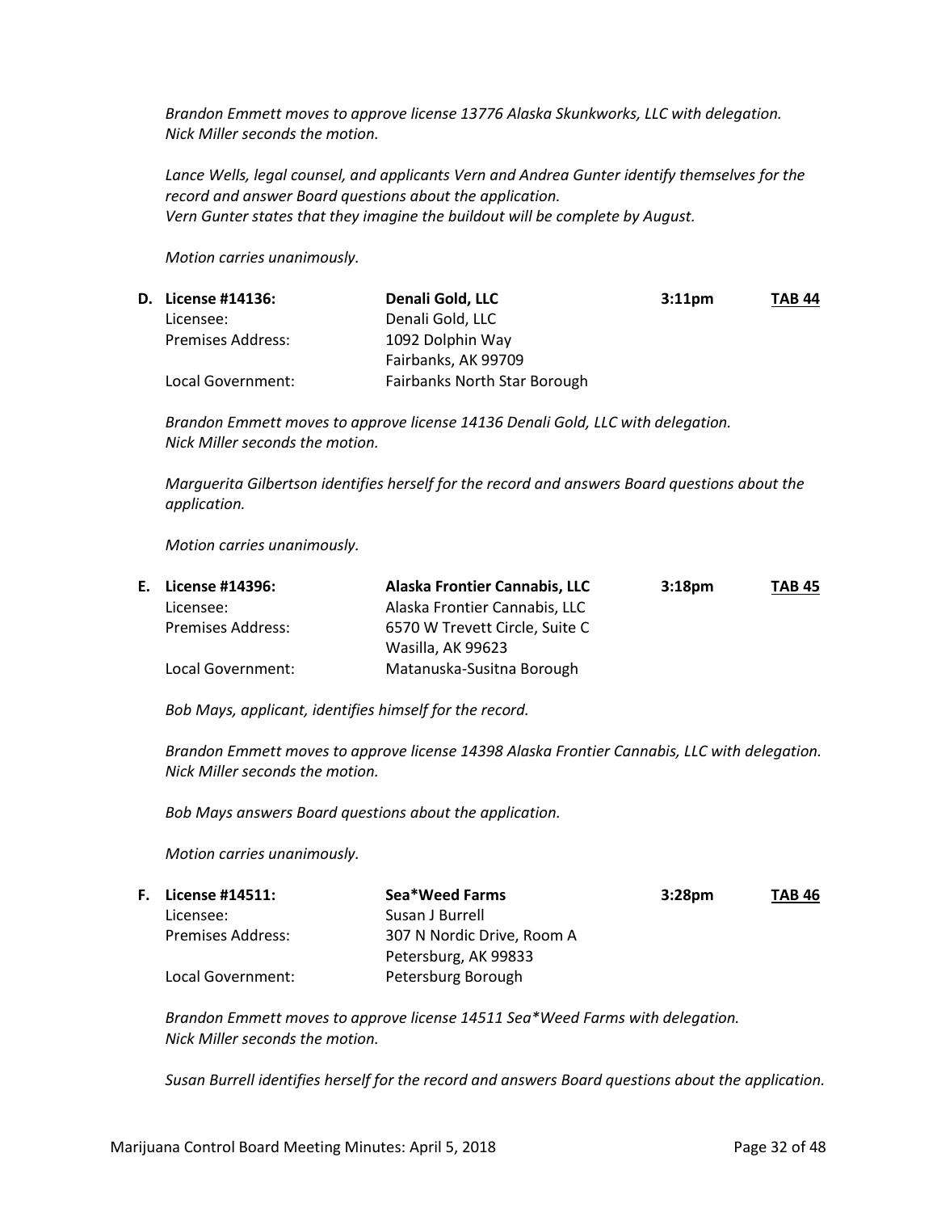*Brandon Emmett moves to approve license 13776 Alaska Skunkworks, LLC with delegation.*
*Nick Miller seconds the motion.*

*Lance Wells, legal counsel, and applicants Vern and Andrea Gunter identify themselves for the record and answer Board questions about the application.*
*Vern Gunter states that they imagine the buildout will be complete by August.*

*Motion carries unanimously.*

**D. License #14136:** **Denali Gold, LLC** **3:11pm** **TAB 44**

| | |
|---|---|
| Licensee: | Denali Gold, LLC |
| Premises Address: | 1092 Dolphin Way<br>Fairbanks, AK 99709 |
| Local Government: | Fairbanks North Star Borough |

*Brandon Emmett moves to approve license 14136 Denali Gold, LLC with delegation.*
*Nick Miller seconds the motion.*

*Marguerita Gilbertson identifies herself for the record and answers Board questions about the application.*

*Motion carries unanimously.*

**E. License #14396:** **Alaska Frontier Cannabis, LLC** **3:18pm** **TAB 45**

| | |
|---|---|
| Licensee: | Alaska Frontier Cannabis, LLC |
| Premises Address: | 6570 W Trevett Circle, Suite C<br>Wasilla, AK 99623 |
| Local Government: | Matanuska-Susitna Borough |

*Bob Mays, applicant, identifies himself for the record.*

*Brandon Emmett moves to approve license 14398 Alaska Frontier Cannabis, LLC with delegation.*
*Nick Miller seconds the motion.*

*Bob Mays answers Board questions about the application.*

*Motion carries unanimously.*

**F. License #14511:** **Sea*Weed Farms** **3:28pm** **TAB 46**

| | |
|---|---|
| Licensee: | Susan J Burrell |
| Premises Address: | 307 N Nordic Drive, Room A<br>Petersburg, AK 99833 |
| Local Government: | Petersburg Borough |

*Brandon Emmett moves to approve license 14511 Sea*Weed Farms with delegation.*
*Nick Miller seconds the motion.*

*Susan Burrell identifies herself for the record and answers Board questions about the application.*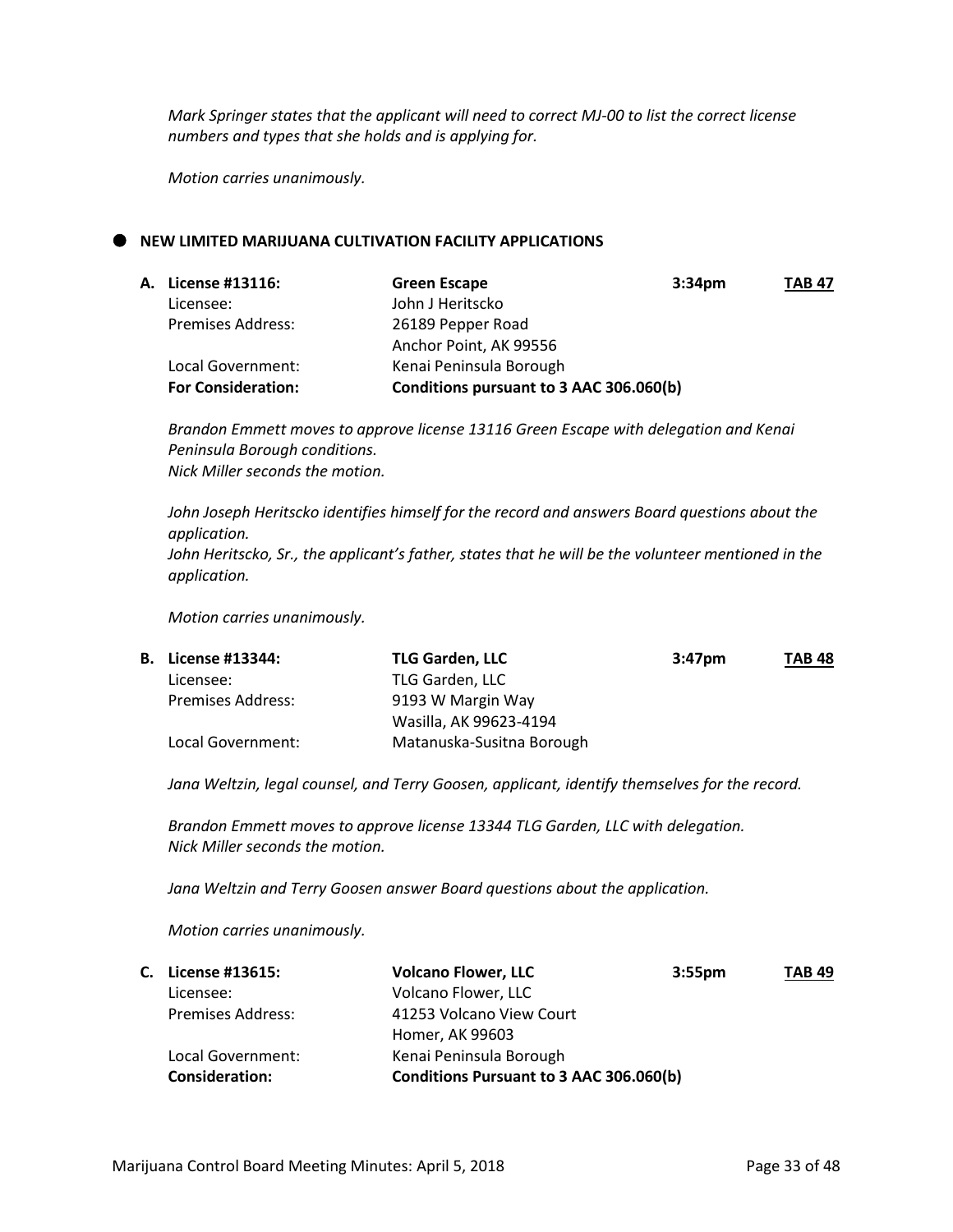*Mark Springer states that the applicant will need to correct MJ-00 to list the correct license numbers and types that she holds and is applying for.*

*Motion carries unanimously.*

## NEW LIMITED MARIJUANA CULTIVATION FACILITY APPLICATIONS

| | | | |
|---|---|---|---|
| **A. License #13116:** | **Green Escape** | **3:34pm** | **TAB 47** |
| Licensee: | John J Heritscko | | |
| Premises Address: | 26189 Pepper Road<br>Anchor Point, AK 99556 | | |
| Local Government: | Kenai Peninsula Borough | | |
| **For Consideration:** | **Conditions pursuant to 3 AAC 306.060(b)** | | |

*Brandon Emmett moves to approve license 13116 Green Escape with delegation and Kenai Peninsula Borough conditions.*
*Nick Miller seconds the motion.*

*John Joseph Heritscko identifies himself for the record and answers Board questions about the application.*
*John Heritscko, Sr., the applicant's father, states that he will be the volunteer mentioned in the application.*

*Motion carries unanimously.*

| | | | |
|---|---|---|---|
| **B. License #13344:** | **TLG Garden, LLC** | **3:47pm** | **TAB 48** |
| Licensee: | TLG Garden, LLC | | |
| Premises Address: | 9193 W Margin Way<br>Wasilla, AK 99623-4194 | | |
| Local Government: | Matanuska-Susitna Borough | | |

*Jana Weltzin, legal counsel, and Terry Goosen, applicant, identify themselves for the record.*

*Brandon Emmett moves to approve license 13344 TLG Garden, LLC with delegation.*
*Nick Miller seconds the motion.*

*Jana Weltzin and Terry Goosen answer Board questions about the application.*

*Motion carries unanimously.*

| | | | |
|---|---|---|---|
| **C. License #13615:** | **Volcano Flower, LLC** | **3:55pm** | **TAB 49** |
| Licensee: | Volcano Flower, LLC | | |
| Premises Address: | 41253 Volcano View Court<br>Homer, AK 99603 | | |
| Local Government: | Kenai Peninsula Borough | | |
| **Consideration:** | **Conditions Pursuant to 3 AAC 306.060(b)** | | |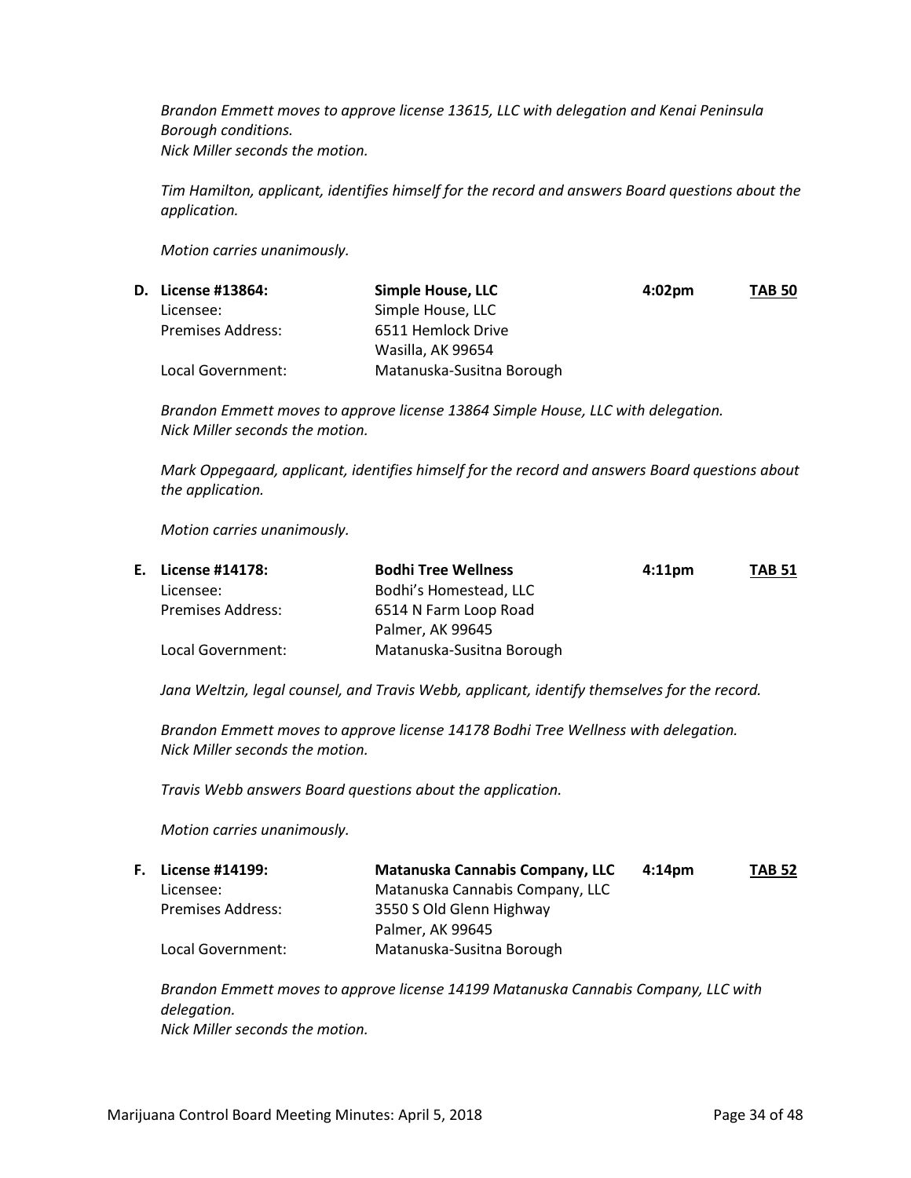*Brandon Emmett moves to approve license 13615, LLC with delegation and Kenai Peninsula Borough conditions.*
*Nick Miller seconds the motion.*

*Tim Hamilton, applicant, identifies himself for the record and answers Board questions about the application.*

*Motion carries unanimously.*

**D. License #13864:** **Simple House, LLC** **4:02pm** **TAB 50**

| | |
|---|---|
| Licensee: | Simple House, LLC |
| Premises Address: | 6511 Hemlock Drive<br>Wasilla, AK 99654 |
| Local Government: | Matanuska-Susitna Borough |

*Brandon Emmett moves to approve license 13864 Simple House, LLC with delegation.*
*Nick Miller seconds the motion.*

*Mark Oppegaard, applicant, identifies himself for the record and answers Board questions about the application.*

*Motion carries unanimously.*

**E. License #14178:** **Bodhi Tree Wellness** **4:11pm** **TAB 51**

| | |
|---|---|
| Licensee: | Bodhi's Homestead, LLC |
| Premises Address: | 6514 N Farm Loop Road<br>Palmer, AK 99645 |
| Local Government: | Matanuska-Susitna Borough |

*Jana Weltzin, legal counsel, and Travis Webb, applicant, identify themselves for the record.*

*Brandon Emmett moves to approve license 14178 Bodhi Tree Wellness with delegation.*
*Nick Miller seconds the motion.*

*Travis Webb answers Board questions about the application.*

*Motion carries unanimously.*

**F. License #14199:** **Matanuska Cannabis Company, LLC** **4:14pm** **TAB 52**

| | |
|---|---|
| Licensee: | Matanuska Cannabis Company, LLC |
| Premises Address: | 3550 S Old Glenn Highway<br>Palmer, AK 99645 |
| Local Government: | Matanuska-Susitna Borough |

*Brandon Emmett moves to approve license 14199 Matanuska Cannabis Company, LLC with delegation.*
*Nick Miller seconds the motion.*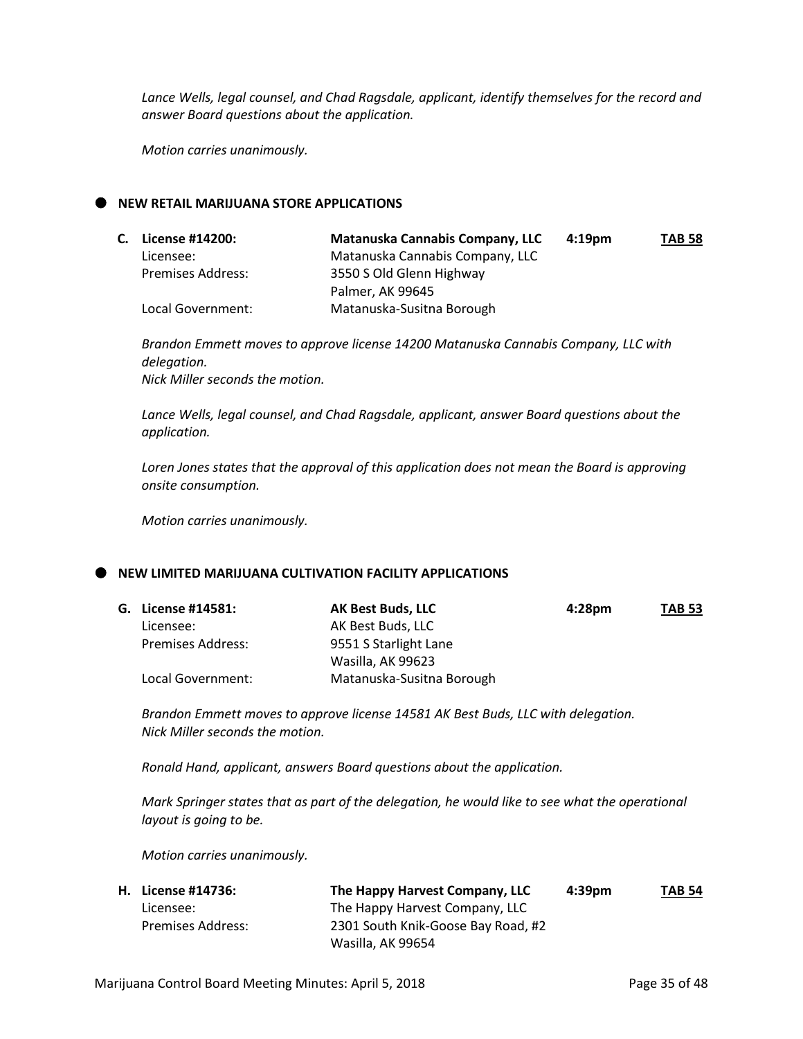*Lance Wells, legal counsel, and Chad Ragsdale, applicant, identify themselves for the record and answer Board questions about the application.*

*Motion carries unanimously.*

- **NEW RETAIL MARIJUANA STORE APPLICATIONS**

| **C. License #14200:** | **Matanuska Cannabis Company, LLC** | **4:19pm** | **TAB 58** |
|---|---|---|---|
| Licensee: | Matanuska Cannabis Company, LLC | | |
| Premises Address: | 3550 S Old Glenn Highway<br>Palmer, AK 99645 | | |
| Local Government: | Matanuska-Susitna Borough | | |

*Brandon Emmett moves to approve license 14200 Matanuska Cannabis Company, LLC with delegation.*
*Nick Miller seconds the motion.*

*Lance Wells, legal counsel, and Chad Ragsdale, applicant, answer Board questions about the application.*

*Loren Jones states that the approval of this application does not mean the Board is approving onsite consumption.*

*Motion carries unanimously.*

- **NEW LIMITED MARIJUANA CULTIVATION FACILITY APPLICATIONS**

| **G. License #14581:** | **AK Best Buds, LLC** | **4:28pm** | **TAB 53** |
|---|---|---|---|
| Licensee: | AK Best Buds, LLC | | |
| Premises Address: | 9551 S Starlight Lane<br>Wasilla, AK 99623 | | |
| Local Government: | Matanuska-Susitna Borough | | |

*Brandon Emmett moves to approve license 14581 AK Best Buds, LLC with delegation.*
*Nick Miller seconds the motion.*

*Ronald Hand, applicant, answers Board questions about the application.*

*Mark Springer states that as part of the delegation, he would like to see what the operational layout is going to be.*

*Motion carries unanimously.*

| **H. License #14736:** | **The Happy Harvest Company, LLC** | **4:39pm** | **TAB 54** |
|---|---|---|---|
| Licensee: | The Happy Harvest Company, LLC | | |
| Premises Address: | 2301 South Knik-Goose Bay Road, #2<br>Wasilla, AK 99654 | | |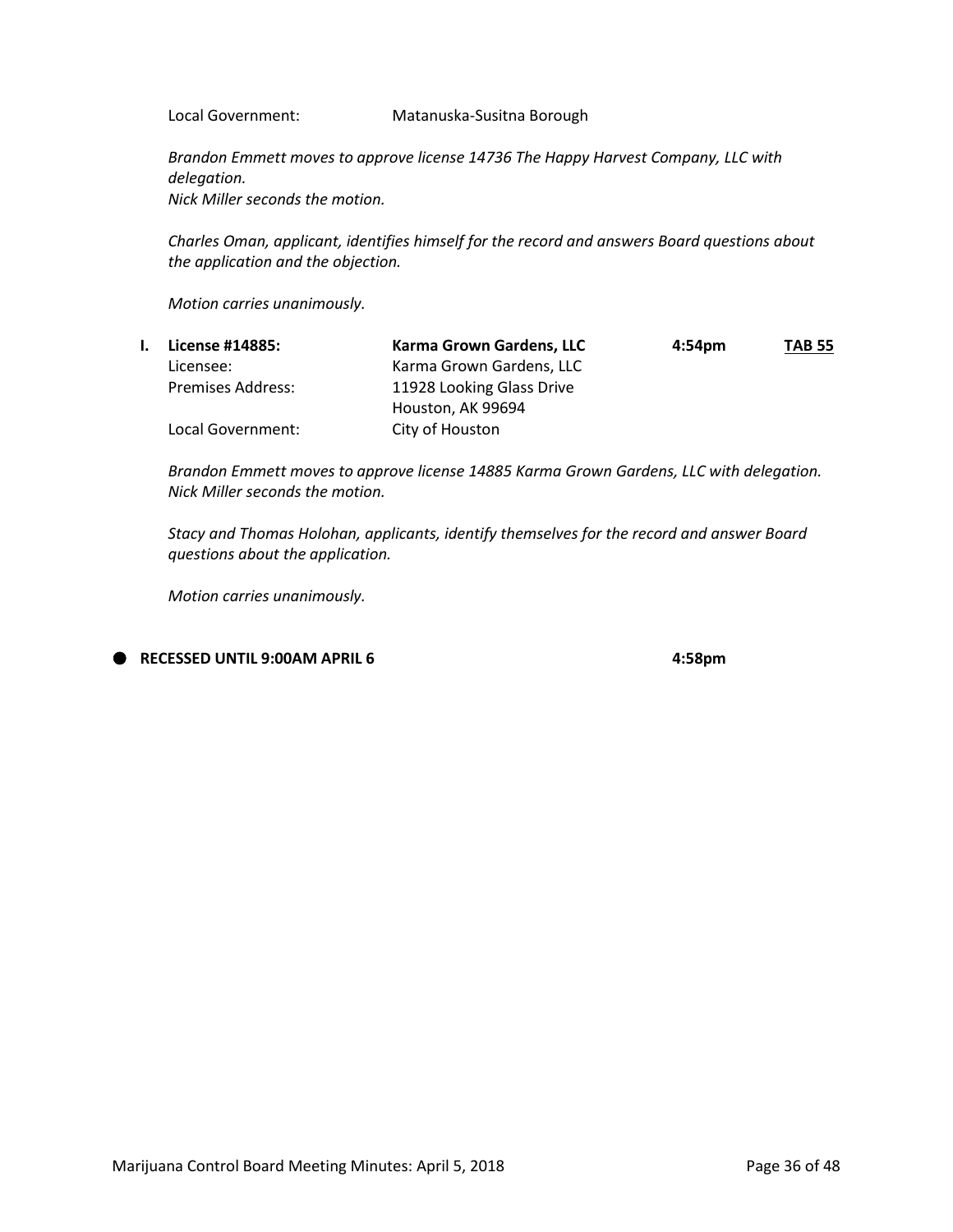Local Government: Matanuska-Susitna Borough

*Brandon Emmett moves to approve license 14736 The Happy Harvest Company, LLC with delegation.*
*Nick Miller seconds the motion.*

*Charles Oman, applicant, identifies himself for the record and answers Board questions about the application and the objection.*

*Motion carries unanimously.*

**I. License #14885:** **Karma Grown Gardens, LLC** **4:54pm** **TAB 55**

Licensee: Karma Grown Gardens, LLC
Premises Address: 11928 Looking Glass Drive
Houston, AK 99694
Local Government: City of Houston

*Brandon Emmett moves to approve license 14885 Karma Grown Gardens, LLC with delegation.*
*Nick Miller seconds the motion.*

*Stacy and Thomas Holohan, applicants, identify themselves for the record and answer Board questions about the application.*

*Motion carries unanimously.*

- **RECESSED UNTIL 9:00AM APRIL 6** **4:58pm**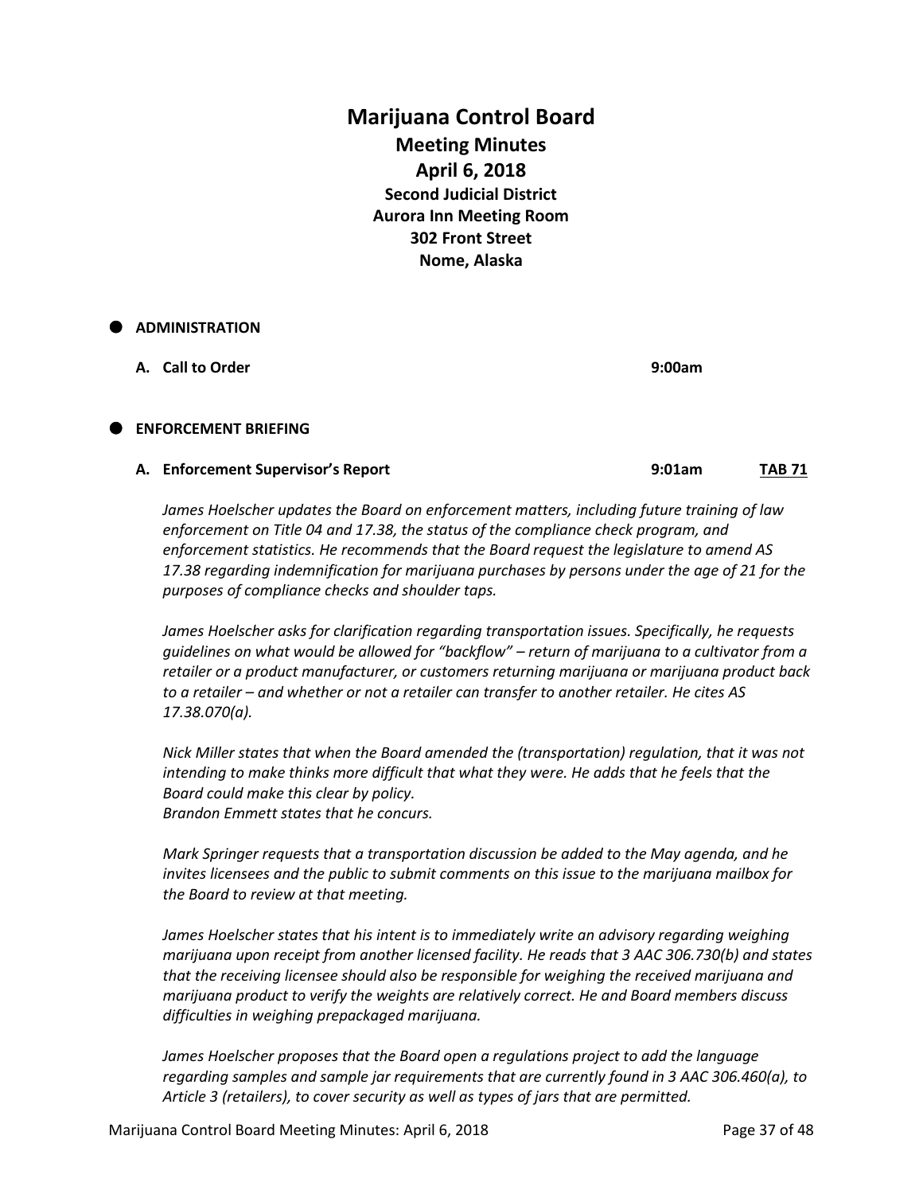# Marijuana Control Board

## Meeting Minutes

## April 6, 2018

### Second Judicial District
### Aurora Inn Meeting Room
### 302 Front Street
### Nome, Alaska

- **ADMINISTRATION**

**A. Call to Order** 9:00am

- **ENFORCEMENT BRIEFING**

**A. Enforcement Supervisor's Report** 9:01am **TAB 71**

*James Hoelscher updates the Board on enforcement matters, including future training of law enforcement on Title 04 and 17.38, the status of the compliance check program, and enforcement statistics. He recommends that the Board request the legislature to amend AS 17.38 regarding indemnification for marijuana purchases by persons under the age of 21 for the purposes of compliance checks and shoulder taps.*

*James Hoelscher asks for clarification regarding transportation issues. Specifically, he requests guidelines on what would be allowed for "backflow" – return of marijuana to a cultivator from a retailer or a product manufacturer, or customers returning marijuana or marijuana product back to a retailer – and whether or not a retailer can transfer to another retailer. He cites AS 17.38.070(a).*

*Nick Miller states that when the Board amended the (transportation) regulation, that it was not intending to make thinks more difficult that what they were. He adds that he feels that the Board could make this clear by policy.*
*Brandon Emmett states that he concurs.*

*Mark Springer requests that a transportation discussion be added to the May agenda, and he invites licensees and the public to submit comments on this issue to the marijuana mailbox for the Board to review at that meeting.*

*James Hoelscher states that his intent is to immediately write an advisory regarding weighing marijuana upon receipt from another licensed facility. He reads that 3 AAC 306.730(b) and states that the receiving licensee should also be responsible for weighing the received marijuana and marijuana product to verify the weights are relatively correct. He and Board members discuss difficulties in weighing prepackaged marijuana.*

*James Hoelscher proposes that the Board open a regulations project to add the language regarding samples and sample jar requirements that are currently found in 3 AAC 306.460(a), to Article 3 (retailers), to cover security as well as types of jars that are permitted.*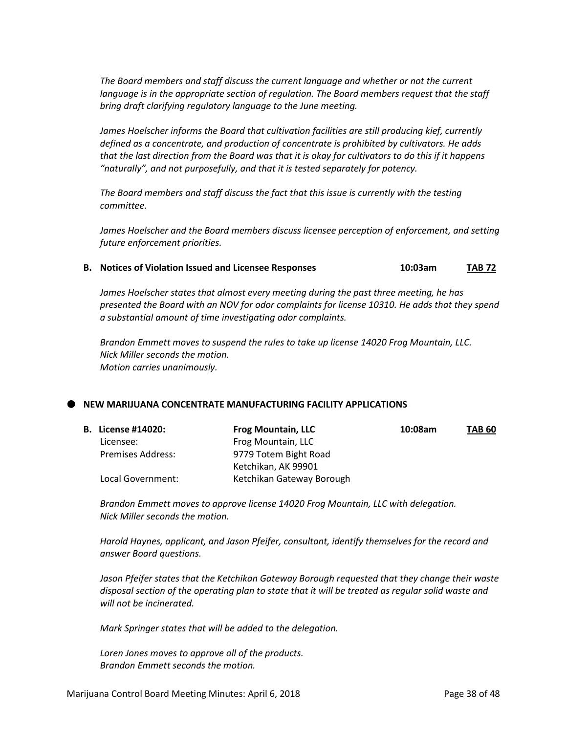*The Board members and staff discuss the current language and whether or not the current language is in the appropriate section of regulation. The Board members request that the staff bring draft clarifying regulatory language to the June meeting.*

*James Hoelscher informs the Board that cultivation facilities are still producing kief, currently defined as a concentrate, and production of concentrate is prohibited by cultivators. He adds that the last direction from the Board was that it is okay for cultivators to do this if it happens "naturally", and not purposefully, and that it is tested separately for potency.*

*The Board members and staff discuss the fact that this issue is currently with the testing committee.*

*James Hoelscher and the Board members discuss licensee perception of enforcement, and setting future enforcement priorities.*

**B. Notices of Violation Issued and Licensee Responses** **10:03am** **TAB 72**

*James Hoelscher states that almost every meeting during the past three meeting, he has presented the Board with an NOV for odor complaints for license 10310. He adds that they spend a substantial amount of time investigating odor complaints.*

*Brandon Emmett moves to suspend the rules to take up license 14020 Frog Mountain, LLC.*
*Nick Miller seconds the motion.*
*Motion carries unanimously.*

## NEW MARIJUANA CONCENTRATE MANUFACTURING FACILITY APPLICATIONS

| **B. License #14020:** | **Frog Mountain, LLC** | **10:08am** | **TAB 60** |
|---|---|---|---|
| Licensee: | Frog Mountain, LLC | | |
| Premises Address: | 9779 Totem Bight Road<br>Ketchikan, AK 99901 | | |
| Local Government: | Ketchikan Gateway Borough | | |

*Brandon Emmett moves to approve license 14020 Frog Mountain, LLC with delegation.*
*Nick Miller seconds the motion.*

*Harold Haynes, applicant, and Jason Pfeifer, consultant, identify themselves for the record and answer Board questions.*

*Jason Pfeifer states that the Ketchikan Gateway Borough requested that they change their waste disposal section of the operating plan to state that it will be treated as regular solid waste and will not be incinerated.*

*Mark Springer states that will be added to the delegation.*

*Loren Jones moves to approve all of the products.*
*Brandon Emmett seconds the motion.*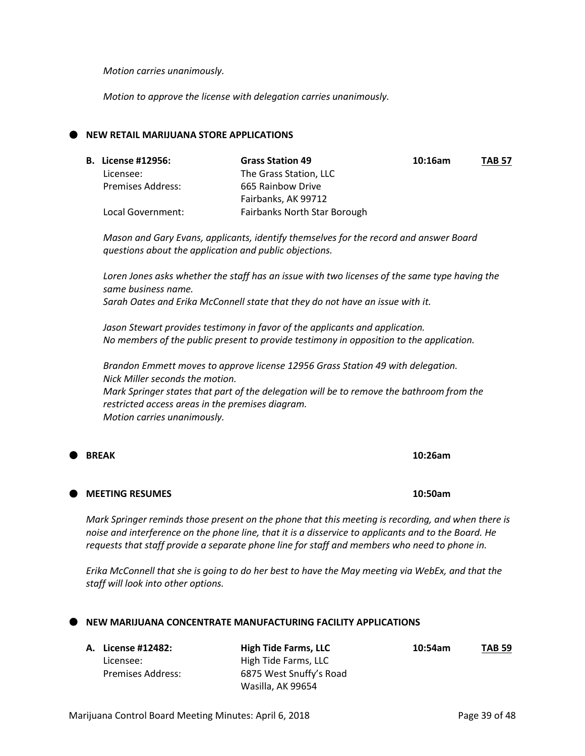*Motion carries unanimously.*

*Motion to approve the license with delegation carries unanimously.*

## NEW RETAIL MARIJUANA STORE APPLICATIONS

| **B. License #12956:** | **Grass Station 49** | **10:16am** | **TAB 57** |
|---|---|---|---|
| Licensee: | The Grass Station, LLC | | |
| Premises Address: | 665 Rainbow Drive<br>Fairbanks, AK 99712 | | |
| Local Government: | Fairbanks North Star Borough | | |

*Mason and Gary Evans, applicants, identify themselves for the record and answer Board questions about the application and public objections.*

*Loren Jones asks whether the staff has an issue with two licenses of the same type having the same business name.*
*Sarah Oates and Erika McConnell state that they do not have an issue with it.*

*Jason Stewart provides testimony in favor of the applicants and application.*
*No members of the public present to provide testimony in opposition to the application.*

*Brandon Emmett moves to approve license 12956 Grass Station 49 with delegation.*
*Nick Miller seconds the motion.*
*Mark Springer states that part of the delegation will be to remove the bathroom from the restricted access areas in the premises diagram.*
*Motion carries unanimously.*

## BREAK — 10:26am

## MEETING RESUMES — 10:50am

*Mark Springer reminds those present on the phone that this meeting is recording, and when there is noise and interference on the phone line, that it is a disservice to applicants and to the Board. He requests that staff provide a separate phone line for staff and members who need to phone in.*

*Erika McConnell that she is going to do her best to have the May meeting via WebEx, and that the staff will look into other options.*

## NEW MARIJUANA CONCENTRATE MANUFACTURING FACILITY APPLICATIONS

| **A. License #12482:** | **High Tide Farms, LLC** | **10:54am** | **TAB 59** |
|---|---|---|---|
| Licensee: | High Tide Farms, LLC | | |
| Premises Address: | 6875 West Snuffy's Road<br>Wasilla, AK 99654 | | |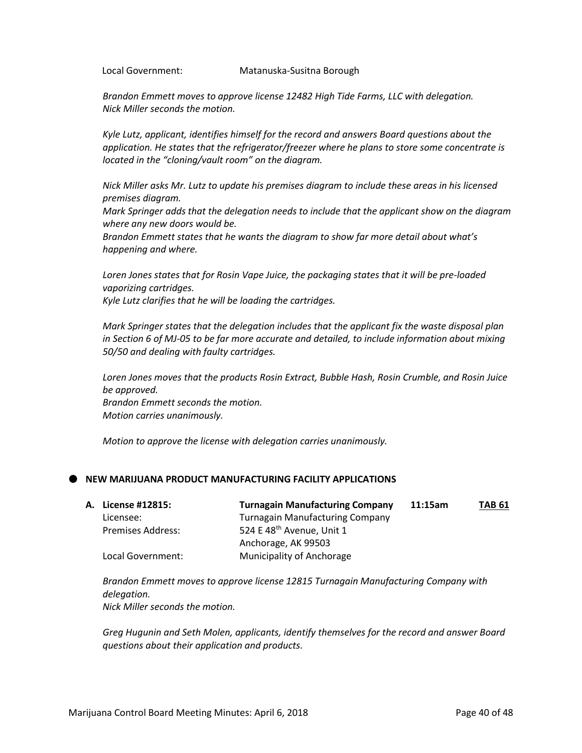Local Government: Matanuska-Susitna Borough

*Brandon Emmett moves to approve license 12482 High Tide Farms, LLC with delegation.*
*Nick Miller seconds the motion.*

*Kyle Lutz, applicant, identifies himself for the record and answers Board questions about the application. He states that the refrigerator/freezer where he plans to store some concentrate is located in the "cloning/vault room" on the diagram.*

*Nick Miller asks Mr. Lutz to update his premises diagram to include these areas in his licensed premises diagram.*
*Mark Springer adds that the delegation needs to include that the applicant show on the diagram where any new doors would be.*
*Brandon Emmett states that he wants the diagram to show far more detail about what's happening and where.*

*Loren Jones states that for Rosin Vape Juice, the packaging states that it will be pre-loaded vaporizing cartridges.*
*Kyle Lutz clarifies that he will be loading the cartridges.*

*Mark Springer states that the delegation includes that the applicant fix the waste disposal plan in Section 6 of MJ-05 to be far more accurate and detailed, to include information about mixing 50/50 and dealing with faulty cartridges.*

*Loren Jones moves that the products Rosin Extract, Bubble Hash, Rosin Crumble, and Rosin Juice be approved.*
*Brandon Emmett seconds the motion.*
*Motion carries unanimously.*

*Motion to approve the license with delegation carries unanimously.*

- **NEW MARIJUANA PRODUCT MANUFACTURING FACILITY APPLICATIONS**

**A. License #12815:** **Turnagain Manufacturing Company** **11:15am** **TAB 61**

Licensee: Turnagain Manufacturing Company
Premises Address: 524 E 48th Avenue, Unit 1
Anchorage, AK 99503
Local Government: Municipality of Anchorage

*Brandon Emmett moves to approve license 12815 Turnagain Manufacturing Company with delegation.*
*Nick Miller seconds the motion.*

*Greg Hugunin and Seth Molen, applicants, identify themselves for the record and answer Board questions about their application and products.*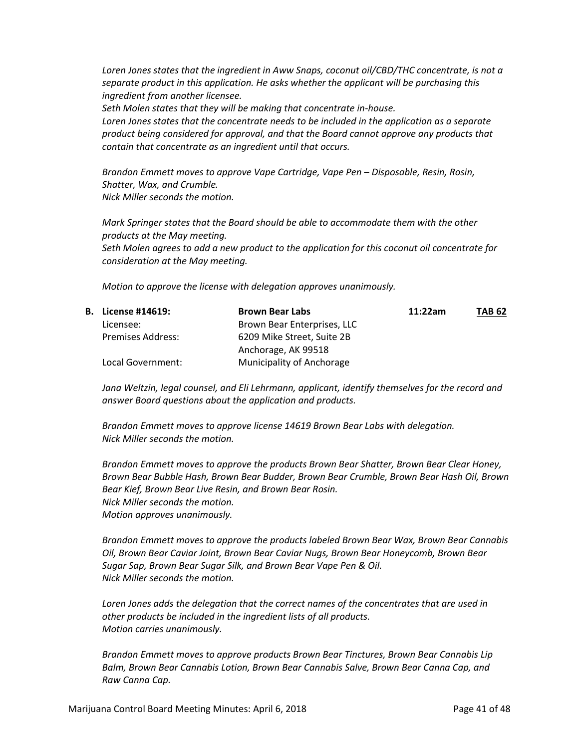*Loren Jones states that the ingredient in Aww Snaps, coconut oil/CBD/THC concentrate, is not a separate product in this application. He asks whether the applicant will be purchasing this ingredient from another licensee.*

*Seth Molen states that they will be making that concentrate in-house.*

*Loren Jones states that the concentrate needs to be included in the application as a separate product being considered for approval, and that the Board cannot approve any products that contain that concentrate as an ingredient until that occurs.*

*Brandon Emmett moves to approve Vape Cartridge, Vape Pen – Disposable, Resin, Rosin, Shatter, Wax, and Crumble.*
*Nick Miller seconds the motion.*

*Mark Springer states that the Board should be able to accommodate them with the other products at the May meeting.*

*Seth Molen agrees to add a new product to the application for this coconut oil concentrate for consideration at the May meeting.*

*Motion to approve the license with delegation approves unanimously.*

| **B. License #14619:** | **Brown Bear Labs** | **11:22am** | **TAB 62** |
|---|---|---|---|
| Licensee: | Brown Bear Enterprises, LLC | | |
| Premises Address: | 6209 Mike Street, Suite 2B<br>Anchorage, AK 99518 | | |
| Local Government: | Municipality of Anchorage | | |

*Jana Weltzin, legal counsel, and Eli Lehrmann, applicant, identify themselves for the record and answer Board questions about the application and products.*

*Brandon Emmett moves to approve license 14619 Brown Bear Labs with delegation.*
*Nick Miller seconds the motion.*

*Brandon Emmett moves to approve the products Brown Bear Shatter, Brown Bear Clear Honey, Brown Bear Bubble Hash, Brown Bear Budder, Brown Bear Crumble, Brown Bear Hash Oil, Brown Bear Kief, Brown Bear Live Resin, and Brown Bear Rosin.*
*Nick Miller seconds the motion.*
*Motion approves unanimously.*

*Brandon Emmett moves to approve the products labeled Brown Bear Wax, Brown Bear Cannabis Oil, Brown Bear Caviar Joint, Brown Bear Caviar Nugs, Brown Bear Honeycomb, Brown Bear Sugar Sap, Brown Bear Sugar Silk, and Brown Bear Vape Pen & Oil.*
*Nick Miller seconds the motion.*

*Loren Jones adds the delegation that the correct names of the concentrates that are used in other products be included in the ingredient lists of all products.*
*Motion carries unanimously.*

*Brandon Emmett moves to approve products Brown Bear Tinctures, Brown Bear Cannabis Lip Balm, Brown Bear Cannabis Lotion, Brown Bear Cannabis Salve, Brown Bear Canna Cap, and Raw Canna Cap.*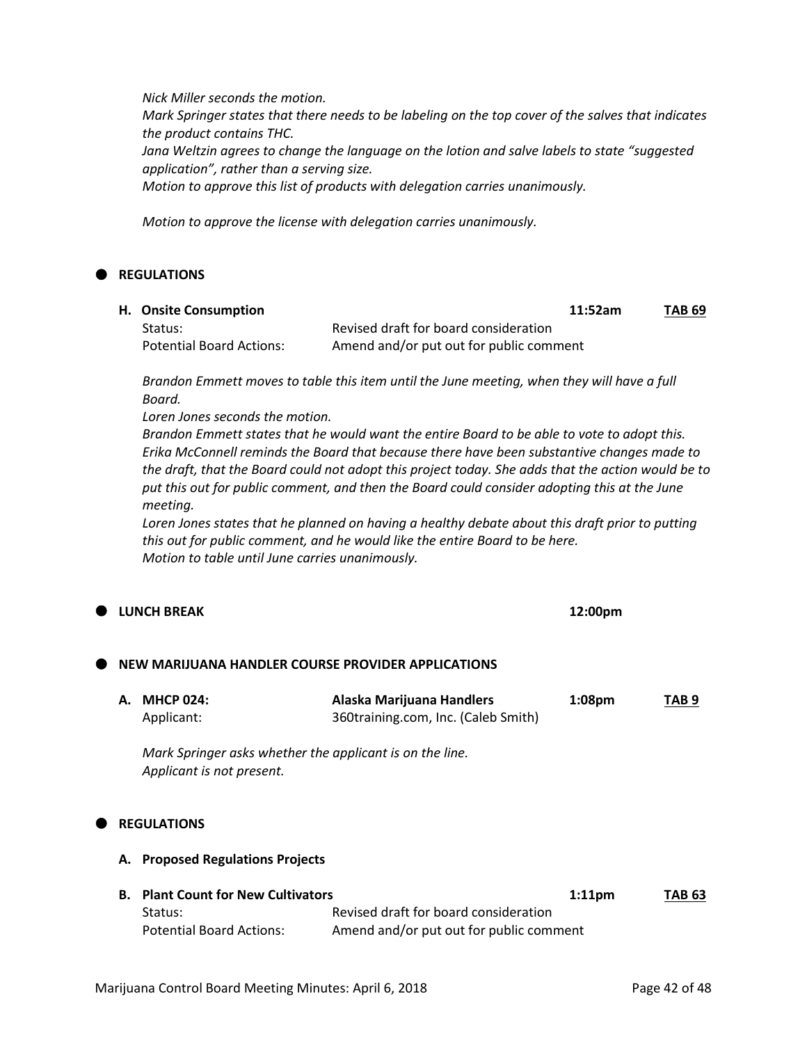*Nick Miller seconds the motion.*
*Mark Springer states that there needs to be labeling on the top cover of the salves that indicates the product contains THC.*
*Jana Weltzin agrees to change the language on the lotion and salve labels to state "suggested application", rather than a serving size.*
*Motion to approve this list of products with delegation carries unanimously.*

*Motion to approve the license with delegation carries unanimously.*

## REGULATIONS

**H. Onsite Consumption** — **11:52am** — **TAB 69**

Status: Revised draft for board consideration
Potential Board Actions: Amend and/or put out for public comment

*Brandon Emmett moves to table this item until the June meeting, when they will have a full Board.*
*Loren Jones seconds the motion.*
*Brandon Emmett states that he would want the entire Board to be able to vote to adopt this.*
*Erika McConnell reminds the Board that because there have been substantive changes made to the draft, that the Board could not adopt this project today. She adds that the action would be to put this out for public comment, and then the Board could consider adopting this at the June meeting.*
*Loren Jones states that he planned on having a healthy debate about this draft prior to putting this out for public comment, and he would like the entire Board to be here.*
*Motion to table until June carries unanimously.*

## LUNCH BREAK — 12:00pm

## NEW MARIJUANA HANDLER COURSE PROVIDER APPLICATIONS

**A. MHCP 024:** — **Alaska Marijuana Handlers** — **1:08pm** — **TAB 9**

Applicant: 360training.com, Inc. (Caleb Smith)

*Mark Springer asks whether the applicant is on the line.*
*Applicant is not present.*

## REGULATIONS

**A. Proposed Regulations Projects**

**B. Plant Count for New Cultivators** — **1:11pm** — **TAB 63**

Status: Revised draft for board consideration
Potential Board Actions: Amend and/or put out for public comment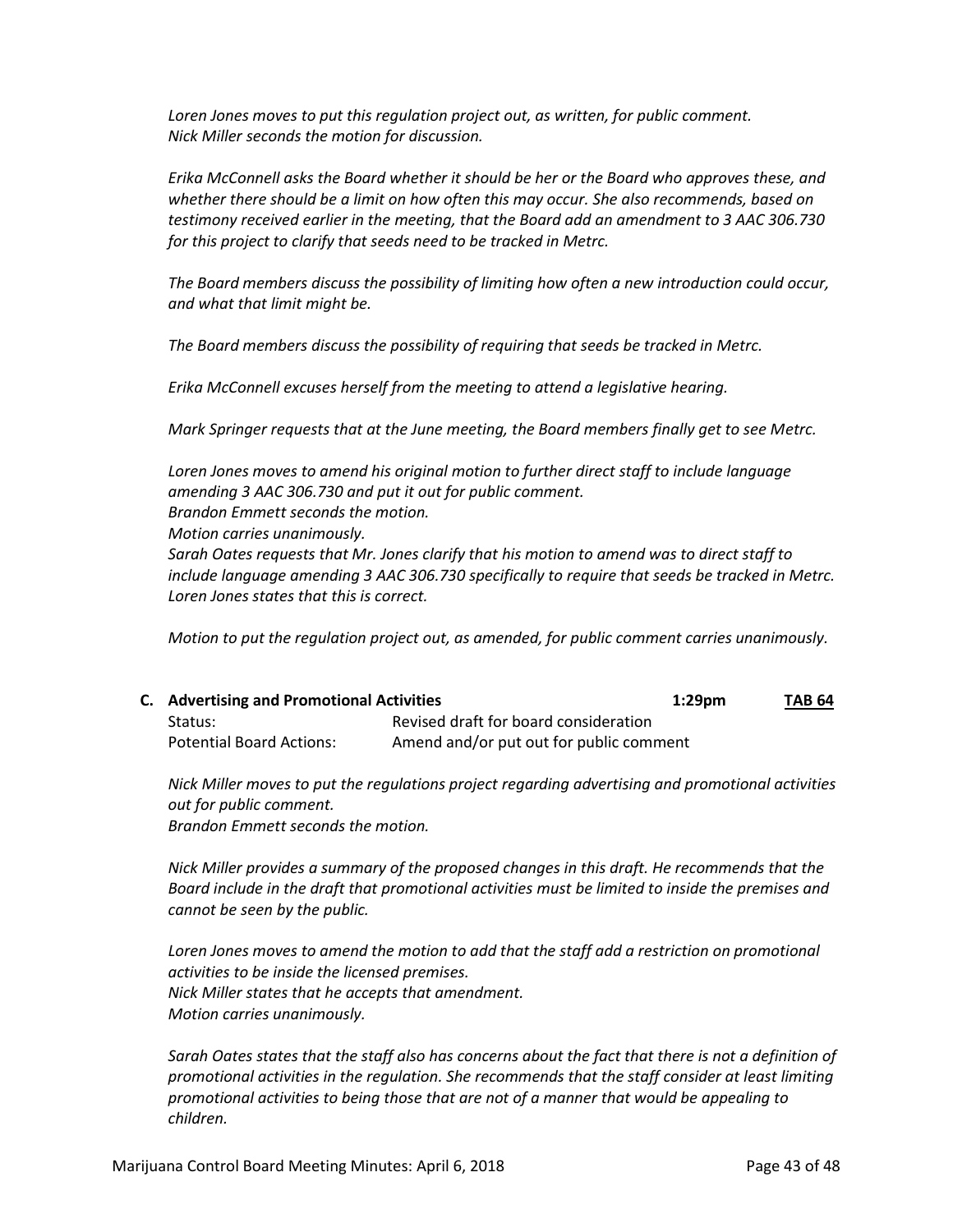*Loren Jones moves to put this regulation project out, as written, for public comment.*
*Nick Miller seconds the motion for discussion.*

*Erika McConnell asks the Board whether it should be her or the Board who approves these, and whether there should be a limit on how often this may occur. She also recommends, based on testimony received earlier in the meeting, that the Board add an amendment to 3 AAC 306.730 for this project to clarify that seeds need to be tracked in Metrc.*

*The Board members discuss the possibility of limiting how often a new introduction could occur, and what that limit might be.*

*The Board members discuss the possibility of requiring that seeds be tracked in Metrc.*

*Erika McConnell excuses herself from the meeting to attend a legislative hearing.*

*Mark Springer requests that at the June meeting, the Board members finally get to see Metrc.*

*Loren Jones moves to amend his original motion to further direct staff to include language amending 3 AAC 306.730 and put it out for public comment.*
*Brandon Emmett seconds the motion.*
*Motion carries unanimously.*
*Sarah Oates requests that Mr. Jones clarify that his motion to amend was to direct staff to include language amending 3 AAC 306.730 specifically to require that seeds be tracked in Metrc.*
*Loren Jones states that this is correct.*

*Motion to put the regulation project out, as amended, for public comment carries unanimously.*

**C. Advertising and Promotional Activities** **1:29pm** **TAB 64**

| | |
|---|---|
| Status: | Revised draft for board consideration |
| Potential Board Actions: | Amend and/or put out for public comment |

*Nick Miller moves to put the regulations project regarding advertising and promotional activities out for public comment.*
*Brandon Emmett seconds the motion.*

*Nick Miller provides a summary of the proposed changes in this draft. He recommends that the Board include in the draft that promotional activities must be limited to inside the premises and cannot be seen by the public.*

*Loren Jones moves to amend the motion to add that the staff add a restriction on promotional activities to be inside the licensed premises.*
*Nick Miller states that he accepts that amendment.*
*Motion carries unanimously.*

*Sarah Oates states that the staff also has concerns about the fact that there is not a definition of promotional activities in the regulation. She recommends that the staff consider at least limiting promotional activities to being those that are not of a manner that would be appealing to children.*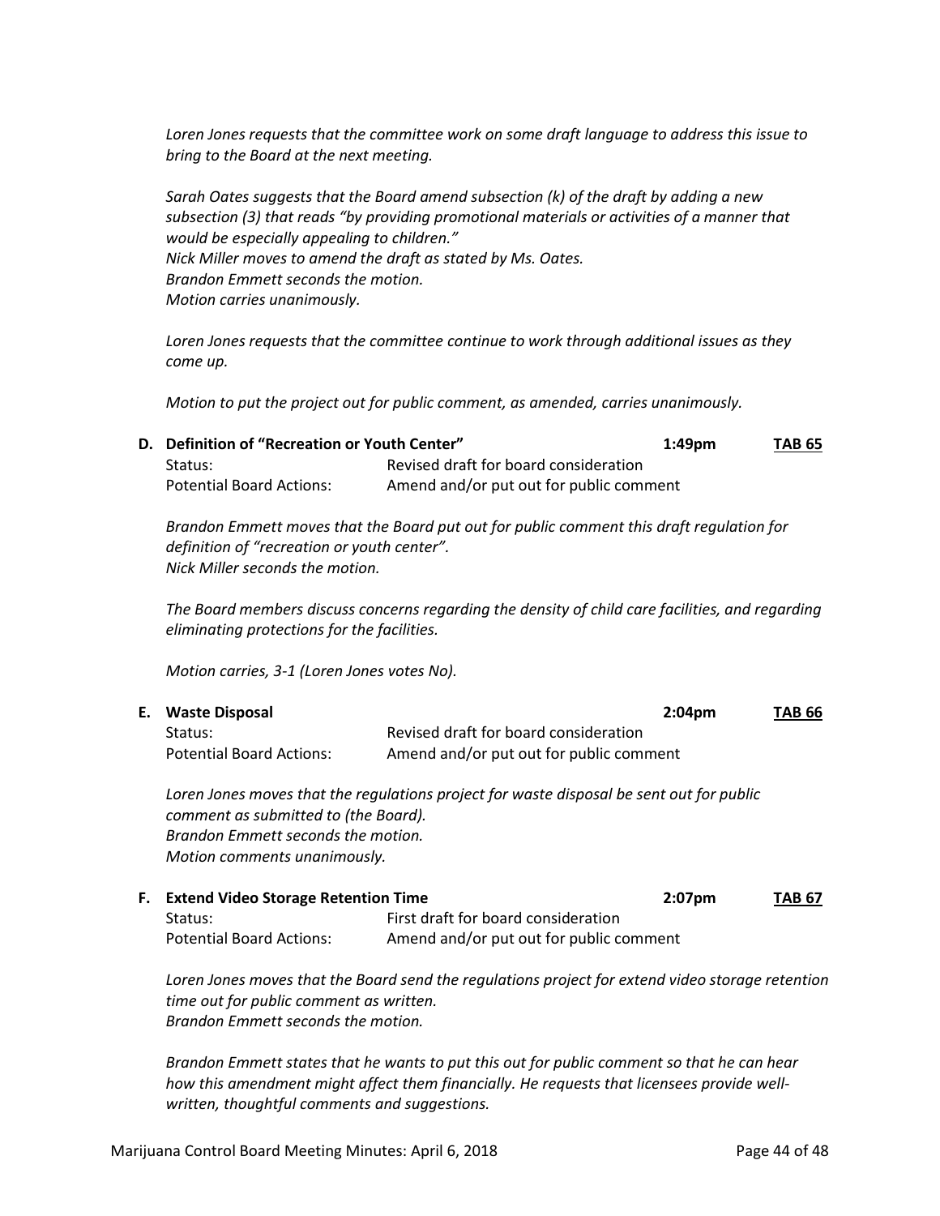*Loren Jones requests that the committee work on some draft language to address this issue to bring to the Board at the next meeting.*

*Sarah Oates suggests that the Board amend subsection (k) of the draft by adding a new subsection (3) that reads "by providing promotional materials or activities of a manner that would be especially appealing to children."*
*Nick Miller moves to amend the draft as stated by Ms. Oates.*
*Brandon Emmett seconds the motion.*
*Motion carries unanimously.*

*Loren Jones requests that the committee continue to work through additional issues as they come up.*

*Motion to put the project out for public comment, as amended, carries unanimously.*

**D. Definition of "Recreation or Youth Center"** **1:49pm** **TAB 65**

| | |
|---|---|
| Status: | Revised draft for board consideration |
| Potential Board Actions: | Amend and/or put out for public comment |

*Brandon Emmett moves that the Board put out for public comment this draft regulation for definition of "recreation or youth center".*
*Nick Miller seconds the motion.*

*The Board members discuss concerns regarding the density of child care facilities, and regarding eliminating protections for the facilities.*

*Motion carries, 3-1 (Loren Jones votes No).*

**E. Waste Disposal** **2:04pm** **TAB 66**

| | |
|---|---|
| Status: | Revised draft for board consideration |
| Potential Board Actions: | Amend and/or put out for public comment |

*Loren Jones moves that the regulations project for waste disposal be sent out for public comment as submitted to (the Board).*
*Brandon Emmett seconds the motion.*
*Motion comments unanimously.*

**F. Extend Video Storage Retention Time** **2:07pm** **TAB 67**

| | |
|---|---|
| Status: | First draft for board consideration |
| Potential Board Actions: | Amend and/or put out for public comment |

*Loren Jones moves that the Board send the regulations project for extend video storage retention time out for public comment as written.*
*Brandon Emmett seconds the motion.*

*Brandon Emmett states that he wants to put this out for public comment so that he can hear how this amendment might affect them financially. He requests that licensees provide well-written, thoughtful comments and suggestions.*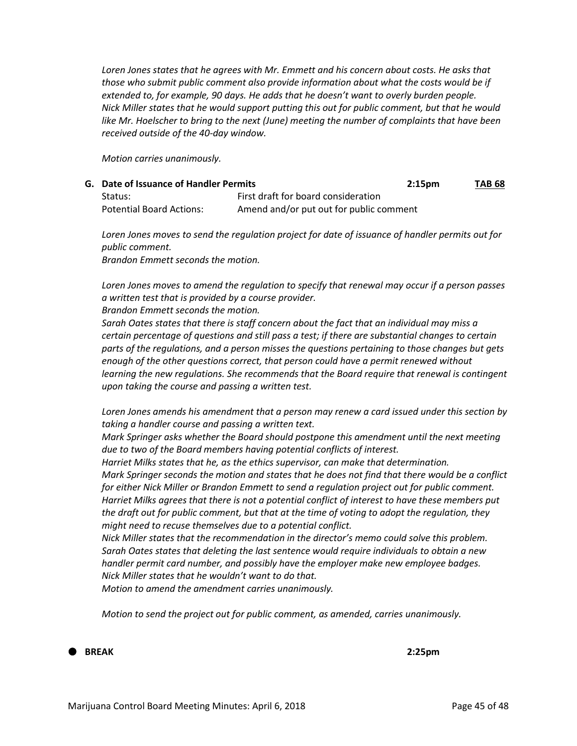*Loren Jones states that he agrees with Mr. Emmett and his concern about costs. He asks that those who submit public comment also provide information about what the costs would be if extended to, for example, 90 days. He adds that he doesn't want to overly burden people.*
*Nick Miller states that he would support putting this out for public comment, but that he would like Mr. Hoelscher to bring to the next (June) meeting the number of complaints that have been received outside of the 40-day window.*

*Motion carries unanimously.*

**G. Date of Issuance of Handler Permits** **2:15pm** **TAB 68**

| | |
|---|---|
| Status: | First draft for board consideration |
| Potential Board Actions: | Amend and/or put out for public comment |

*Loren Jones moves to send the regulation project for date of issuance of handler permits out for public comment.*
*Brandon Emmett seconds the motion.*

*Loren Jones moves to amend the regulation to specify that renewal may occur if a person passes a written test that is provided by a course provider.*
*Brandon Emmett seconds the motion.*
*Sarah Oates states that there is staff concern about the fact that an individual may miss a certain percentage of questions and still pass a test; if there are substantial changes to certain parts of the regulations, and a person misses the questions pertaining to those changes but gets enough of the other questions correct, that person could have a permit renewed without learning the new regulations. She recommends that the Board require that renewal is contingent upon taking the course and passing a written test.*

*Loren Jones amends his amendment that a person may renew a card issued under this section by taking a handler course and passing a written text.*
*Mark Springer asks whether the Board should postpone this amendment until the next meeting due to two of the Board members having potential conflicts of interest.*
*Harriet Milks states that he, as the ethics supervisor, can make that determination.*
*Mark Springer seconds the motion and states that he does not find that there would be a conflict for either Nick Miller or Brandon Emmett to send a regulation project out for public comment.*
*Harriet Milks agrees that there is not a potential conflict of interest to have these members put the draft out for public comment, but that at the time of voting to adopt the regulation, they might need to recuse themselves due to a potential conflict.*
*Nick Miller states that the recommendation in the director's memo could solve this problem.*
*Sarah Oates states that deleting the last sentence would require individuals to obtain a new handler permit card number, and possibly have the employer make new employee badges.*
*Nick Miller states that he wouldn't want to do that.*
*Motion to amend the amendment carries unanimously.*

*Motion to send the project out for public comment, as amended, carries unanimously.*

- **BREAK** **2:25pm**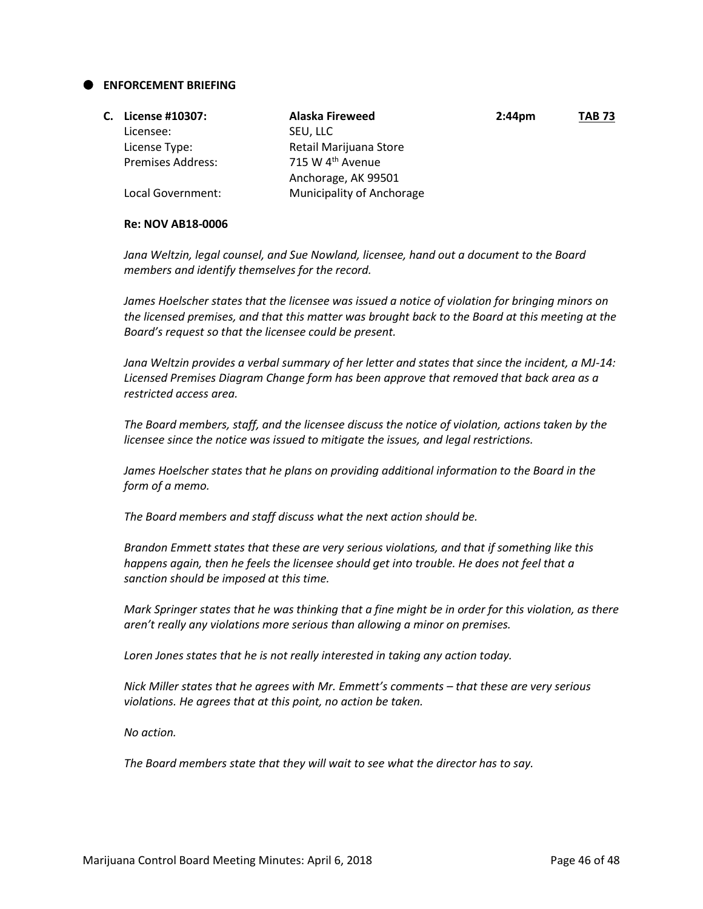## ENFORCEMENT BRIEFING

**C. License #10307:** **Alaska Fireweed** **2:44pm** **TAB 73**

Licensee: SEU, LLC
License Type: Retail Marijuana Store
Premises Address: 715 W 4th Avenue
Anchorage, AK 99501
Local Government: Municipality of Anchorage

**Re: NOV AB18-0006**

*Jana Weltzin, legal counsel, and Sue Nowland, licensee, hand out a document to the Board members and identify themselves for the record.*

*James Hoelscher states that the licensee was issued a notice of violation for bringing minors on the licensed premises, and that this matter was brought back to the Board at this meeting at the Board's request so that the licensee could be present.*

*Jana Weltzin provides a verbal summary of her letter and states that since the incident, a MJ-14: Licensed Premises Diagram Change form has been approve that removed that back area as a restricted access area.*

*The Board members, staff, and the licensee discuss the notice of violation, actions taken by the licensee since the notice was issued to mitigate the issues, and legal restrictions.*

*James Hoelscher states that he plans on providing additional information to the Board in the form of a memo.*

*The Board members and staff discuss what the next action should be.*

*Brandon Emmett states that these are very serious violations, and that if something like this happens again, then he feels the licensee should get into trouble. He does not feel that a sanction should be imposed at this time.*

*Mark Springer states that he was thinking that a fine might be in order for this violation, as there aren't really any violations more serious than allowing a minor on premises.*

*Loren Jones states that he is not really interested in taking any action today.*

*Nick Miller states that he agrees with Mr. Emmett's comments – that these are very serious violations. He agrees that at this point, no action be taken.*

*No action.*

*The Board members state that they will wait to see what the director has to say.*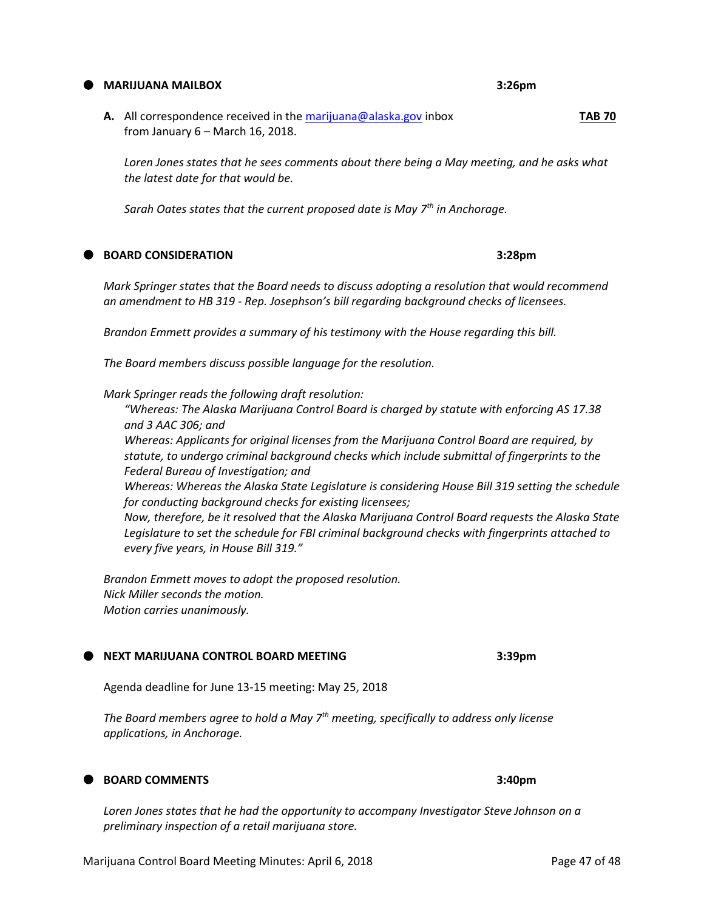## MARIJUANA MAILBOX — 3:26pm

**A.** All correspondence received in the marijuana@alaska.gov inbox from January 6 – March 16, 2018. **TAB 70**

*Loren Jones states that he sees comments about there being a May meeting, and he asks what the latest date for that would be.*

*Sarah Oates states that the current proposed date is May 7th in Anchorage.*

## BOARD CONSIDERATION — 3:28pm

*Mark Springer states that the Board needs to discuss adopting a resolution that would recommend an amendment to HB 319 - Rep. Josephson's bill regarding background checks of licensees.*

*Brandon Emmett provides a summary of his testimony with the House regarding this bill.*

*The Board members discuss possible language for the resolution.*

*Mark Springer reads the following draft resolution:*

> *"Whereas: The Alaska Marijuana Control Board is charged by statute with enforcing AS 17.38 and 3 AAC 306; and*
> *Whereas: Applicants for original licenses from the Marijuana Control Board are required, by statute, to undergo criminal background checks which include submittal of fingerprints to the Federal Bureau of Investigation; and*
> *Whereas: Whereas the Alaska State Legislature is considering House Bill 319 setting the schedule for conducting background checks for existing licensees;*
> *Now, therefore, be it resolved that the Alaska Marijuana Control Board requests the Alaska State Legislature to set the schedule for FBI criminal background checks with fingerprints attached to every five years, in House Bill 319."*

*Brandon Emmett moves to adopt the proposed resolution.*
*Nick Miller seconds the motion.*
*Motion carries unanimously.*

## NEXT MARIJUANA CONTROL BOARD MEETING — 3:39pm

Agenda deadline for June 13-15 meeting: May 25, 2018

*The Board members agree to hold a May 7th meeting, specifically to address only license applications, in Anchorage.*

## BOARD COMMENTS — 3:40pm

*Loren Jones states that he had the opportunity to accompany Investigator Steve Johnson on a preliminary inspection of a retail marijuana store.*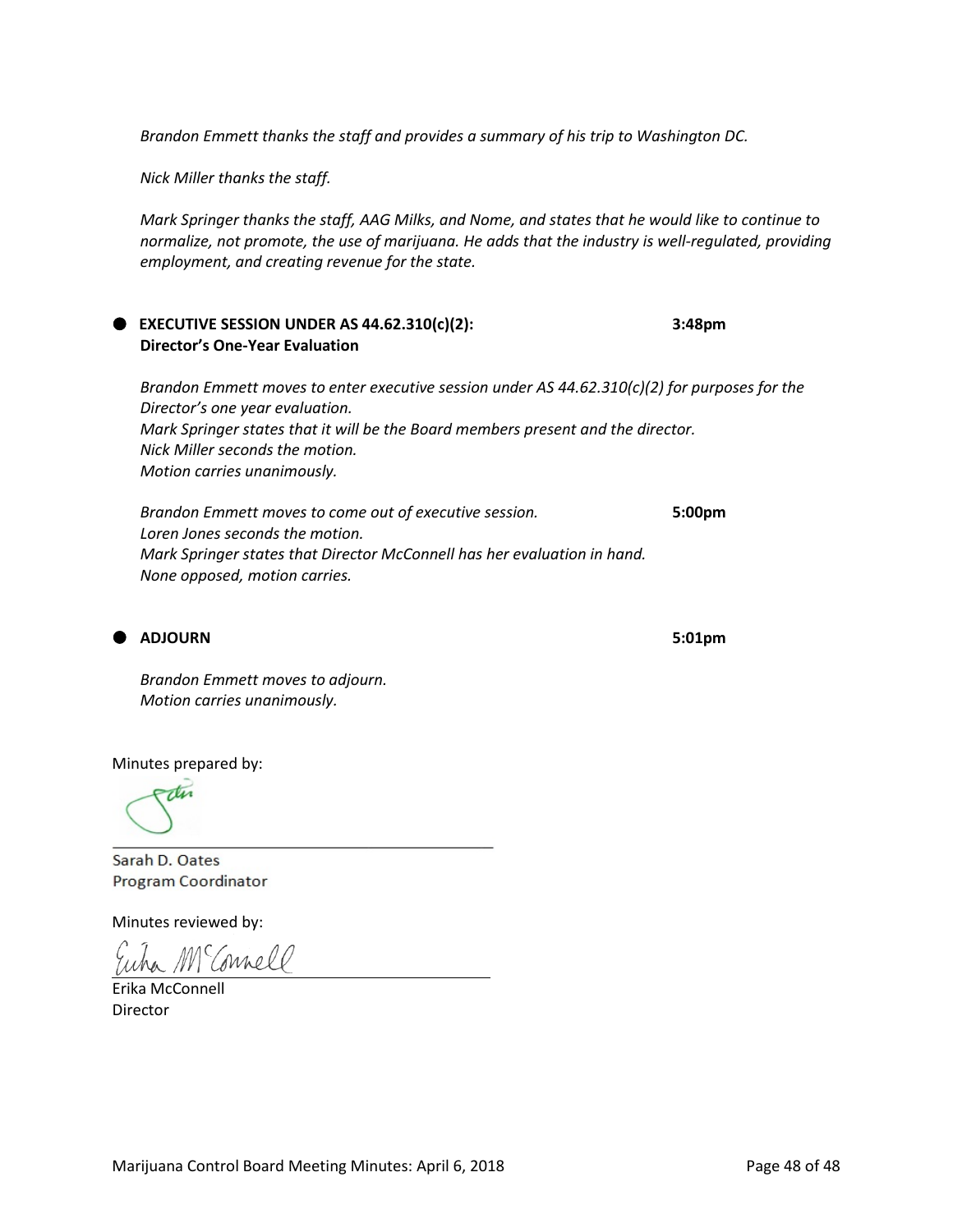*Brandon Emmett thanks the staff and provides a summary of his trip to Washington DC.*

*Nick Miller thanks the staff.*

*Mark Springer thanks the staff, AAG Milks, and Nome, and states that he would like to continue to normalize, not promote, the use of marijuana. He adds that the industry is well-regulated, providing employment, and creating revenue for the state.*

- **EXECUTIVE SESSION UNDER AS 44.62.310(c)(2): Director's One-Year Evaluation** **3:48pm**

*Brandon Emmett moves to enter executive session under AS 44.62.310(c)(2) for purposes for the Director's one year evaluation.*
*Mark Springer states that it will be the Board members present and the director.*
*Nick Miller seconds the motion.*
*Motion carries unanimously.*

*Brandon Emmett moves to come out of executive session.* **5:00pm**
*Loren Jones seconds the motion.*
*Mark Springer states that Director McConnell has her evaluation in hand.*
*None opposed, motion carries.*

- **ADJOURN** **5:01pm**

*Brandon Emmett moves to adjourn.*
*Motion carries unanimously.*

Minutes prepared by:

Sarah D. Oates
Program Coordinator

Minutes reviewed by:

Erika McConnell
Director